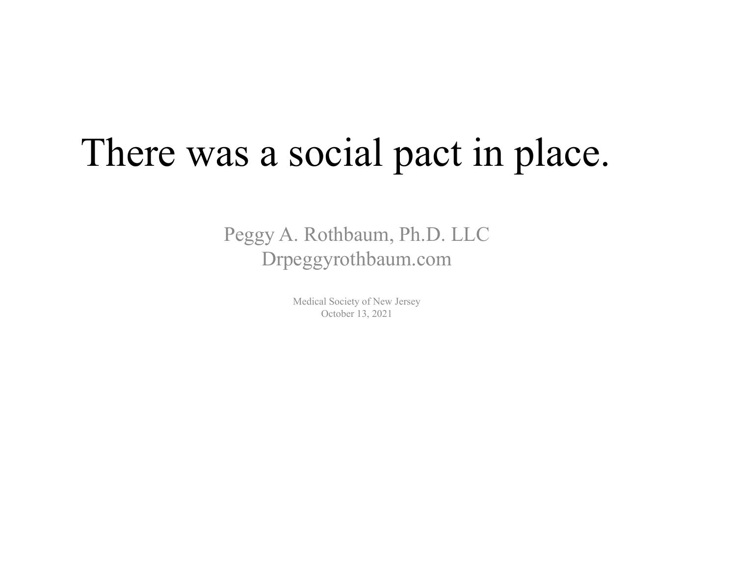# There was a social pact in place.

Peggy A. Rothbaum, Ph.D. LLC
Drpeggyrothbaum.com

Medical Society of New Jersey
October 13, 2021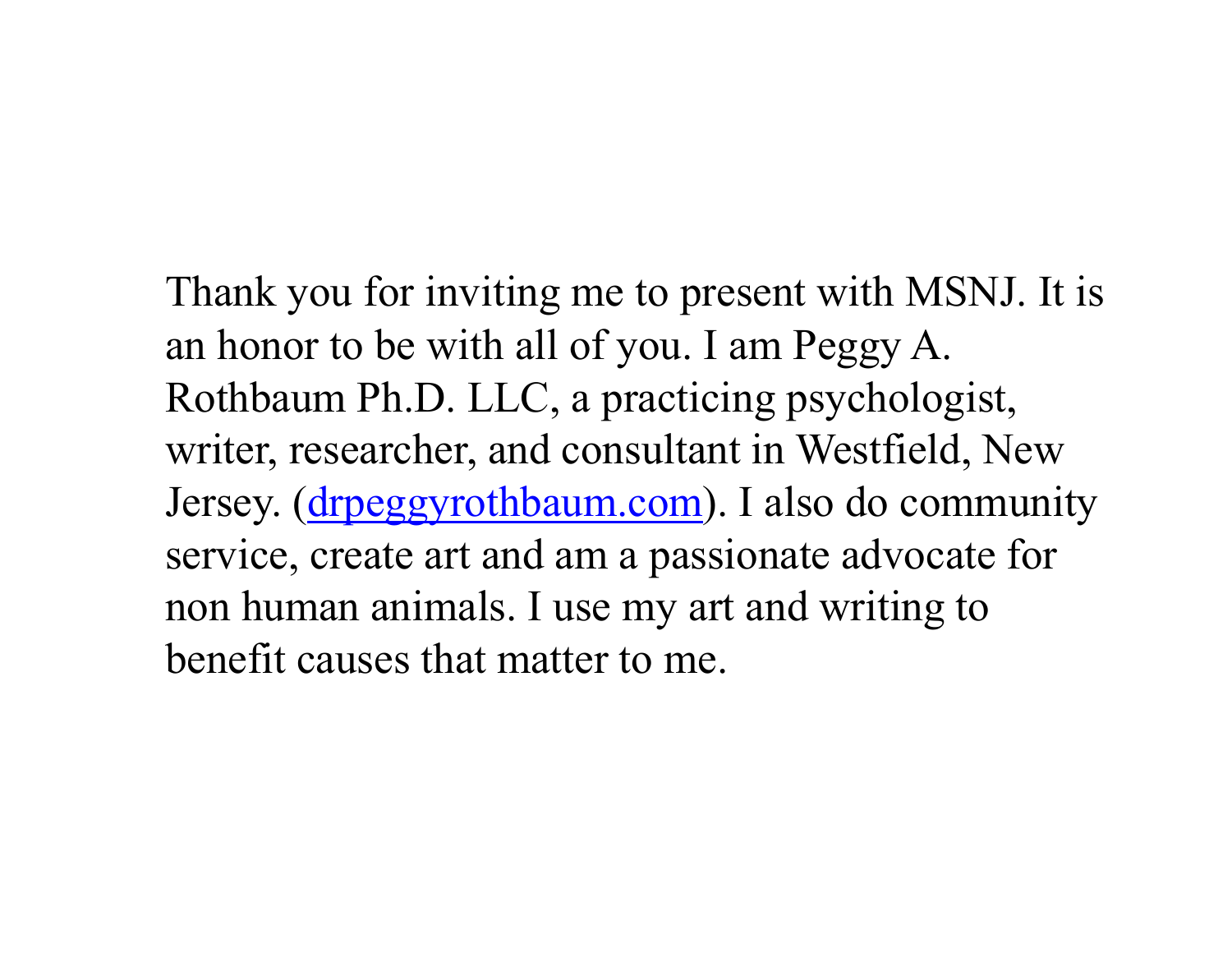Thank you for inviting me to present with MSNJ. It is an honor to be with all of you. I am Peggy A. Rothbaum Ph.D. LLC, a practicing psychologist, writer, researcher, and consultant in Westfield, New Jersey. ([drpeggyrothbaum.com](drpeggyrothbaum.com)). I also do community service, create art and am a passionate advocate for non human animals. I use my art and writing to benefit causes that matter to me.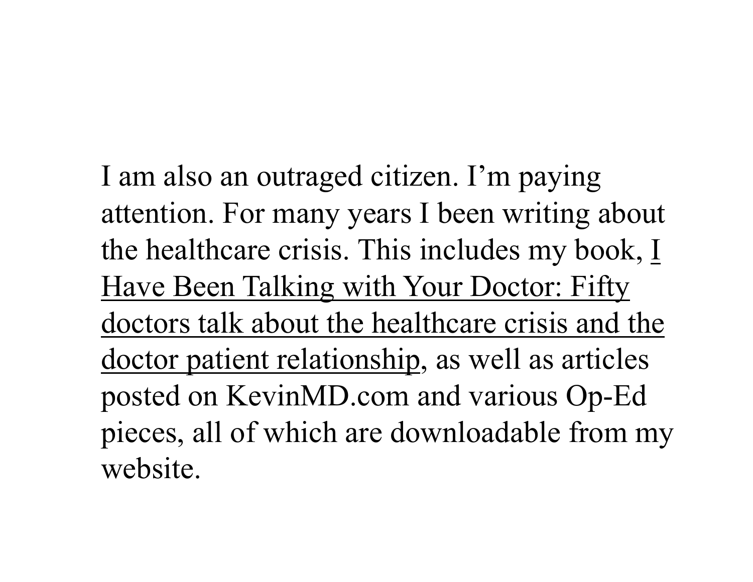I am also an outraged citizen. I'm paying attention. For many years I been writing about the healthcare crisis. This includes my book, <u>I Have Been Talking with Your Doctor: Fifty doctors talk about the healthcare crisis and the doctor patient relationship</u>, as well as articles posted on KevinMD.com and various Op-Ed pieces, all of which are downloadable from my website.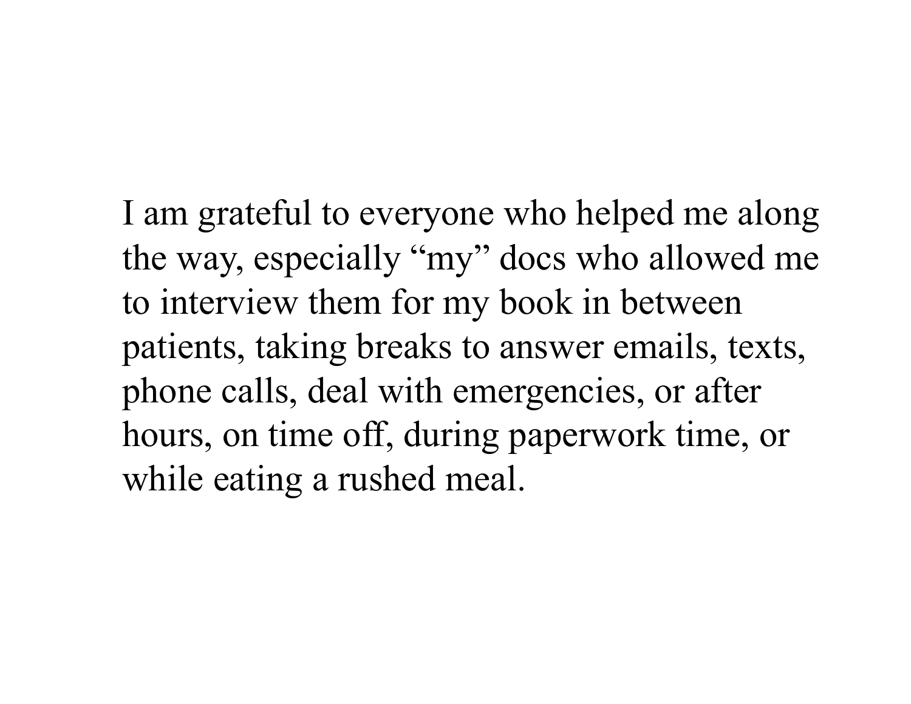I am grateful to everyone who helped me along the way, especially “my” docs who allowed me to interview them for my book in between patients, taking breaks to answer emails, texts, phone calls, deal with emergencies, or after hours, on time off, during paperwork time, or while eating a rushed meal.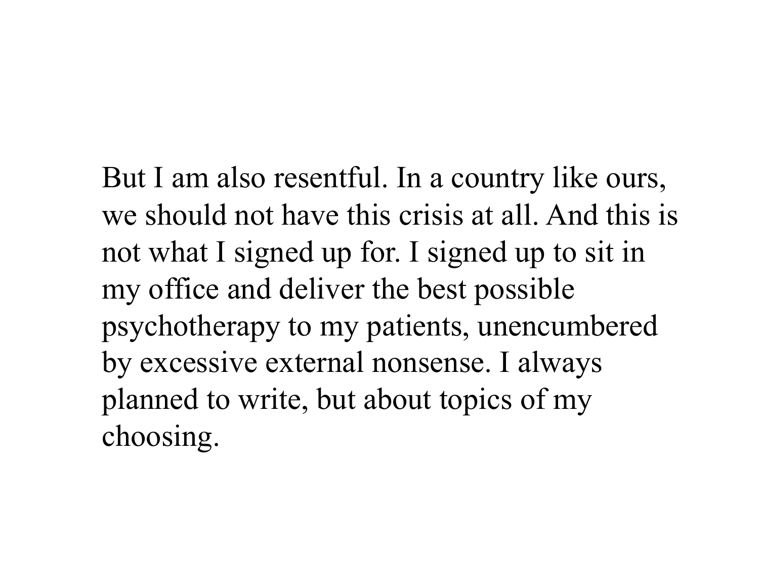But I am also resentful. In a country like ours, we should not have this crisis at all. And this is not what I signed up for. I signed up to sit in my office and deliver the best possible psychotherapy to my patients, unencumbered by excessive external nonsense. I always planned to write, but about topics of my choosing.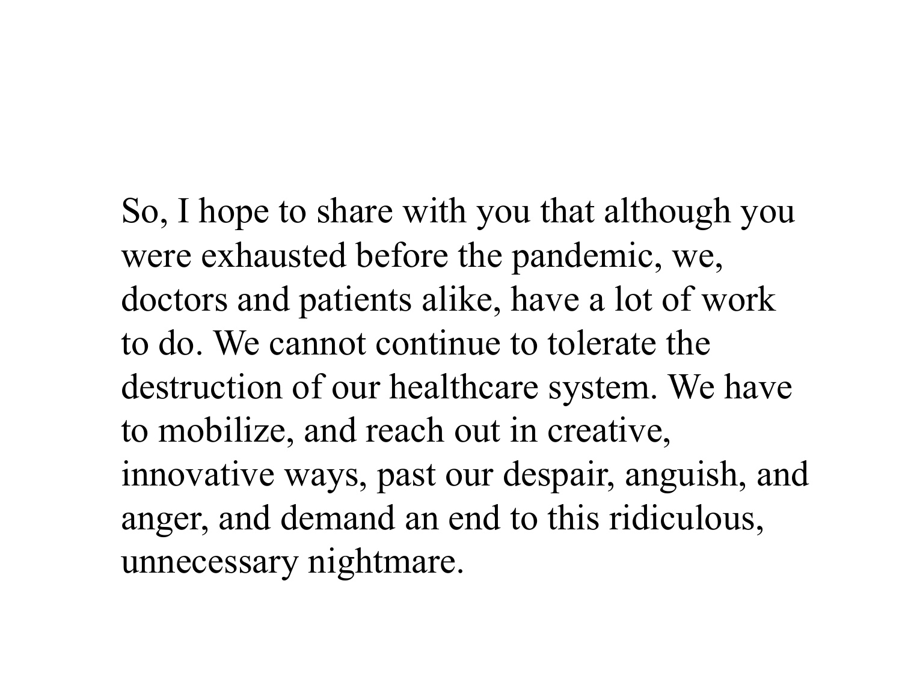So, I hope to share with you that although you were exhausted before the pandemic, we, doctors and patients alike, have a lot of work to do. We cannot continue to tolerate the destruction of our healthcare system. We have to mobilize, and reach out in creative, innovative ways, past our despair, anguish, and anger, and demand an end to this ridiculous, unnecessary nightmare.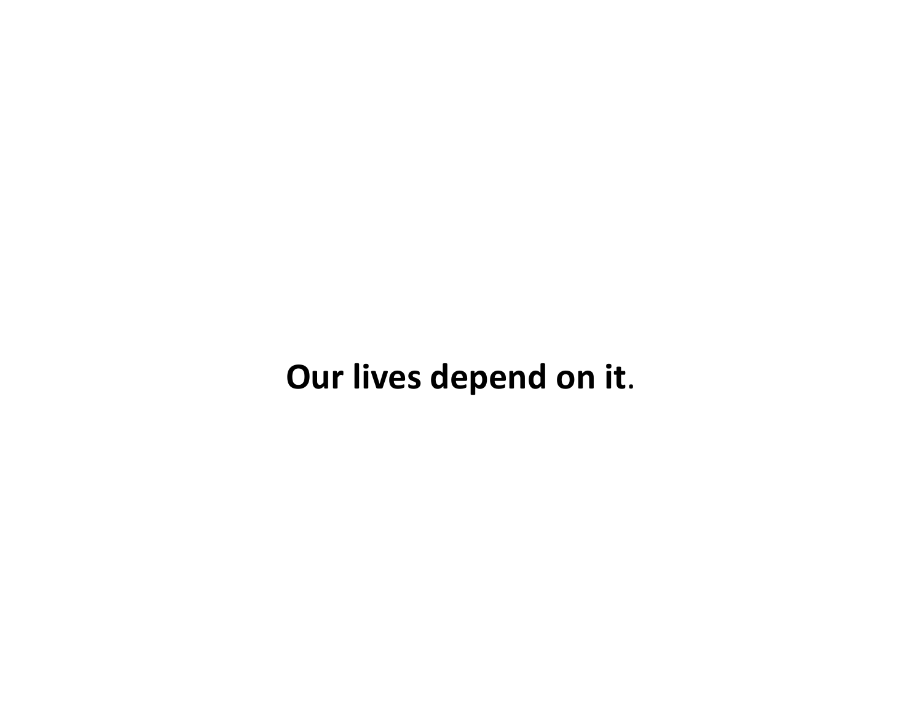**Our lives depend on it**.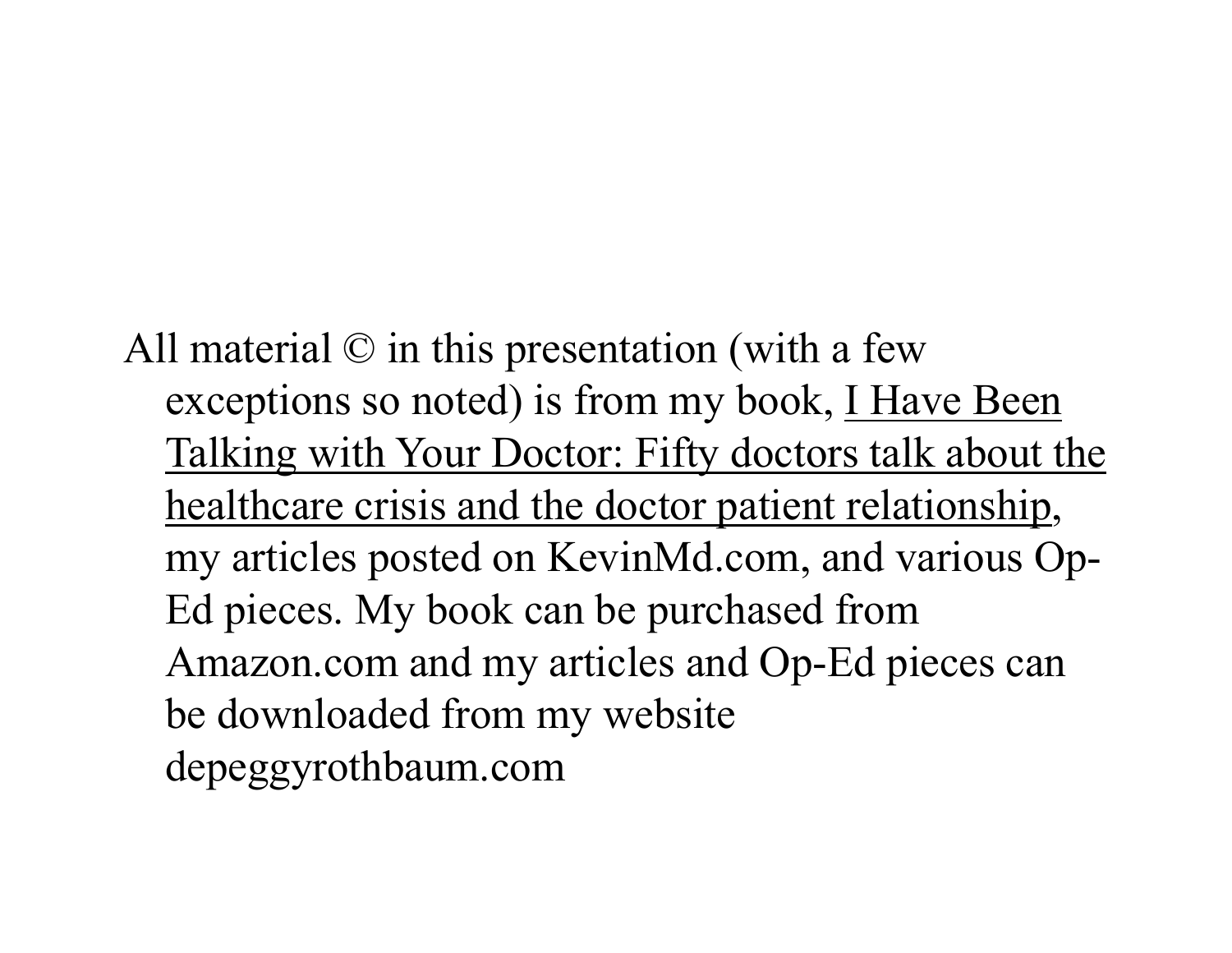All material © in this presentation (with a few exceptions so noted) is from my book, <u>I Have Been Talking with Your Doctor: Fifty doctors talk about the healthcare crisis and the doctor patient relationship</u>, my articles posted on KevinMd.com, and various Op-Ed pieces. My book can be purchased from Amazon.com and my articles and Op-Ed pieces can be downloaded from my website depeggyrothbaum.com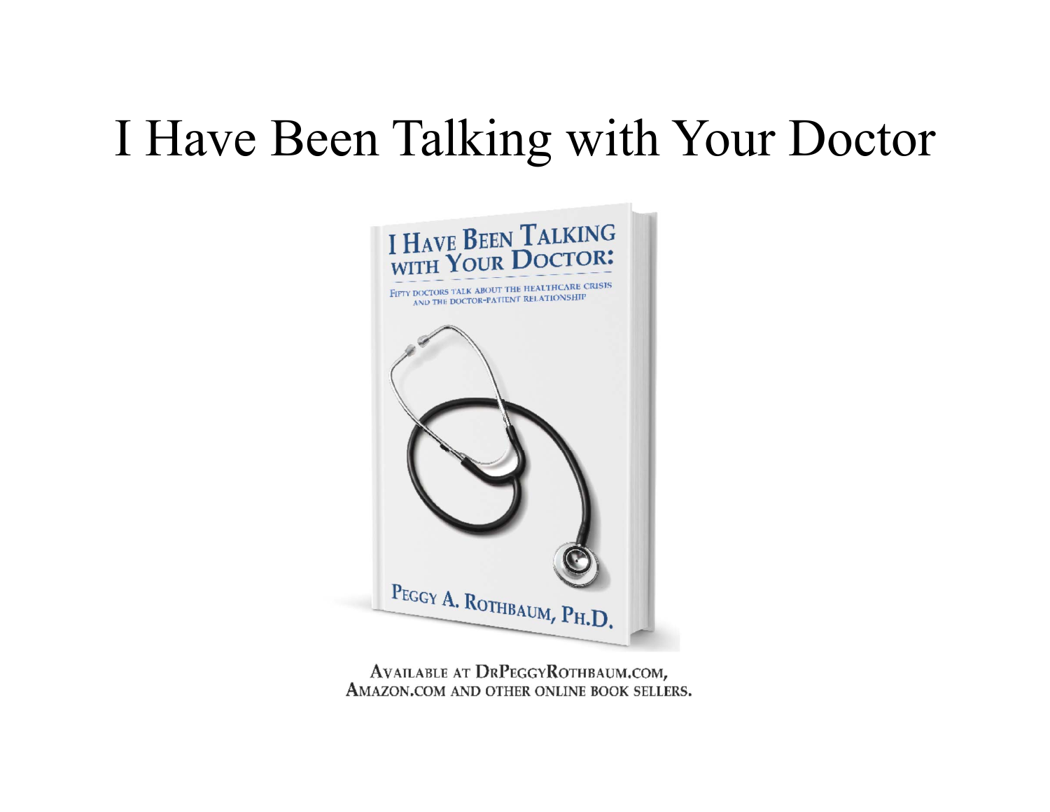# I Have Been Talking with Your Doctor

I HAVE BEEN TALKING WITH YOUR DOCTOR:

FIFTY DOCTORS TALK ABOUT THE HEALTHCARE CRISIS AND THE DOCTOR-PATIENT RELATIONSHIP

PEGGY A. ROTHBAUM, PH.D.

AVAILABLE AT DRPEGGYROTHBAUM.COM, AMAZON.COM AND OTHER ONLINE BOOK SELLERS.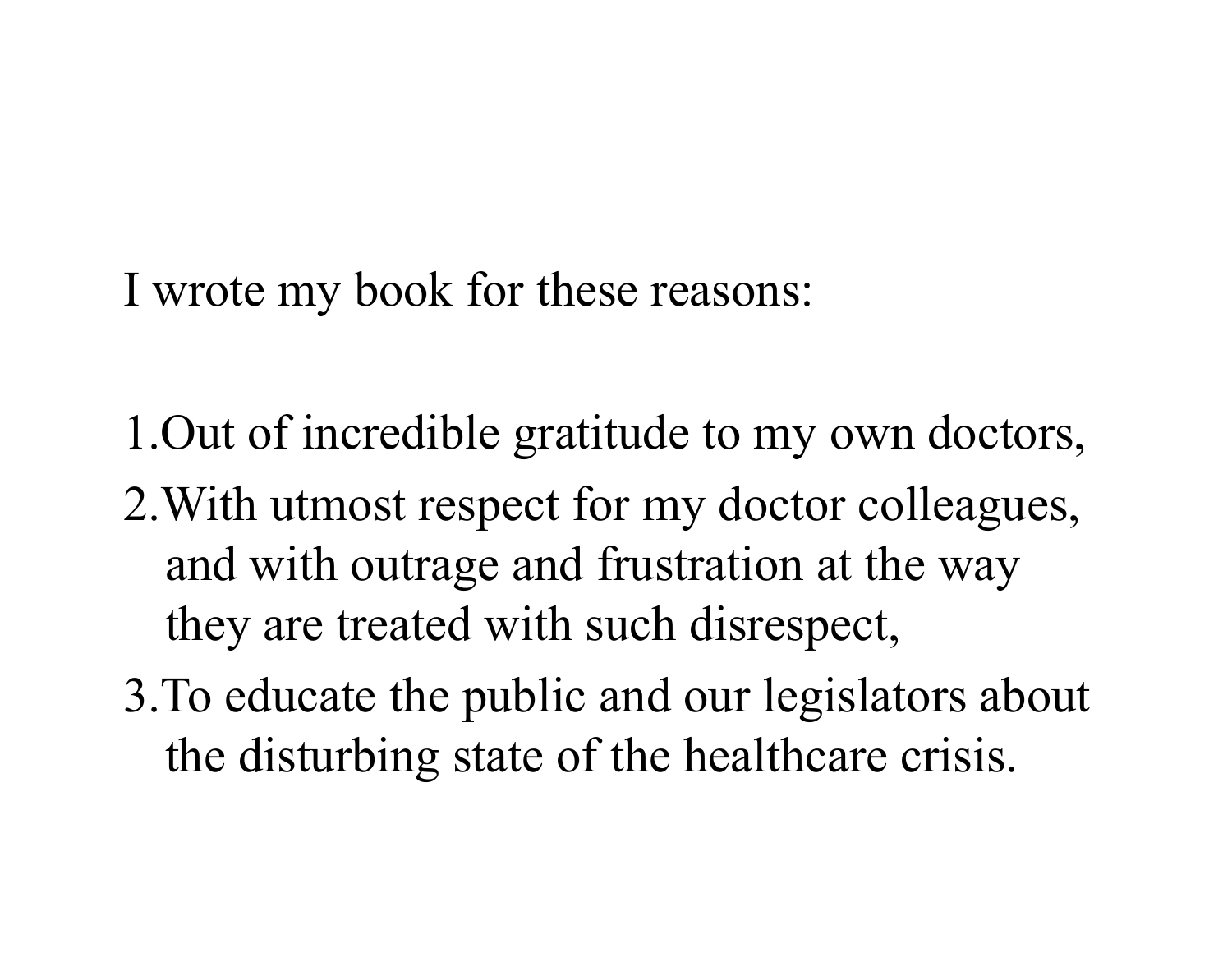I wrote my book for these reasons:

1. Out of incredible gratitude to my own doctors,
2. With utmost respect for my doctor colleagues, and with outrage and frustration at the way they are treated with such disrespect,
3. To educate the public and our legislators about the disturbing state of the healthcare crisis.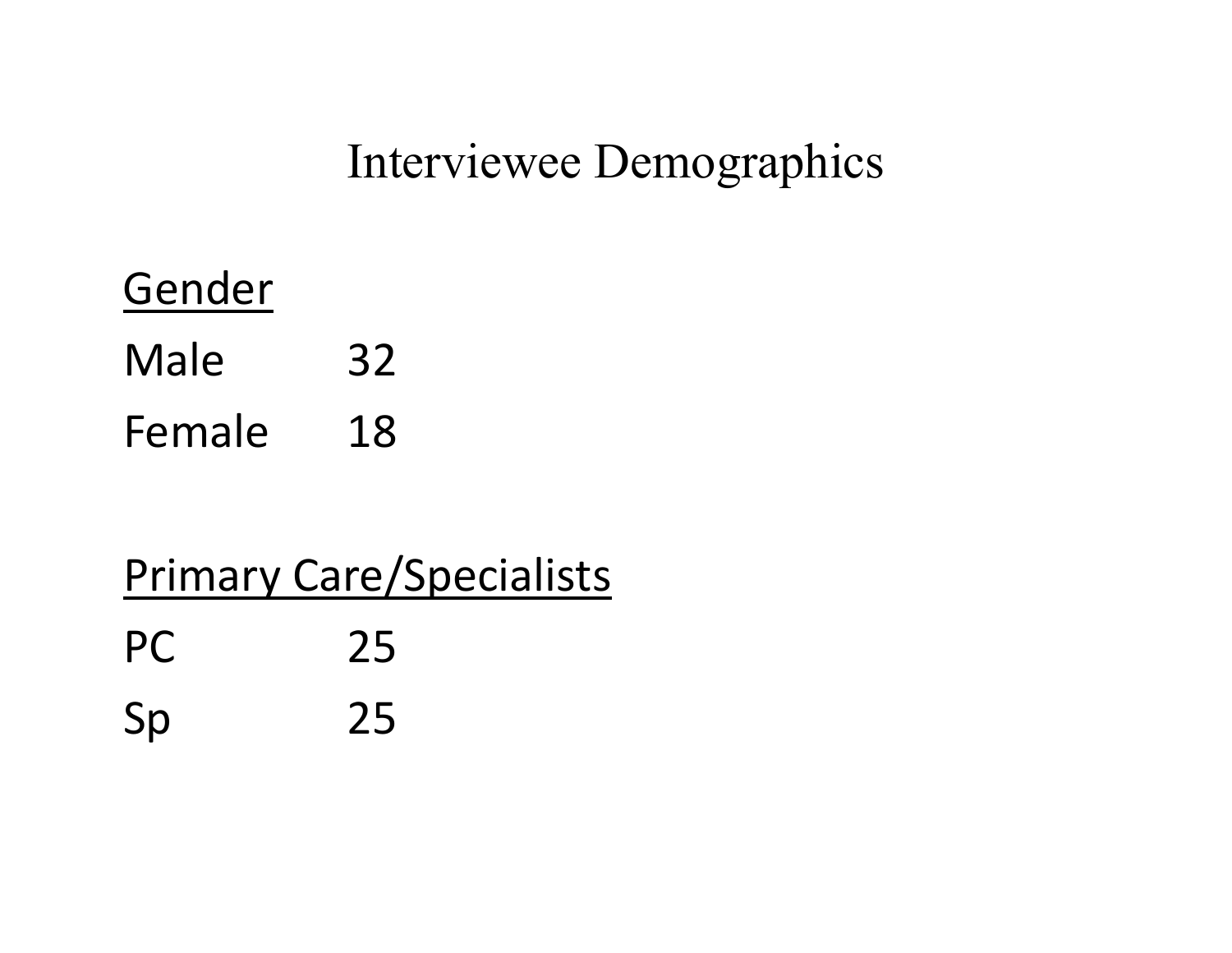# Interviewee Demographics

<u>Gender</u>

| | |
|---|---|
| Male | 32 |
| Female | 18 |

<u>Primary Care/Specialists</u>

| | |
|---|---|
| PC | 25 |
| Sp | 25 |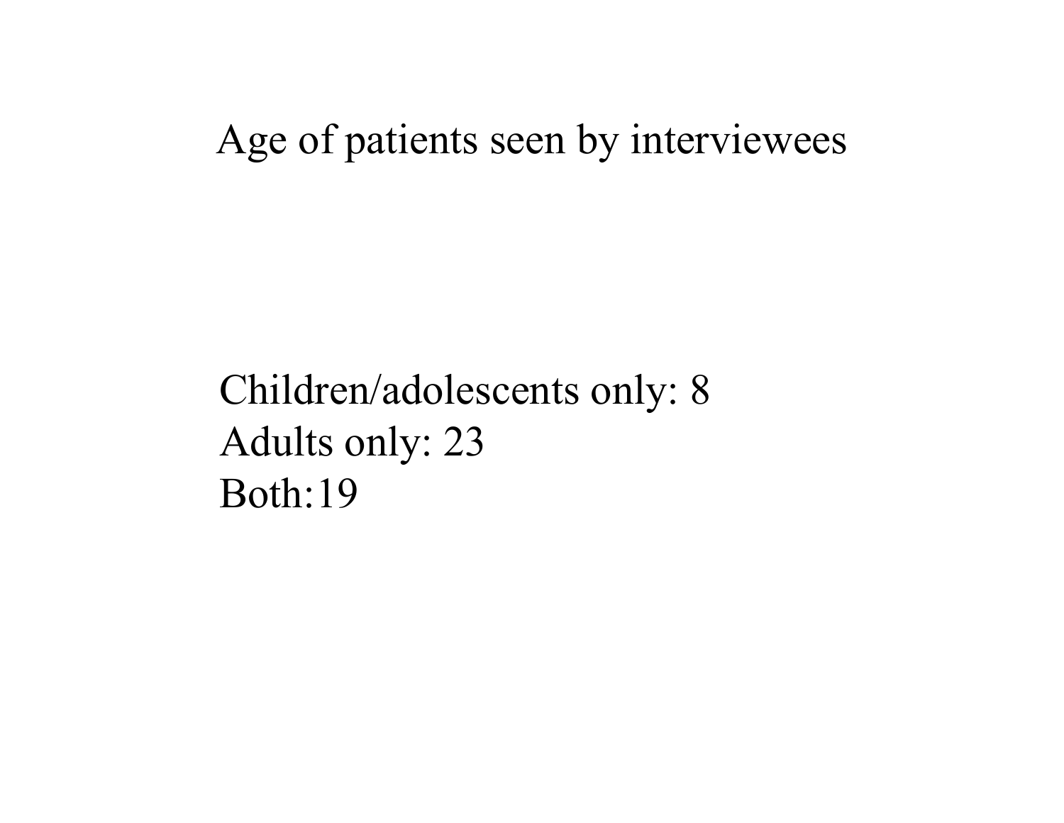# Age of patients seen by interviewees

Children/adolescents only: 8
Adults only: 23
Both:19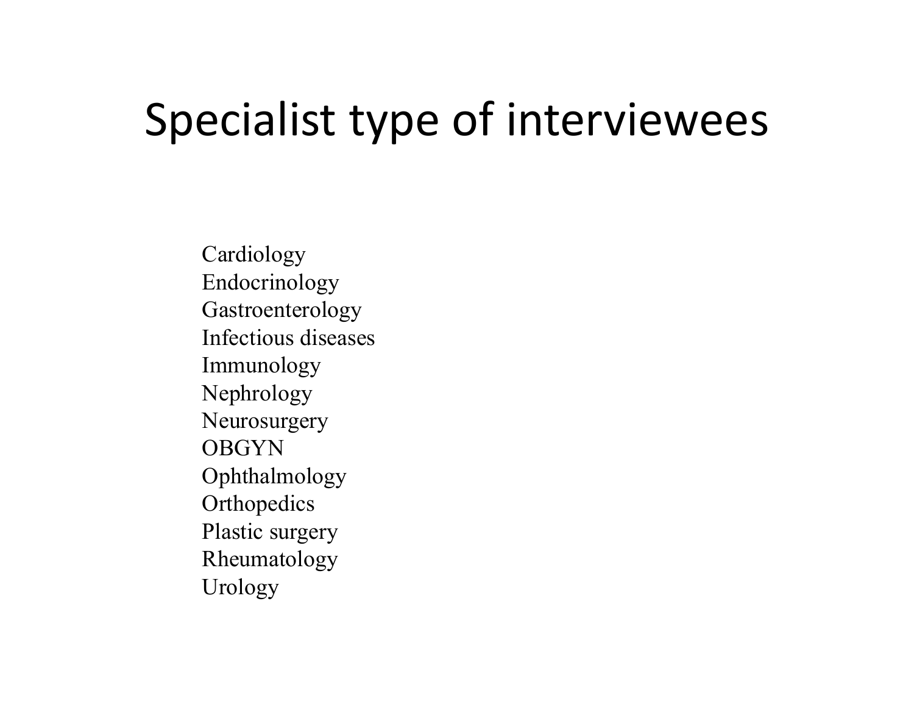# Specialist type of interviewees

Cardiology
Endocrinology
Gastroenterology
Infectious diseases
Immunology
Nephrology
Neurosurgery
OBGYN
Ophthalmology
Orthopedics
Plastic surgery
Rheumatology
Urology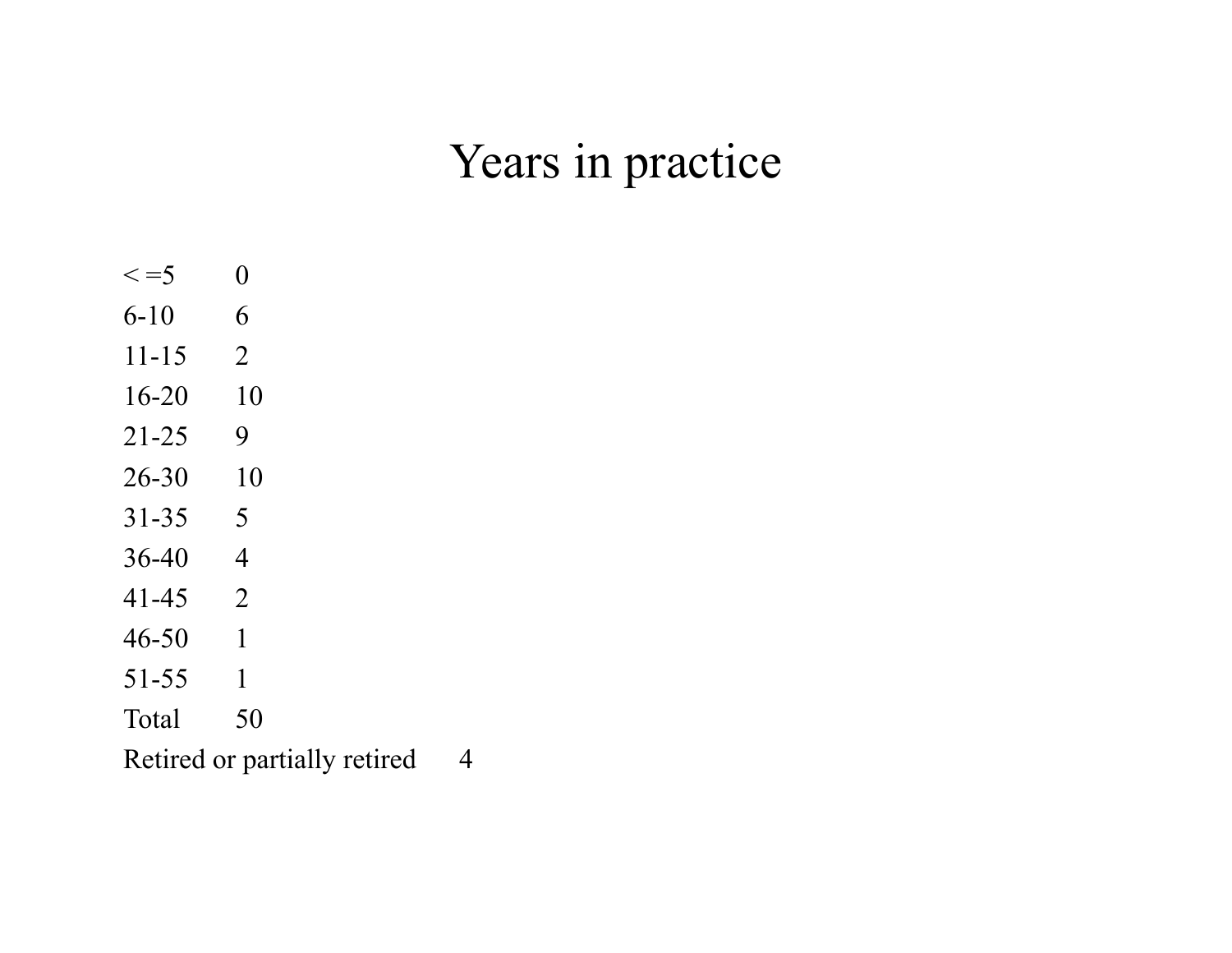# Years in practice

| | |
|---|---|
| < =5 | 0 |
| 6-10 | 6 |
| 11-15 | 2 |
| 16-20 | 10 |
| 21-25 | 9 |
| 26-30 | 10 |
| 31-35 | 5 |
| 36-40 | 4 |
| 41-45 | 2 |
| 46-50 | 1 |
| 51-55 | 1 |
| Total | 50 |
| Retired or partially retired | 4 |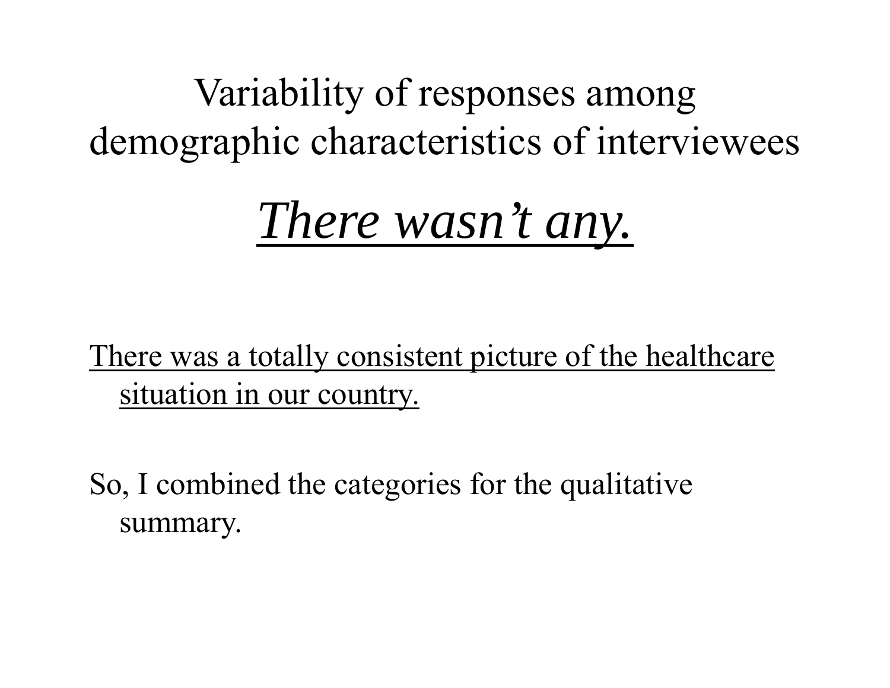# Variability of responses among demographic characteristics of interviewees

## *There wasn't any.*

There was a totally consistent picture of the healthcare situation in our country.

So, I combined the categories for the qualitative summary.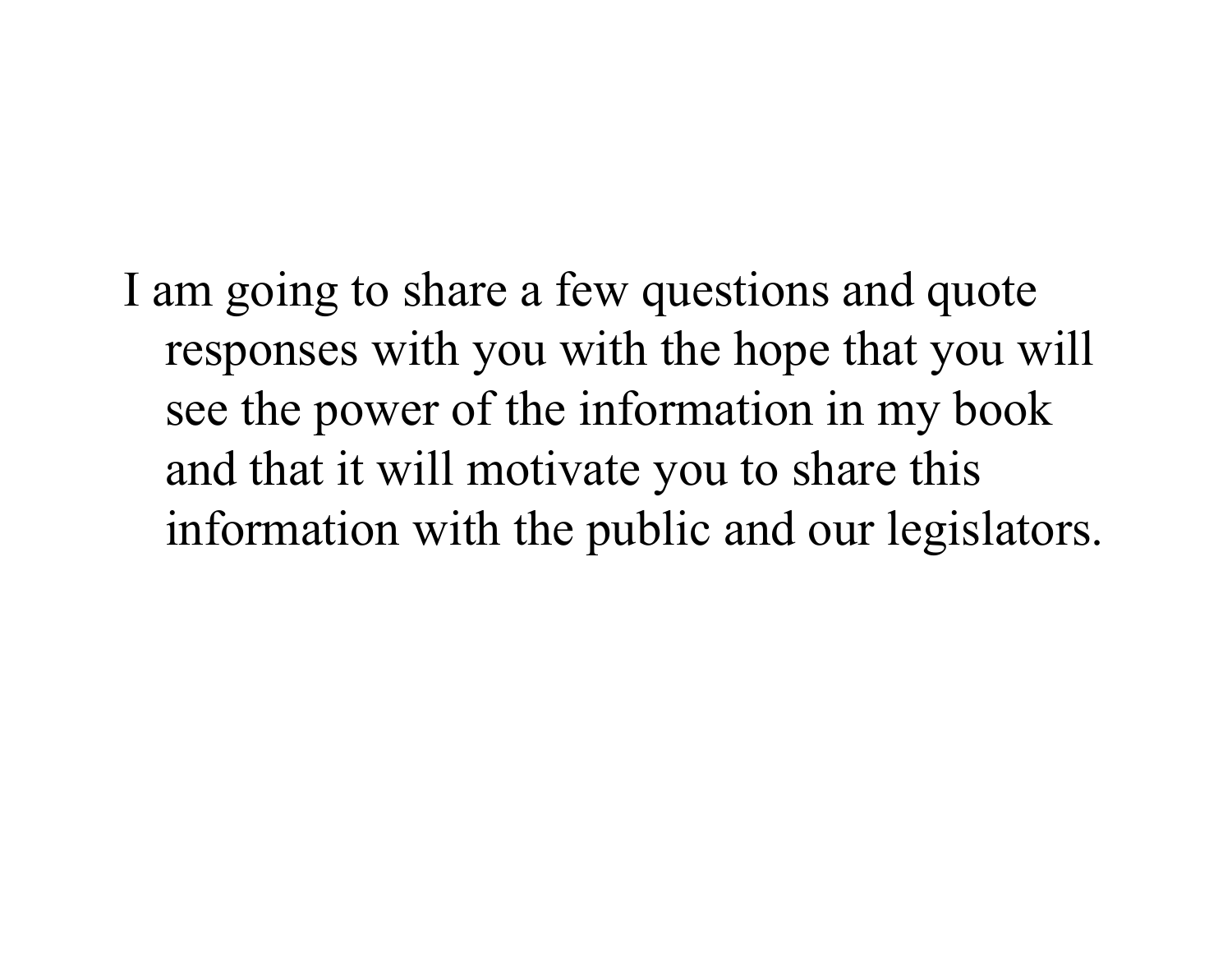I am going to share a few questions and quote responses with you with the hope that you will see the power of the information in my book and that it will motivate you to share this information with the public and our legislators.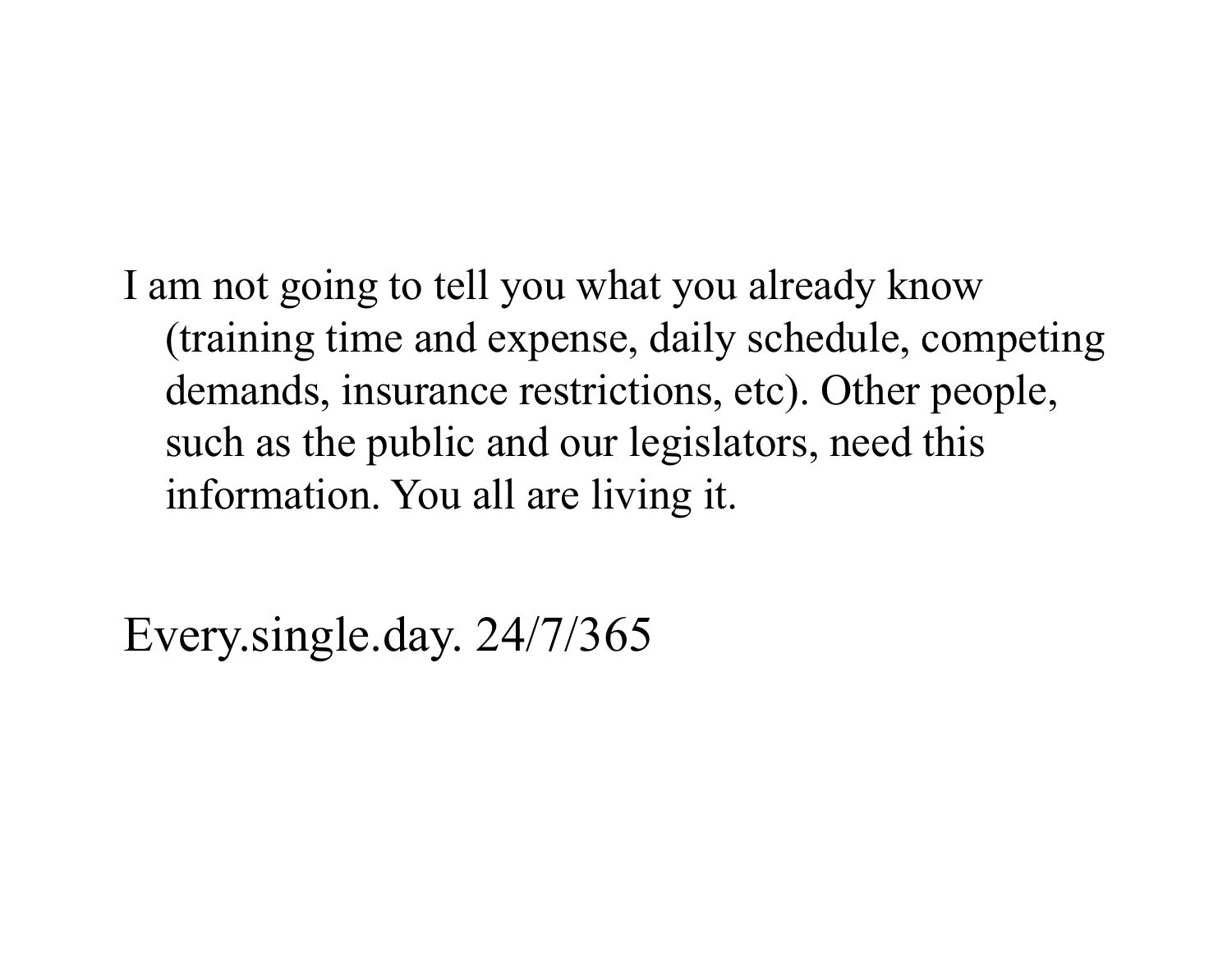I am not going to tell you what you already know (training time and expense, daily schedule, competing demands, insurance restrictions, etc). Other people, such as the public and our legislators, need this information. You all are living it.

Every.single.day. 24/7/365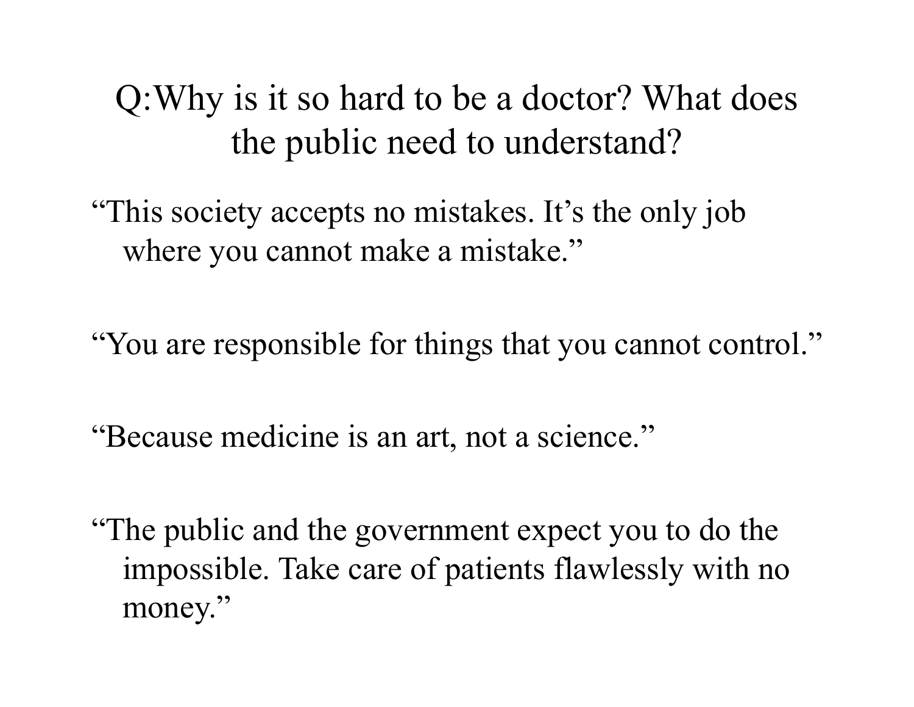## Q:Why is it so hard to be a doctor? What does the public need to understand?

"This society accepts no mistakes. It's the only job where you cannot make a mistake."

"You are responsible for things that you cannot control."

"Because medicine is an art, not a science."

"The public and the government expect you to do the impossible. Take care of patients flawlessly with no money."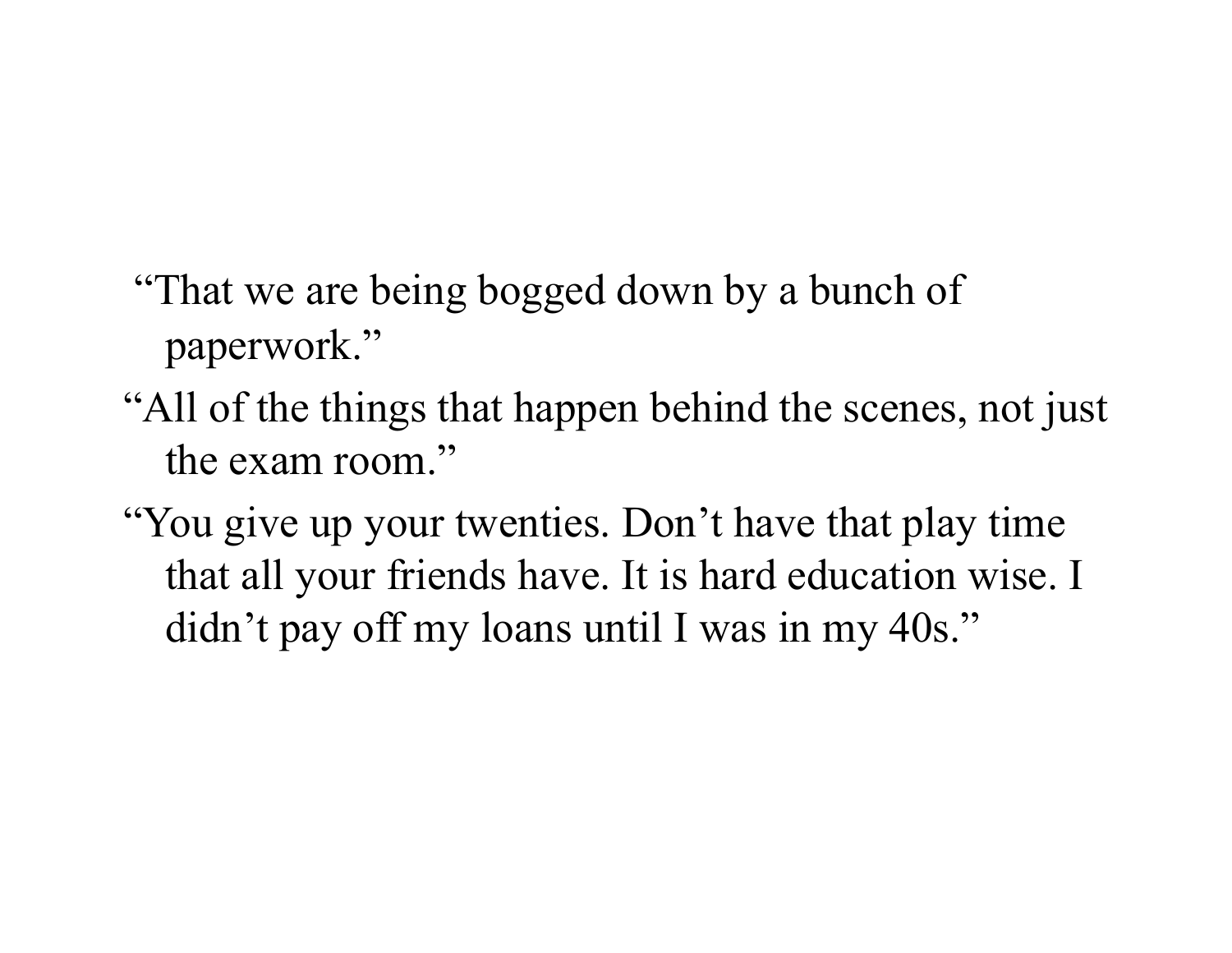"That we are being bogged down by a bunch of paperwork."

"All of the things that happen behind the scenes, not just the exam room."

"You give up your twenties. Don't have that play time that all your friends have. It is hard education wise. I didn't pay off my loans until I was in my 40s."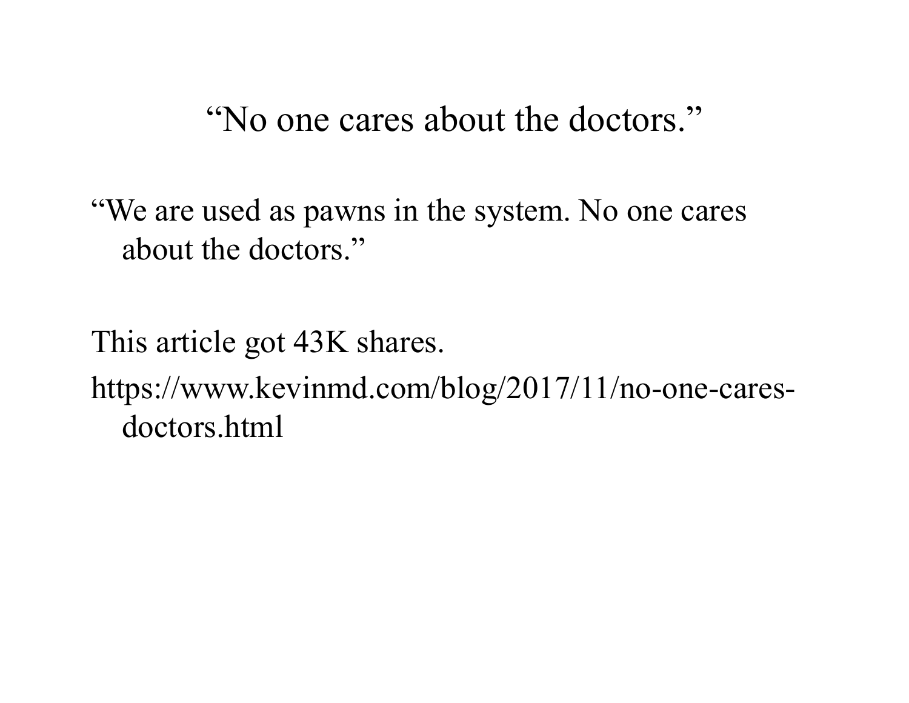# "No one cares about the doctors."

"We are used as pawns in the system. No one cares about the doctors."

This article got 43K shares.

https://www.kevinmd.com/blog/2017/11/no-one-cares-doctors.html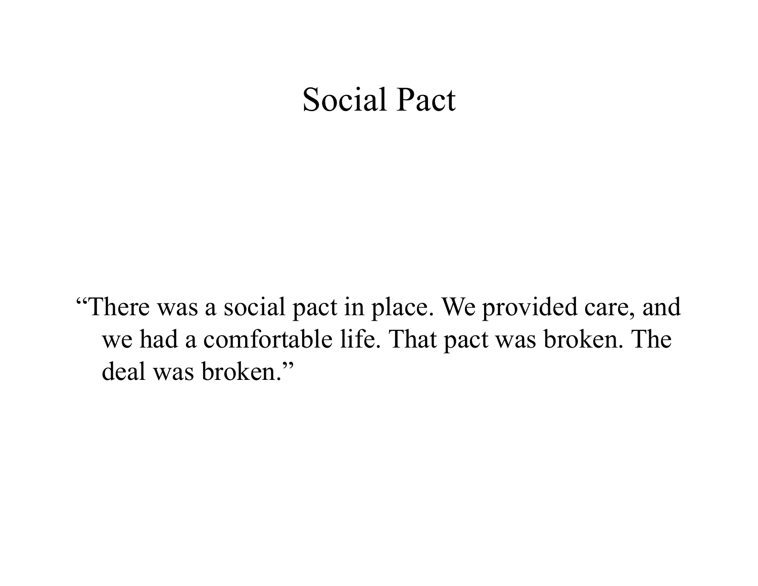# Social Pact

"There was a social pact in place. We provided care, and we had a comfortable life. That pact was broken. The deal was broken."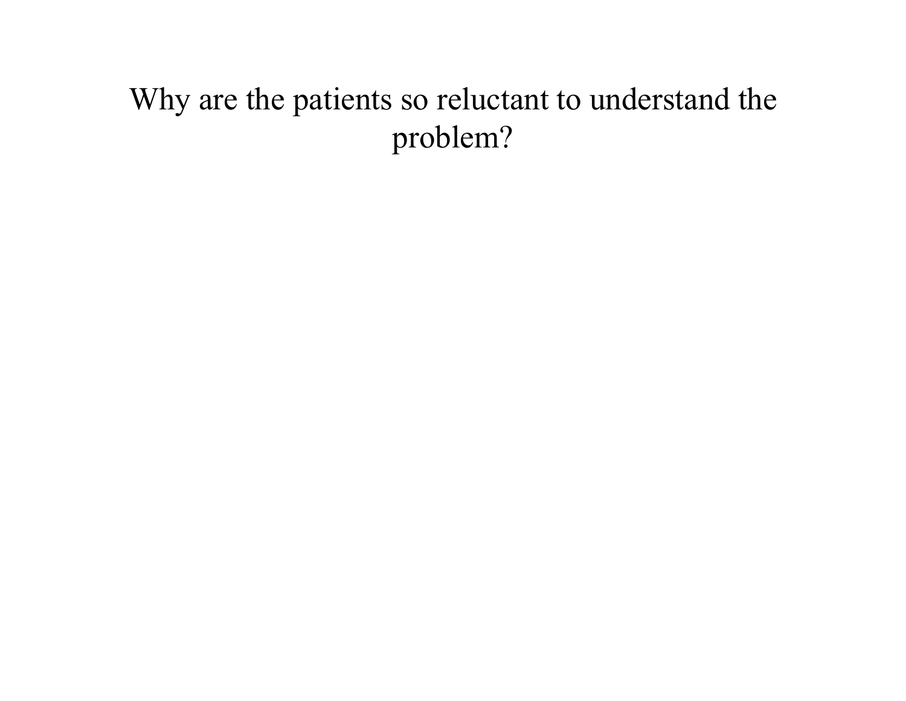# Why are the patients so reluctant to understand the problem?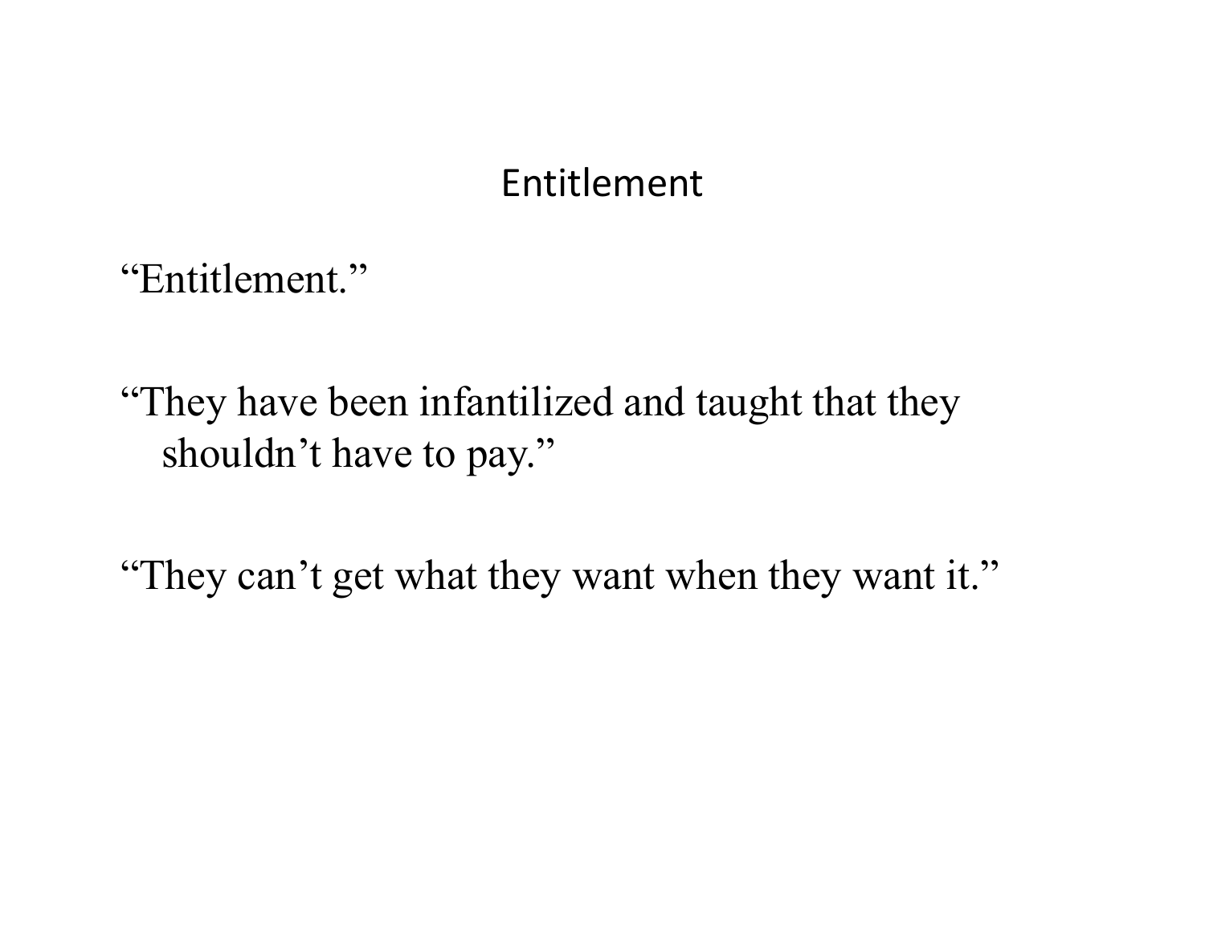# Entitlement

"Entitlement."

"They have been infantilized and taught that they shouldn't have to pay."

"They can't get what they want when they want it."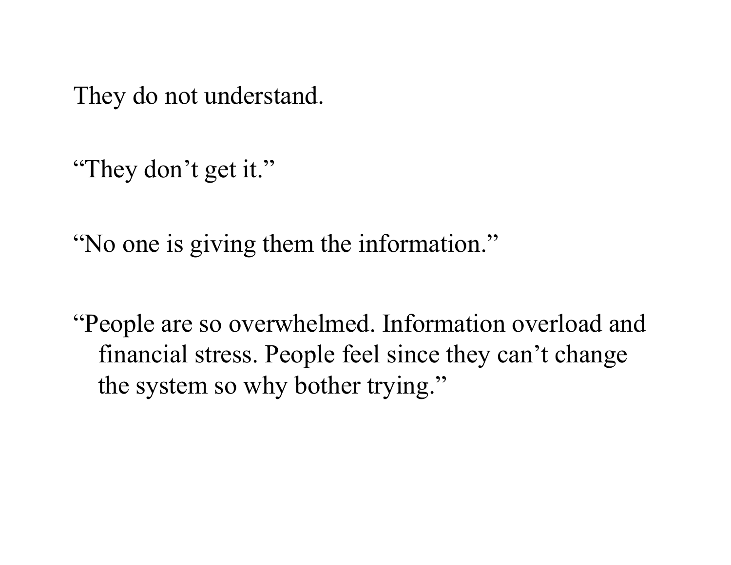They do not understand.

“They don’t get it.”

“No one is giving them the information.”

“People are so overwhelmed. Information overload and financial stress. People feel since they can’t change the system so why bother trying.”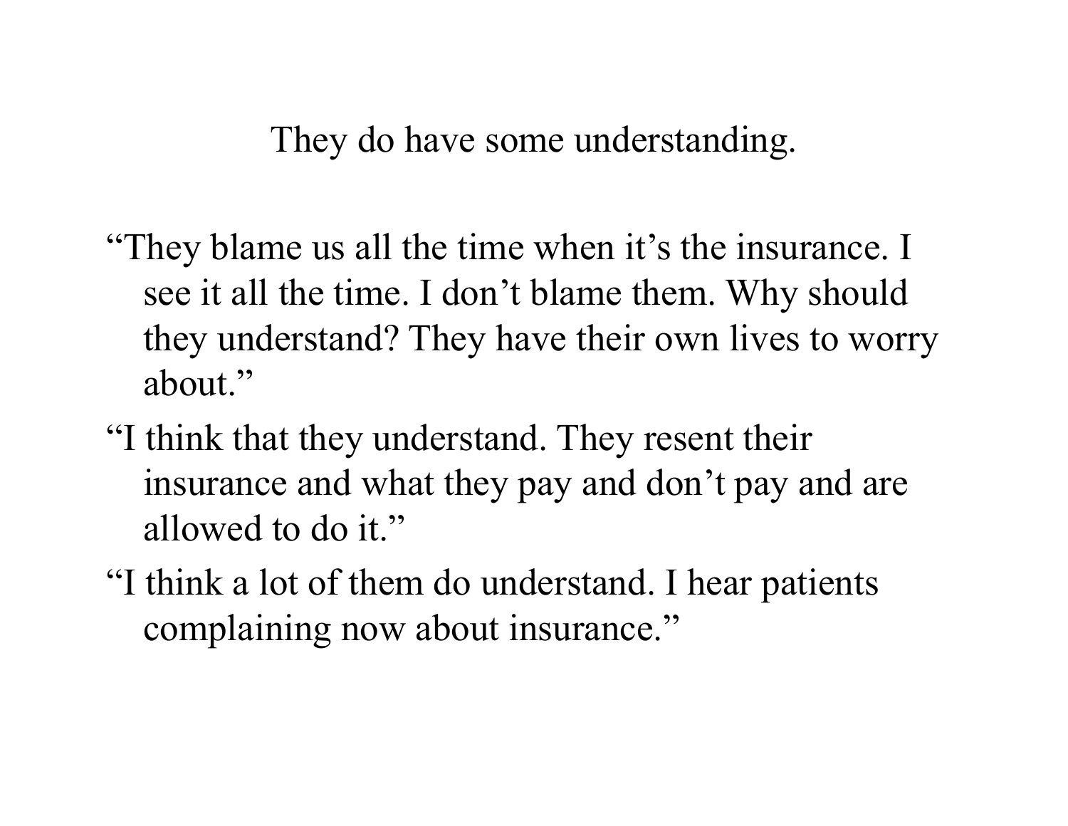## They do have some understanding.

- "They blame us all the time when it's the insurance. I see it all the time. I don't blame them. Why should they understand? They have their own lives to worry about."
- "I think that they understand. They resent their insurance and what they pay and don't pay and are allowed to do it."
- "I think a lot of them do understand. I hear patients complaining now about insurance."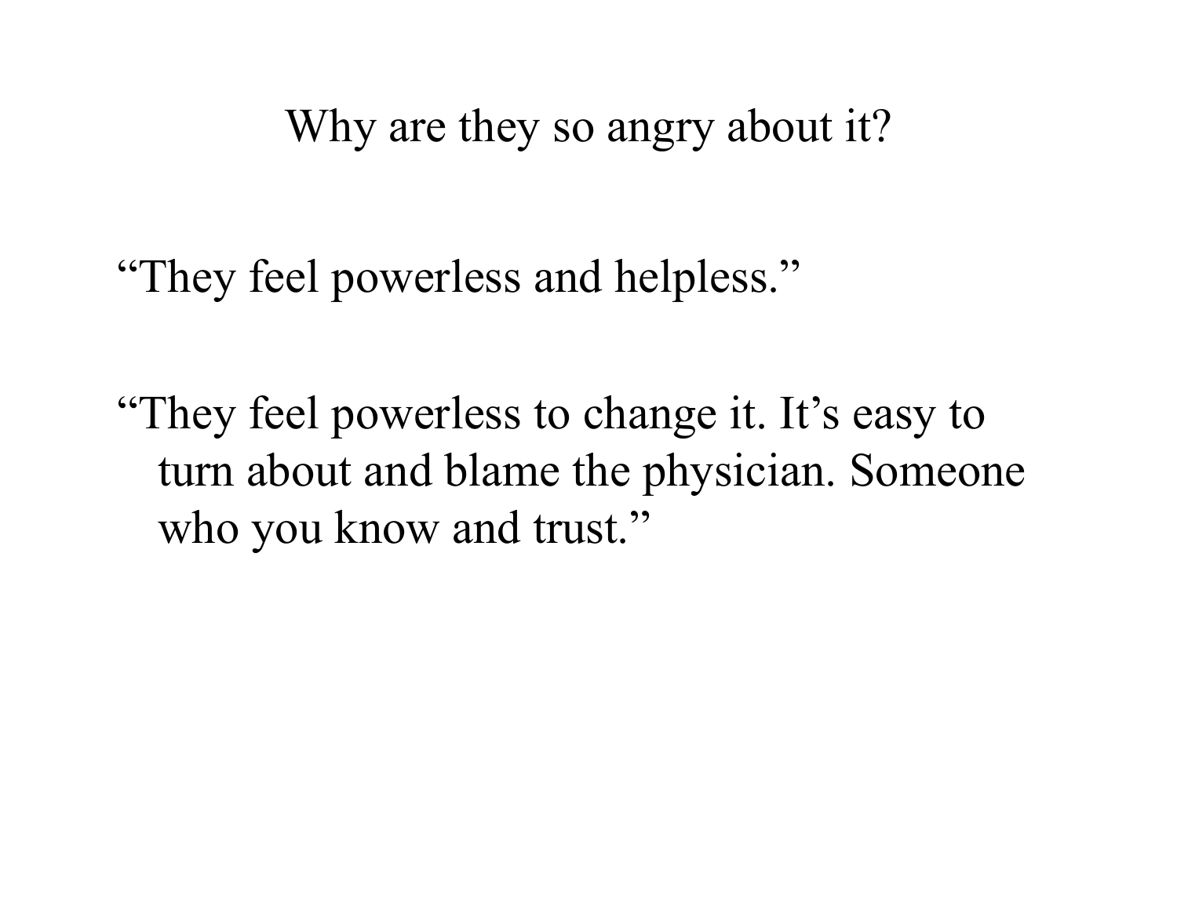## Why are they so angry about it?

"They feel powerless and helpless."

"They feel powerless to change it. It's easy to turn about and blame the physician. Someone who you know and trust."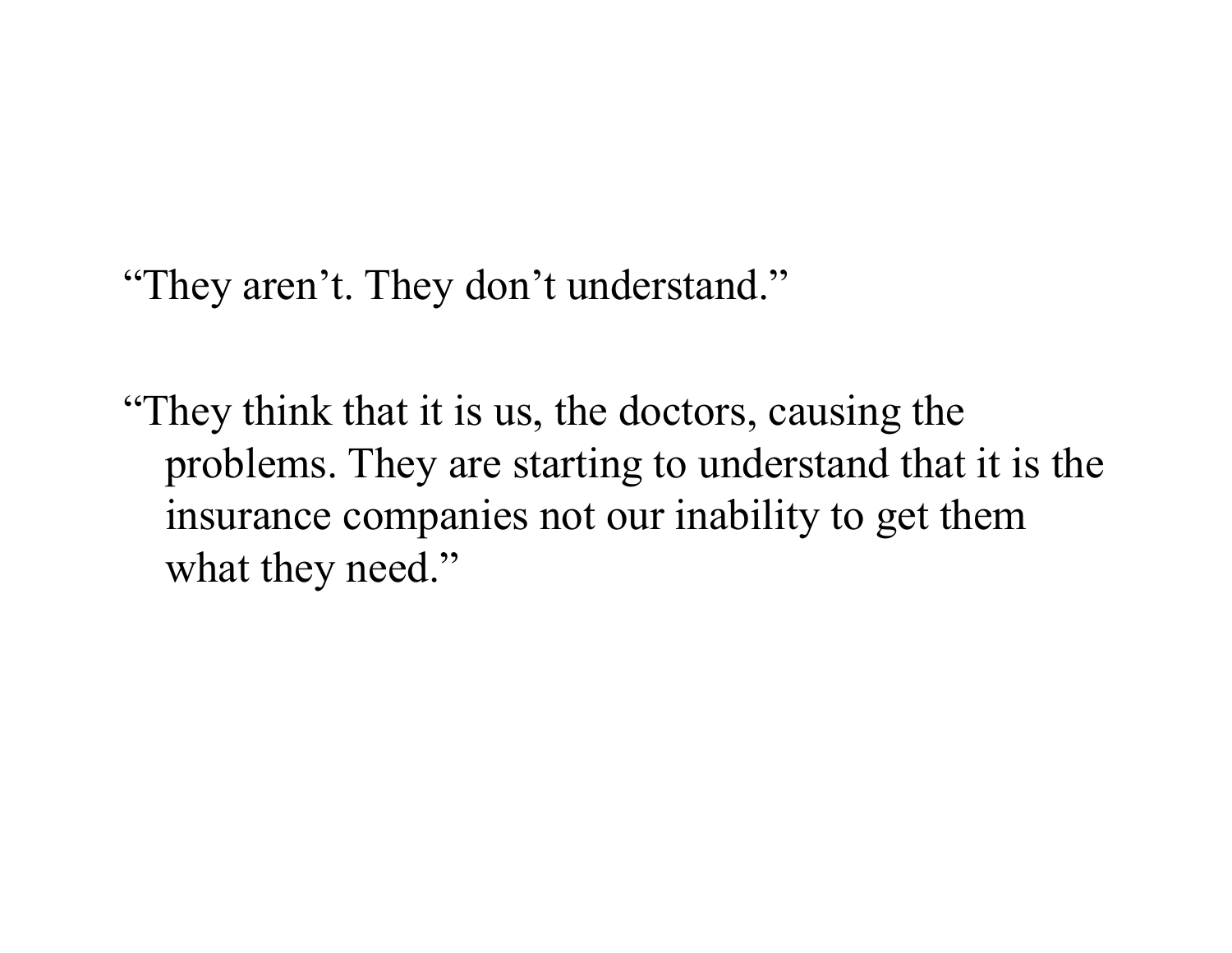"They aren't. They don't understand."

"They think that it is us, the doctors, causing the problems. They are starting to understand that it is the insurance companies not our inability to get them what they need."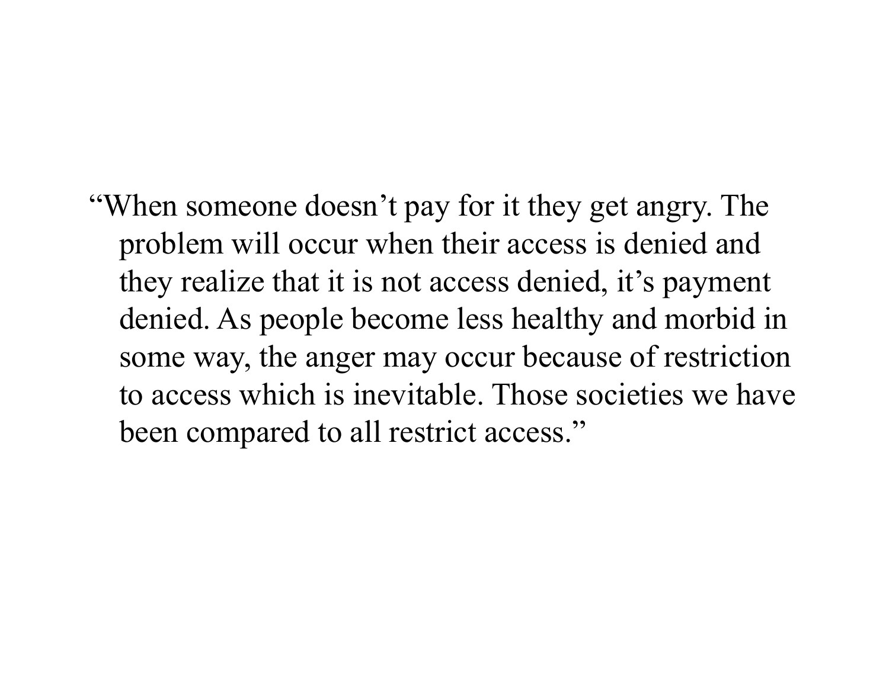"When someone doesn't pay for it they get angry. The problem will occur when their access is denied and they realize that it is not access denied, it's payment denied. As people become less healthy and morbid in some way, the anger may occur because of restriction to access which is inevitable. Those societies we have been compared to all restrict access."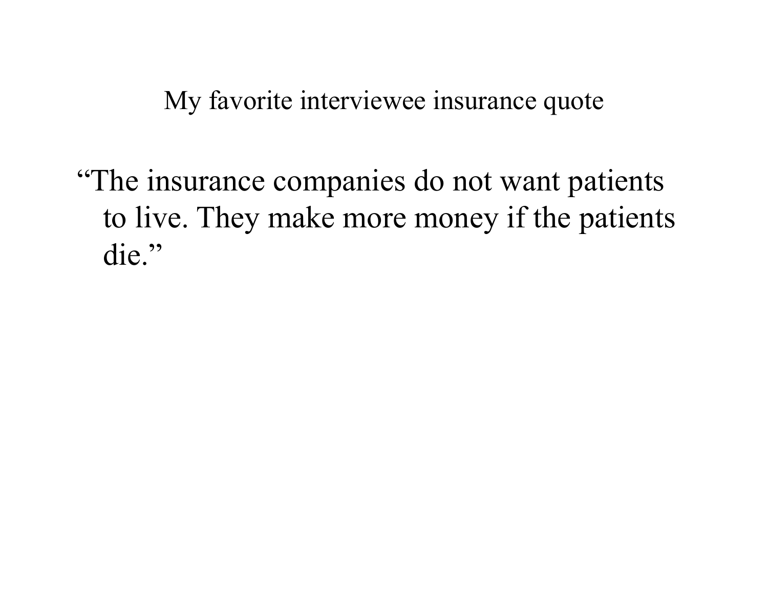## My favorite interviewee insurance quote

"The insurance companies do not want patients to live. They make more money if the patients die."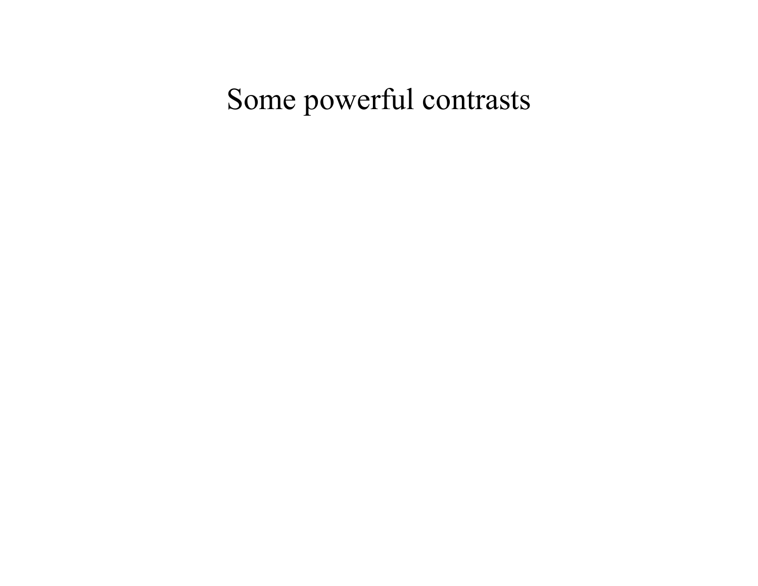# Some powerful contrasts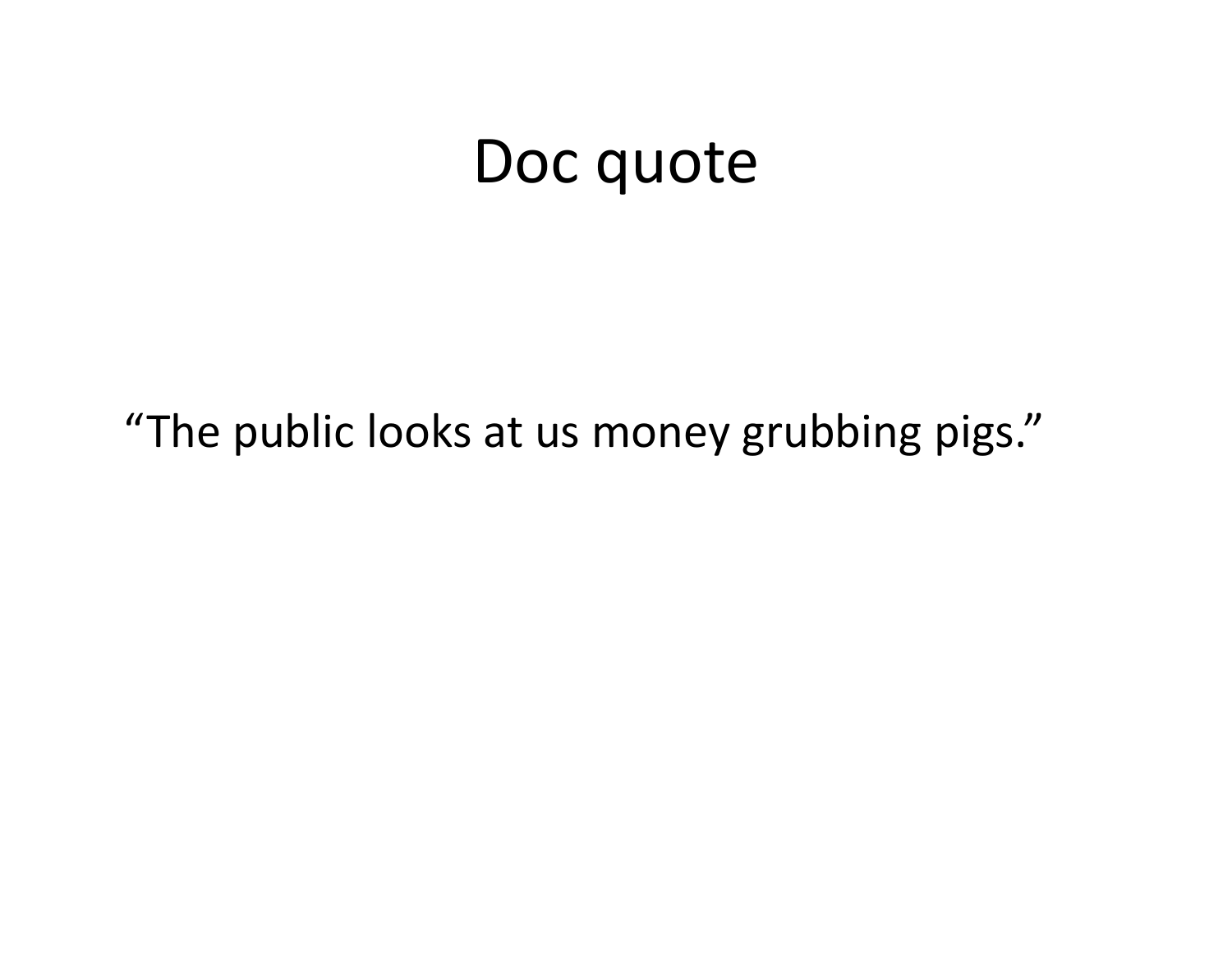# Doc quote

“The public looks at us money grubbing pigs.”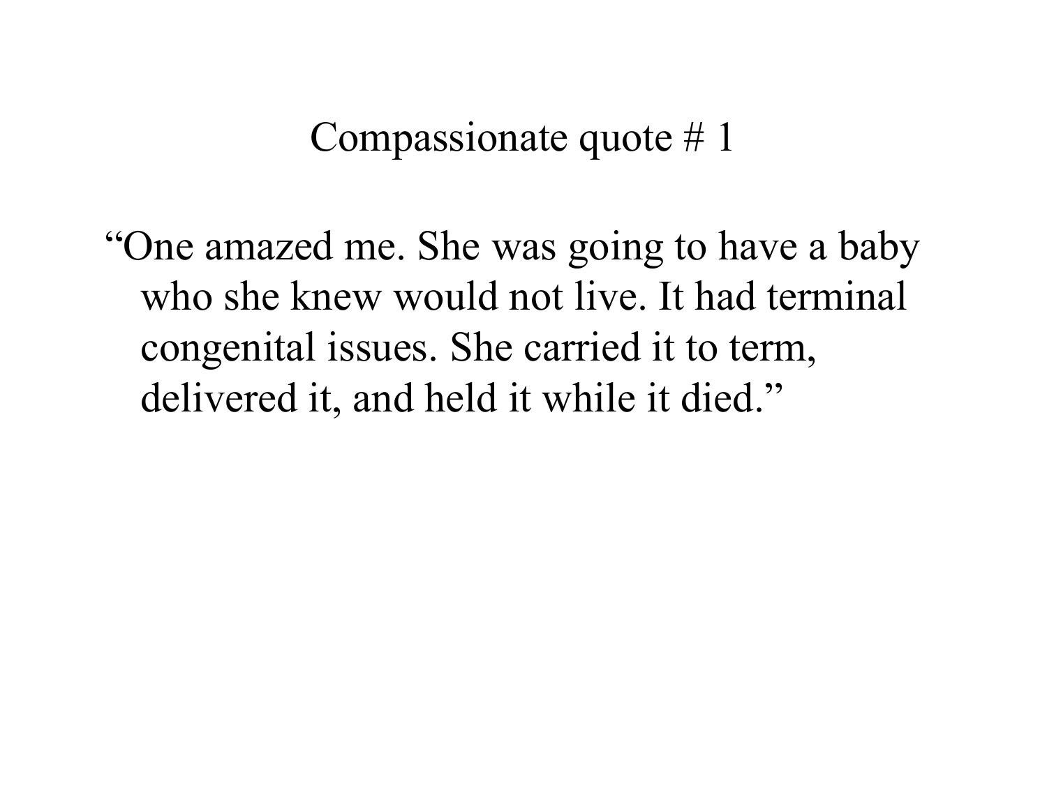# Compassionate quote # 1

"One amazed me. She was going to have a baby who she knew would not live. It had terminal congenital issues. She carried it to term, delivered it, and held it while it died."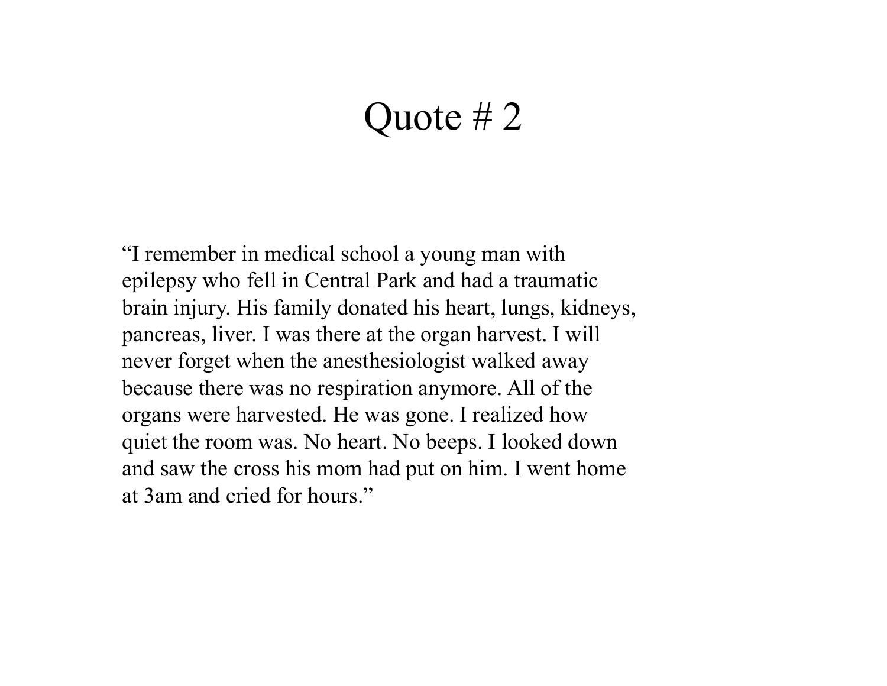# Quote # 2

"I remember in medical school a young man with epilepsy who fell in Central Park and had a traumatic brain injury. His family donated his heart, lungs, kidneys, pancreas, liver. I was there at the organ harvest. I will never forget when the anesthesiologist walked away because there was no respiration anymore. All of the organs were harvested. He was gone. I realized how quiet the room was. No heart. No beeps. I looked down and saw the cross his mom had put on him. I went home at 3am and cried for hours."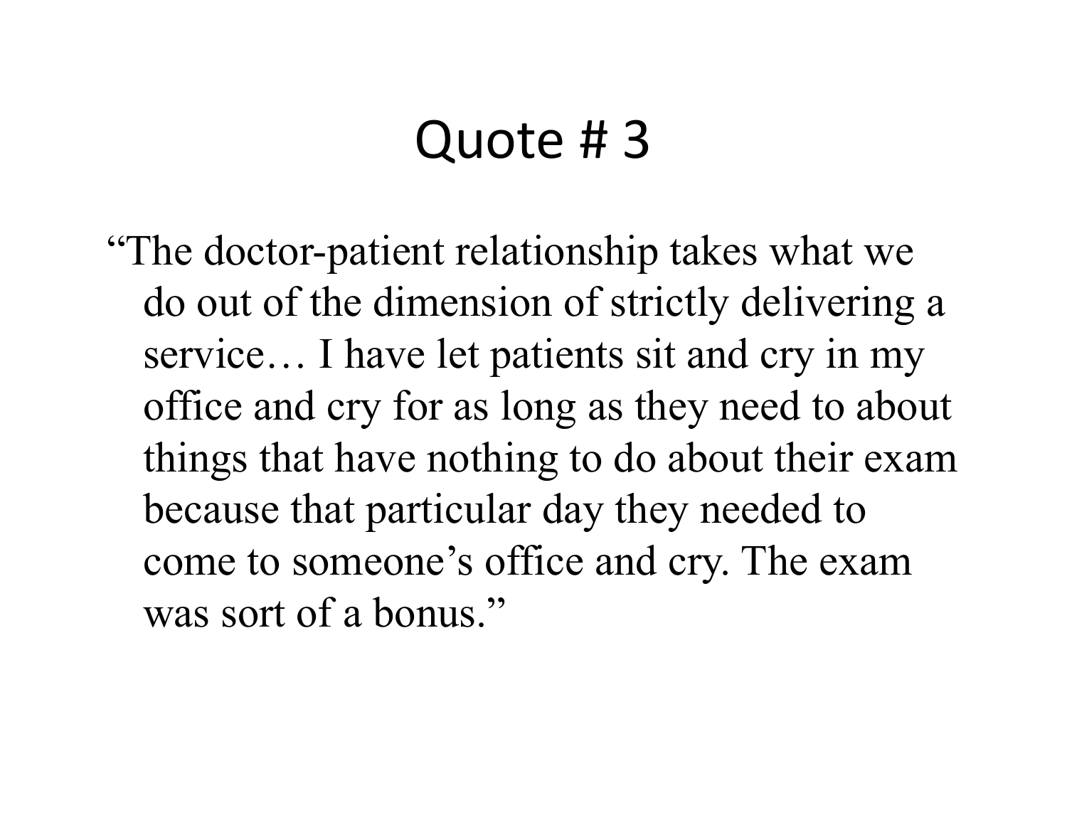# Quote # 3

"The doctor-patient relationship takes what we do out of the dimension of strictly delivering a service… I have let patients sit and cry in my office and cry for as long as they need to about things that have nothing to do about their exam because that particular day they needed to come to someone's office and cry. The exam was sort of a bonus."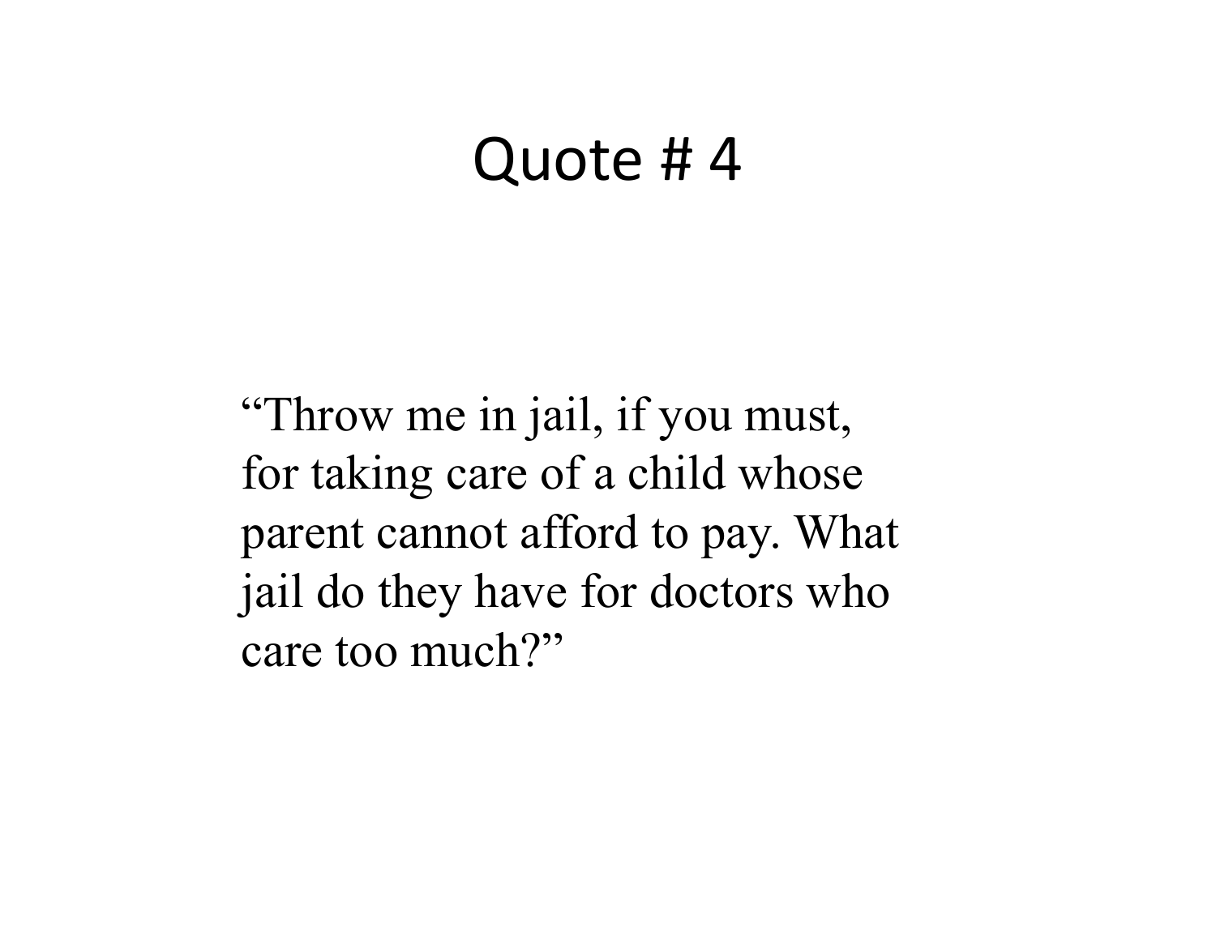# Quote # 4

"Throw me in jail, if you must, for taking care of a child whose parent cannot afford to pay. What jail do they have for doctors who care too much?"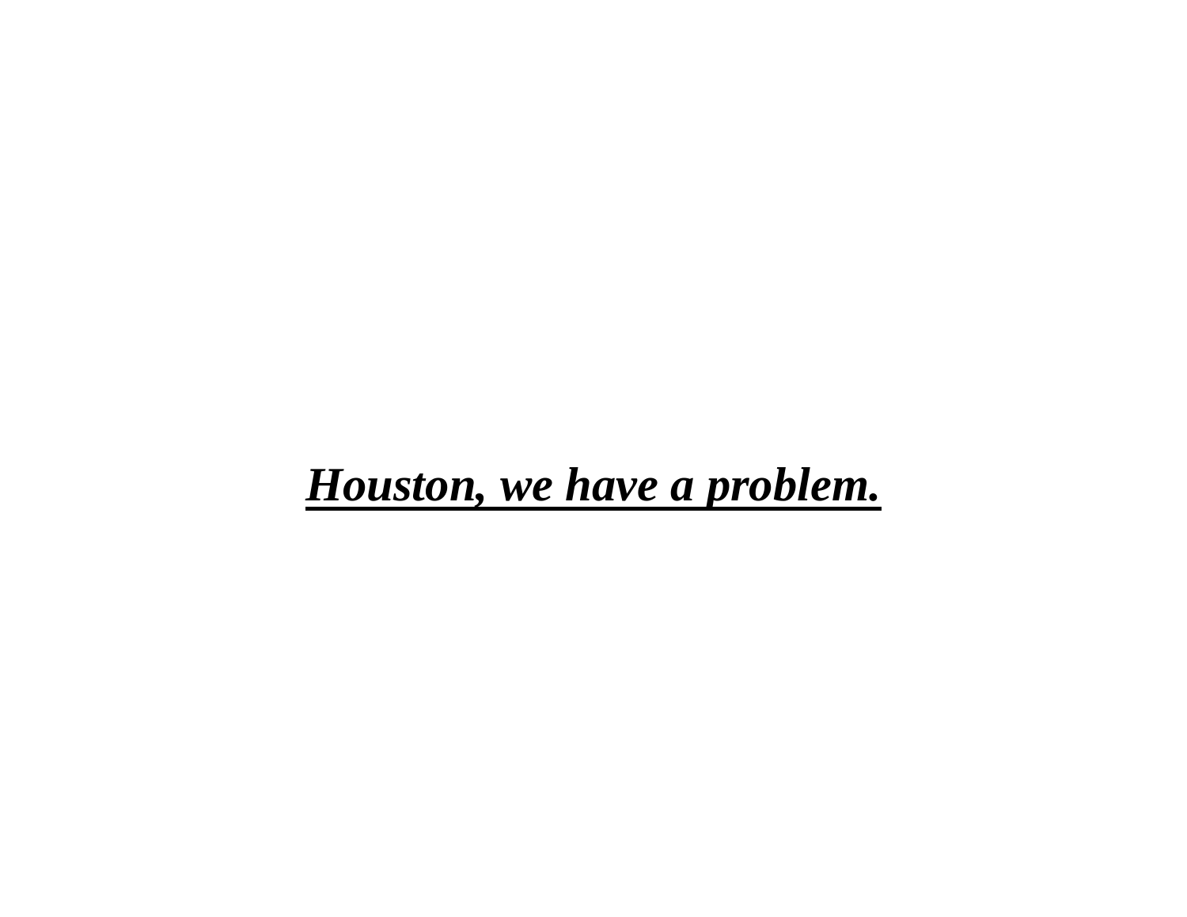***<u>Houston, we have a problem.</u>***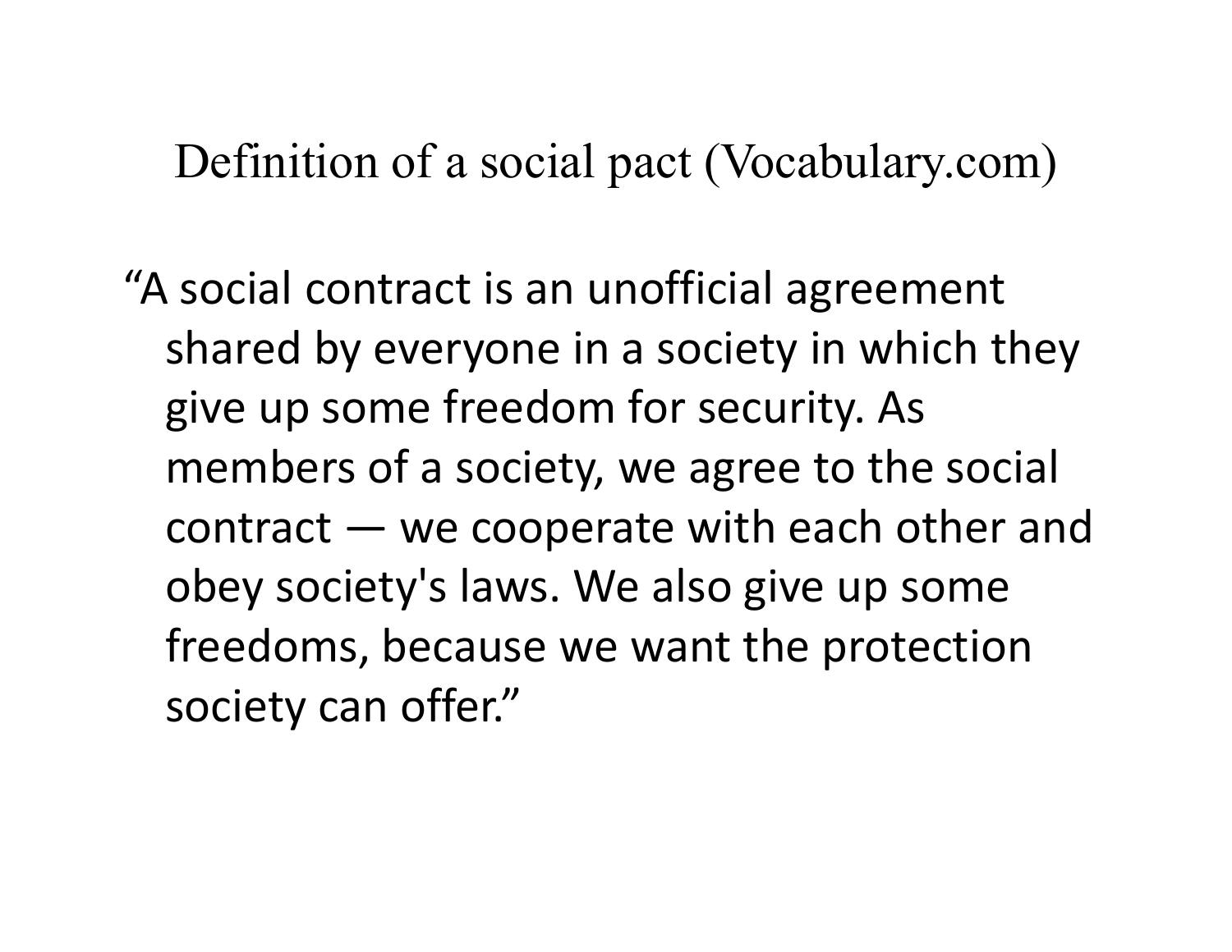# Definition of a social pact (Vocabulary.com)

"A social contract is an unofficial agreement shared by everyone in a society in which they give up some freedom for security. As members of a society, we agree to the social contract — we cooperate with each other and obey society's laws. We also give up some freedoms, because we want the protection society can offer."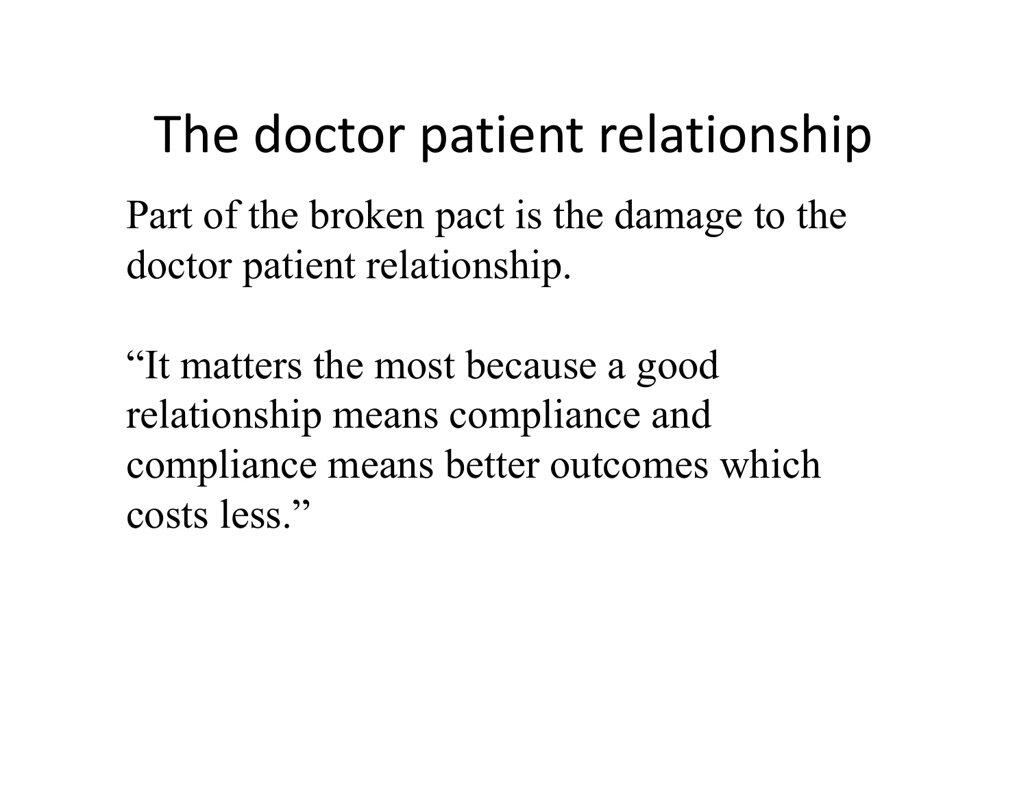# The doctor patient relationship

Part of the broken pact is the damage to the doctor patient relationship.

"It matters the most because a good relationship means compliance and compliance means better outcomes which costs less."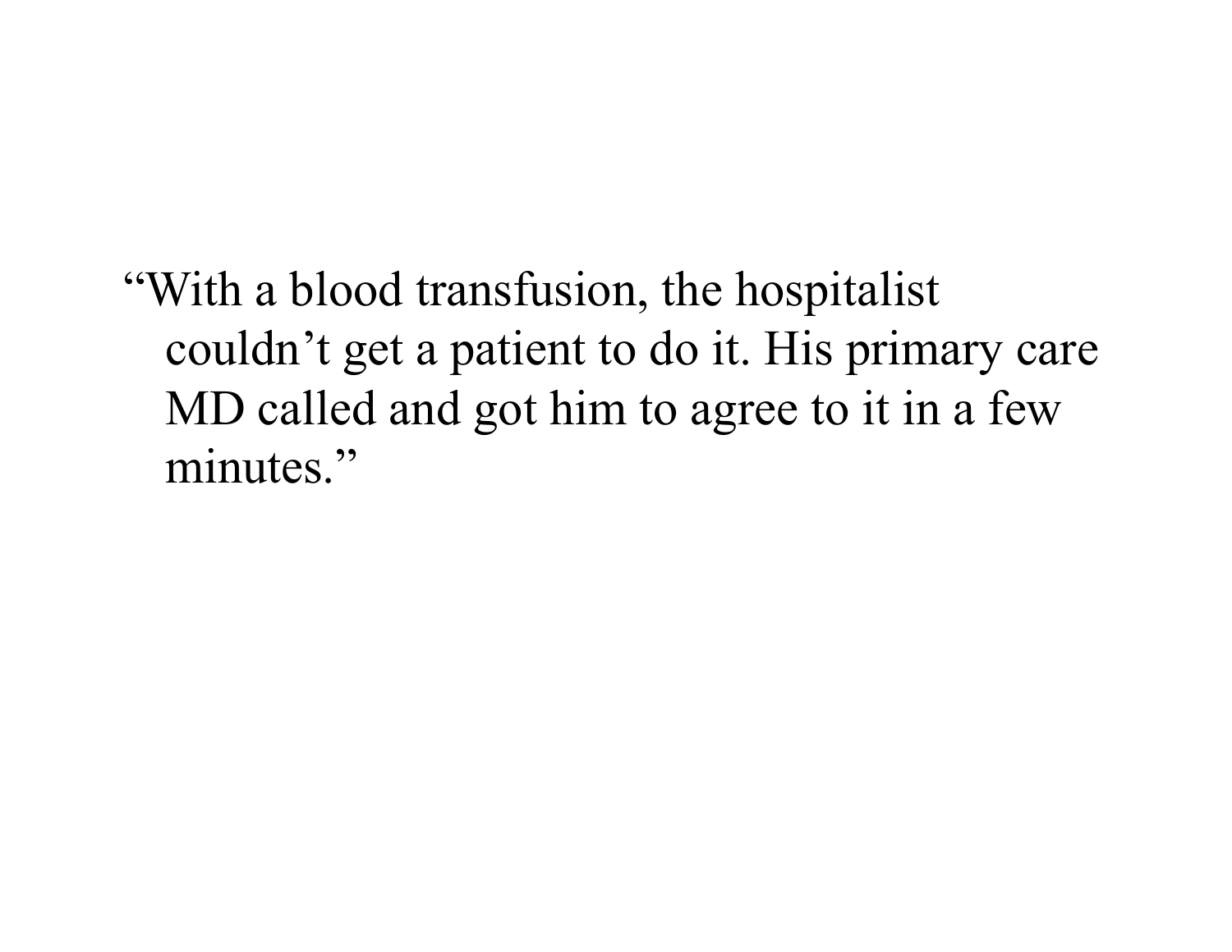"With a blood transfusion, the hospitalist couldn't get a patient to do it. His primary care MD called and got him to agree to it in a few minutes."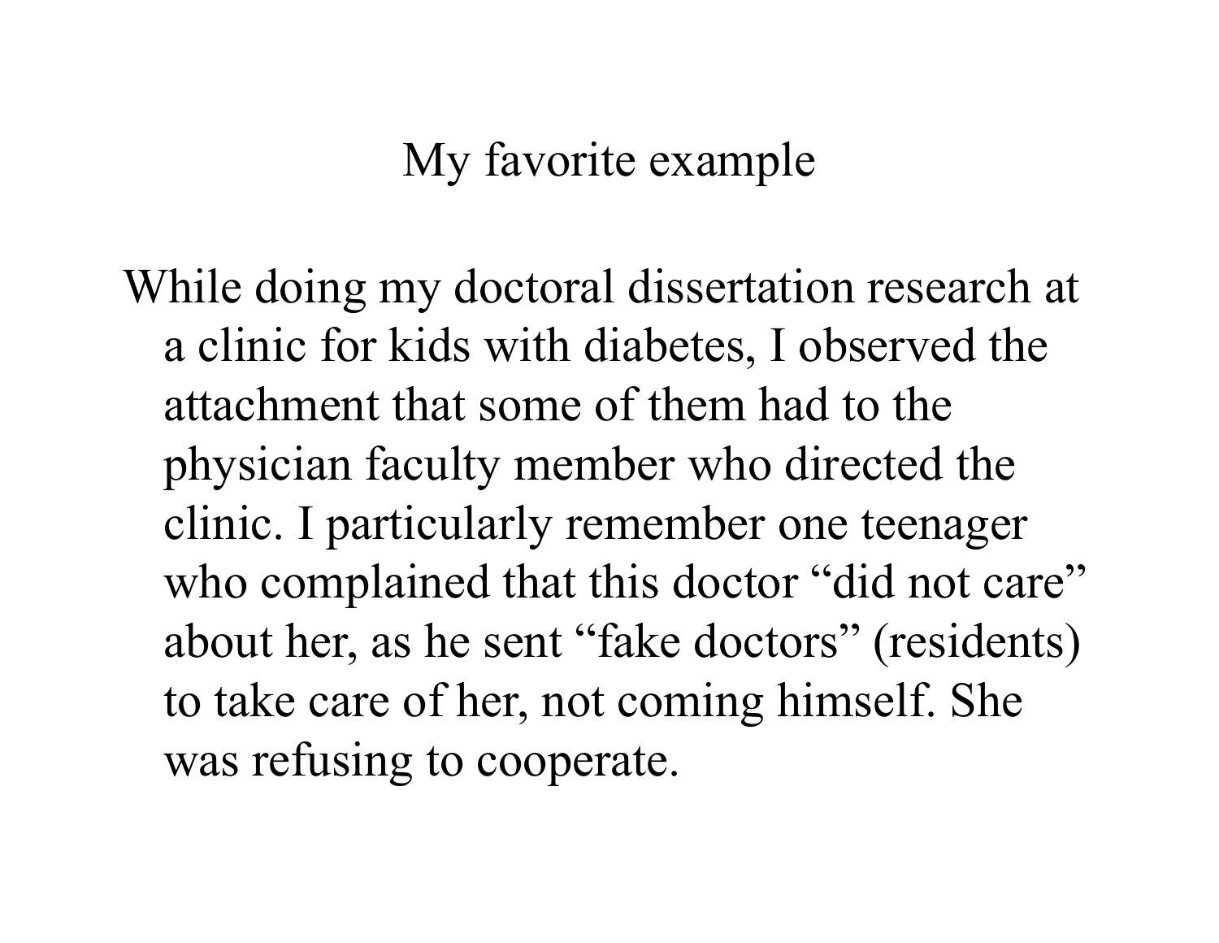# My favorite example

While doing my doctoral dissertation research at a clinic for kids with diabetes, I observed the attachment that some of them had to the physician faculty member who directed the clinic. I particularly remember one teenager who complained that this doctor “did not care” about her, as he sent “fake doctors” (residents) to take care of her, not coming himself. She was refusing to cooperate.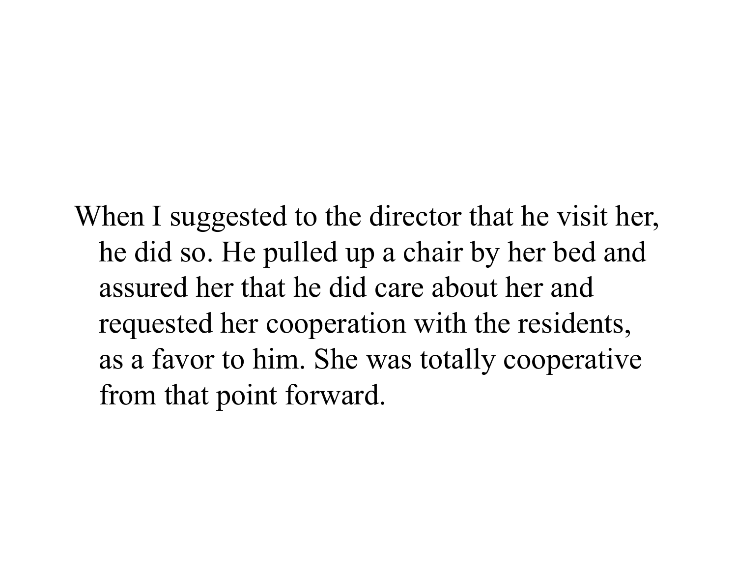When I suggested to the director that he visit her, he did so. He pulled up a chair by her bed and assured her that he did care about her and requested her cooperation with the residents, as a favor to him. She was totally cooperative from that point forward.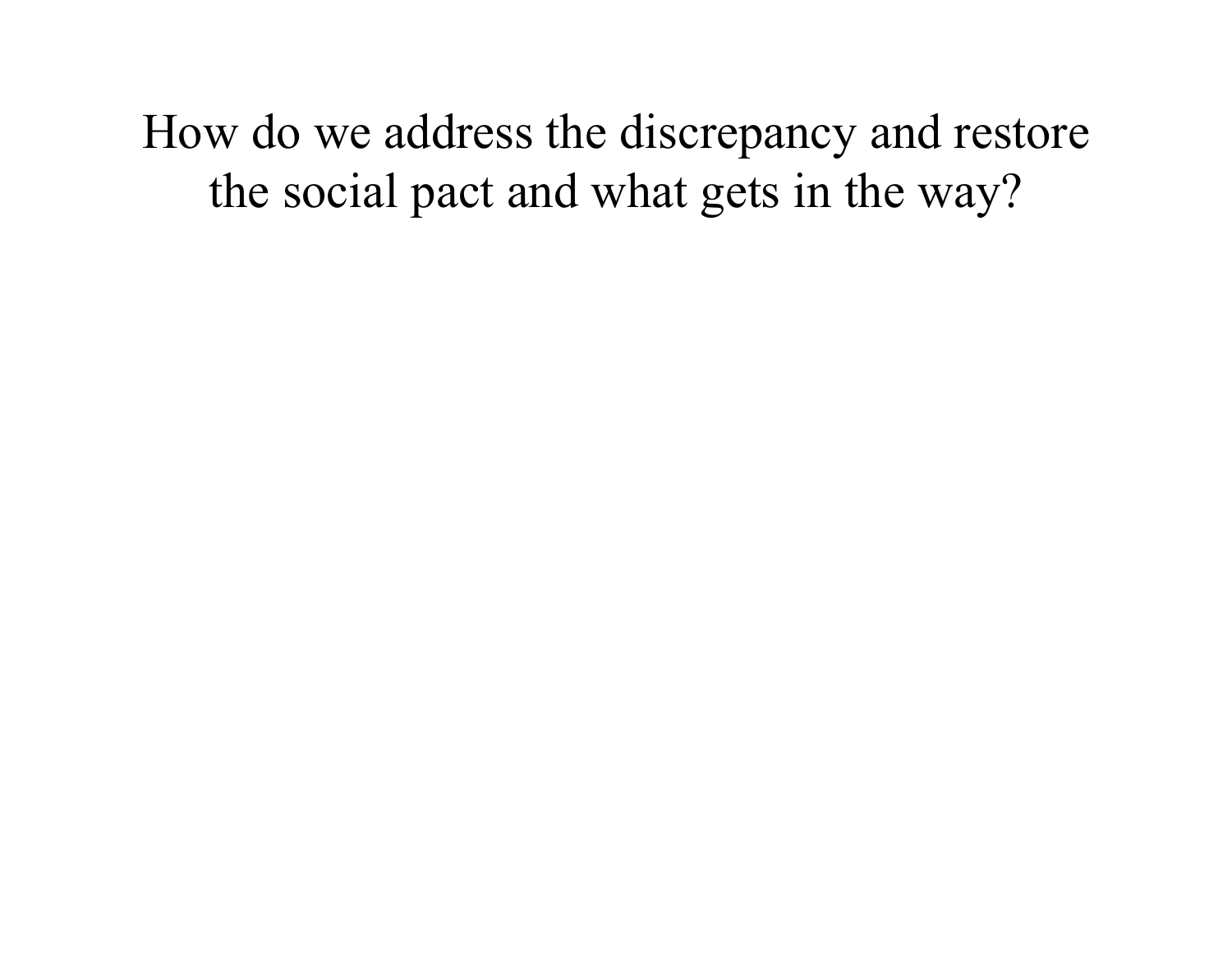# How do we address the discrepancy and restore the social pact and what gets in the way?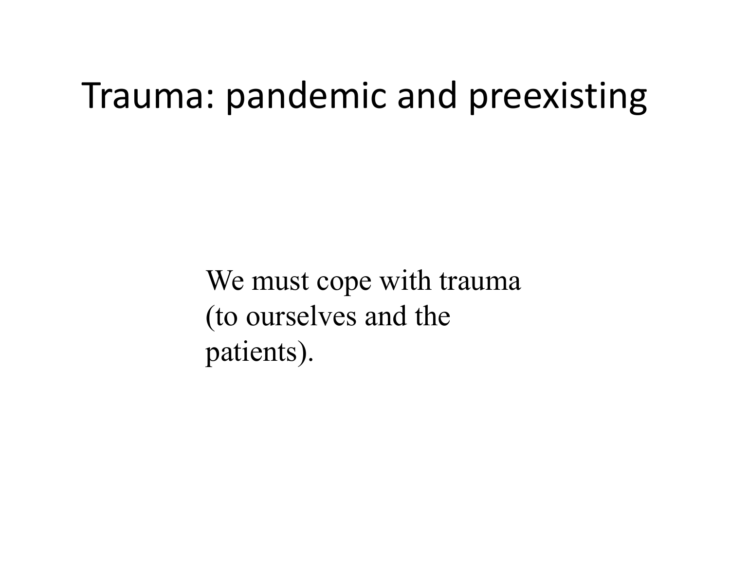# Trauma: pandemic and preexisting

We must cope with trauma (to ourselves and the patients).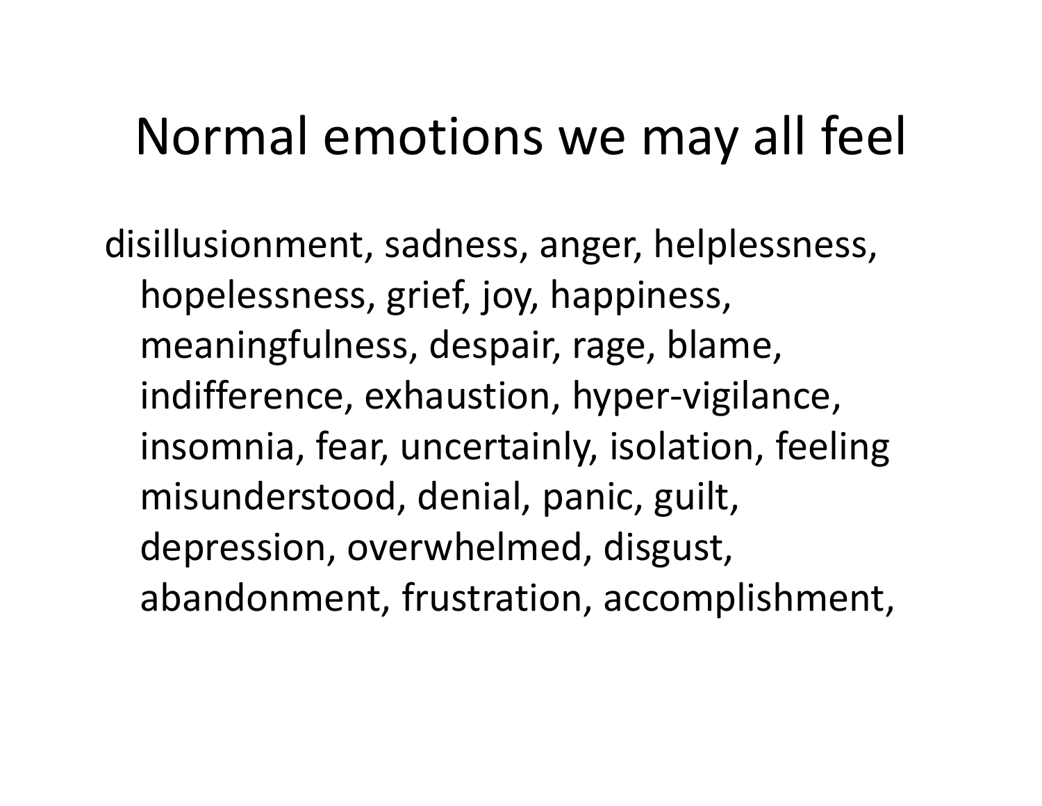# Normal emotions we may all feel

disillusionment, sadness, anger, helplessness, hopelessness, grief, joy, happiness, meaningfulness, despair, rage, blame, indifference, exhaustion, hyper-vigilance, insomnia, fear, uncertainly, isolation, feeling misunderstood, denial, panic, guilt, depression, overwhelmed, disgust, abandonment, frustration, accomplishment,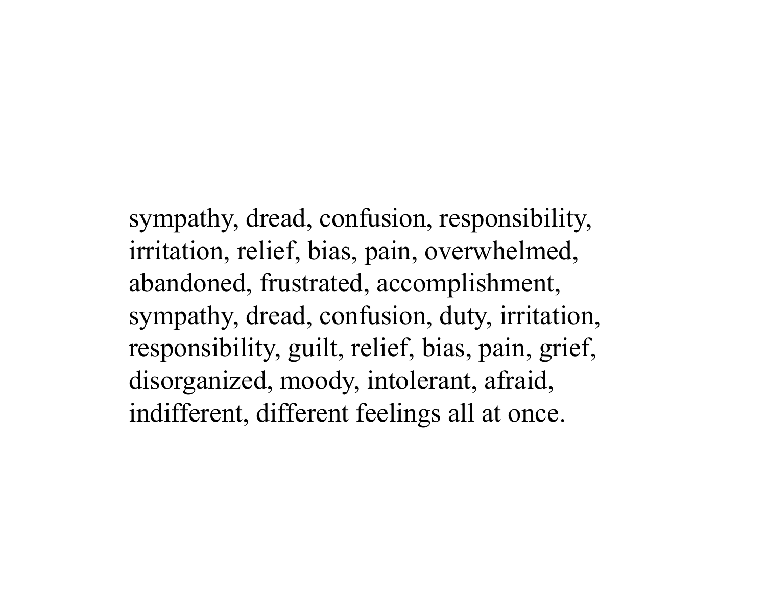sympathy, dread, confusion, responsibility, irritation, relief, bias, pain, overwhelmed, abandoned, frustrated, accomplishment, sympathy, dread, confusion, duty, irritation, responsibility, guilt, relief, bias, pain, grief, disorganized, moody, intolerant, afraid, indifferent, different feelings all at once.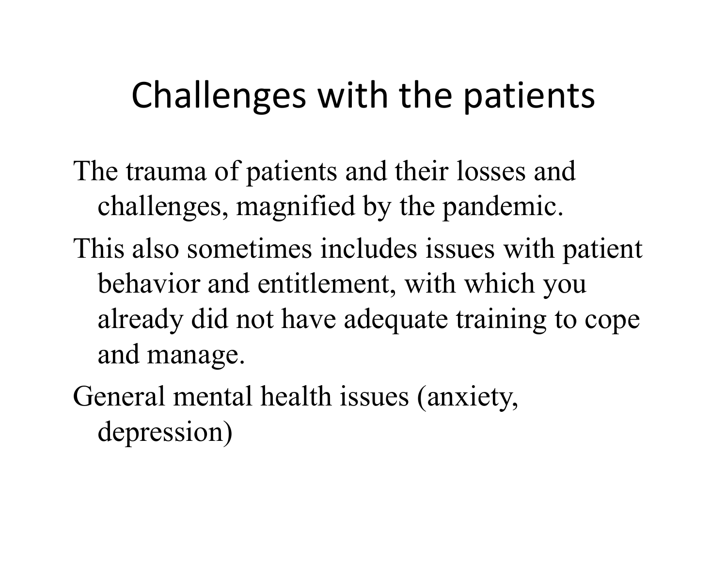# Challenges with the patients

The trauma of patients and their losses and challenges, magnified by the pandemic.

This also sometimes includes issues with patient behavior and entitlement, with which you already did not have adequate training to cope and manage.

General mental health issues (anxiety, depression)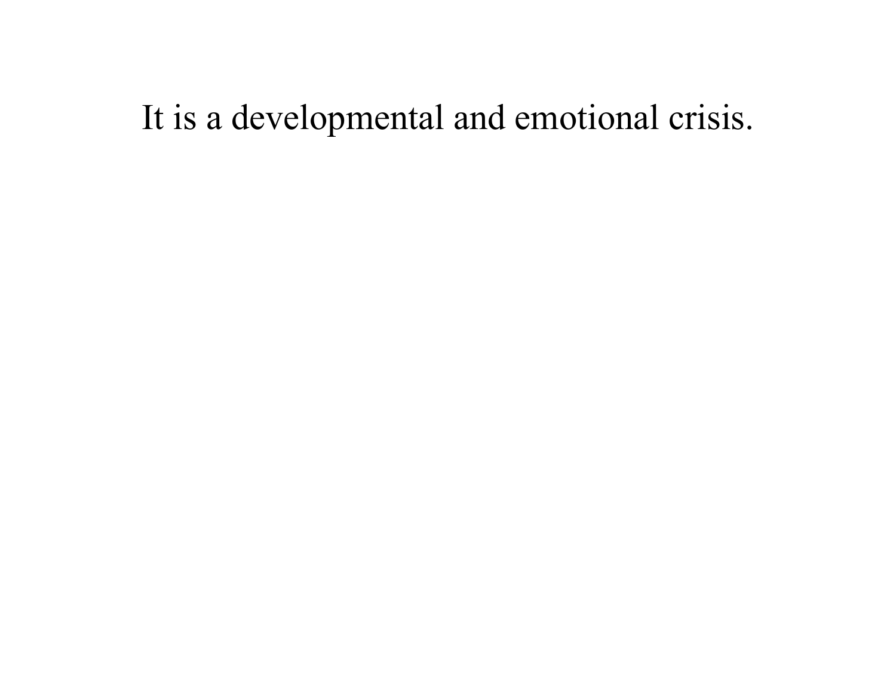It is a developmental and emotional crisis.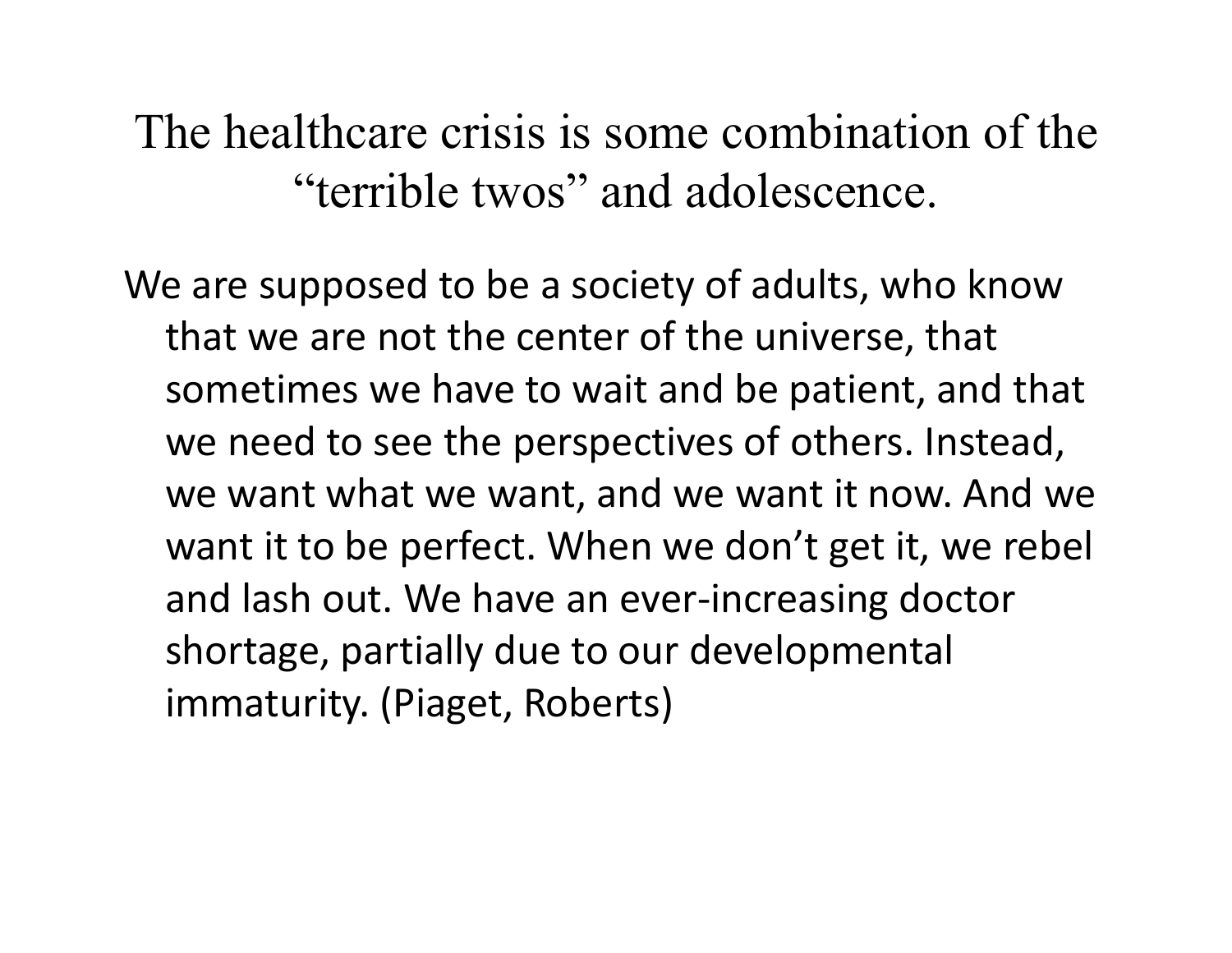# The healthcare crisis is some combination of the "terrible twos" and adolescence.

We are supposed to be a society of adults, who know that we are not the center of the universe, that sometimes we have to wait and be patient, and that we need to see the perspectives of others. Instead, we want what we want, and we want it now. And we want it to be perfect. When we don't get it, we rebel and lash out. We have an ever-increasing doctor shortage, partially due to our developmental immaturity. (Piaget, Roberts)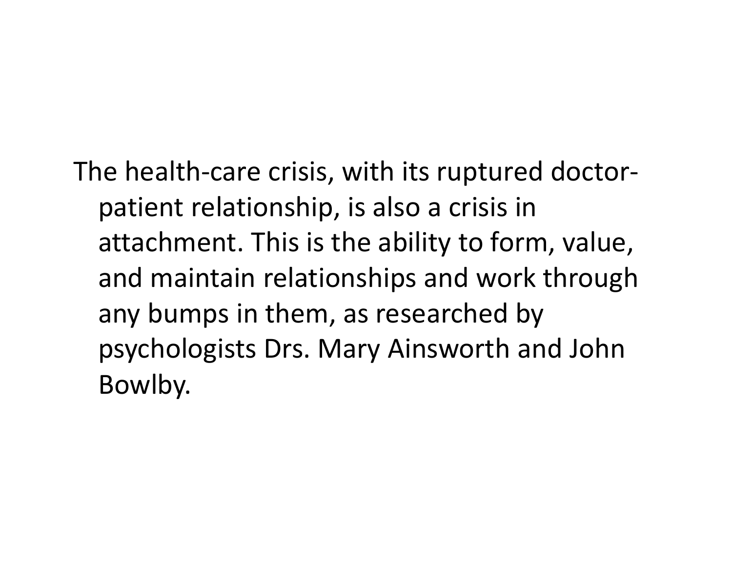The health-care crisis, with its ruptured doctor-patient relationship, is also a crisis in attachment. This is the ability to form, value, and maintain relationships and work through any bumps in them, as researched by psychologists Drs. Mary Ainsworth and John Bowlby.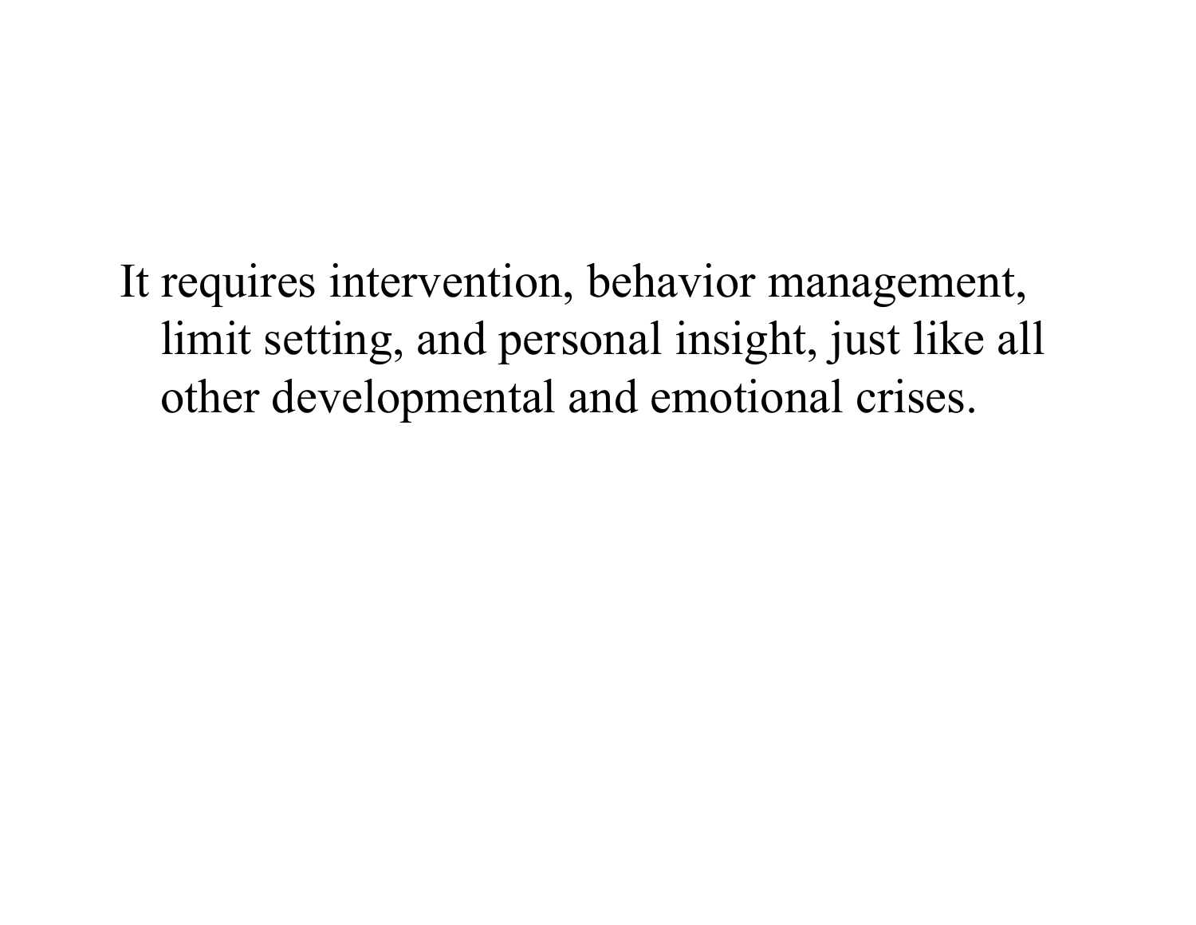It requires intervention, behavior management, limit setting, and personal insight, just like all other developmental and emotional crises.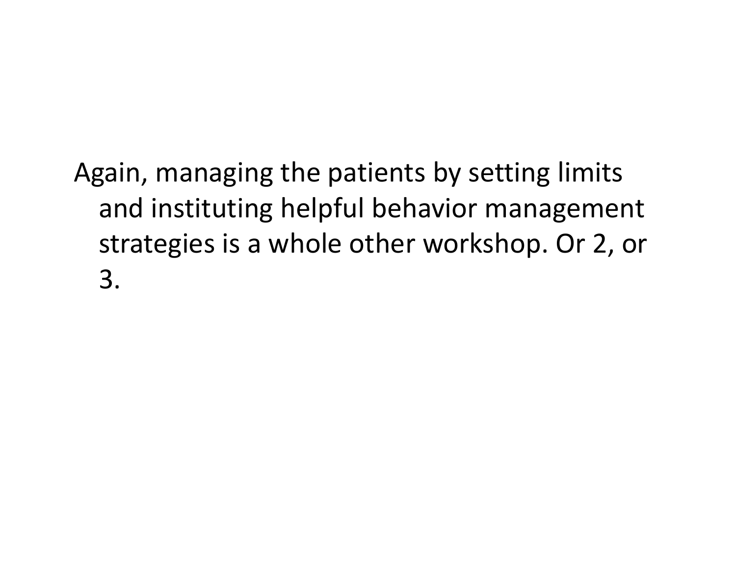Again, managing the patients by setting limits and instituting helpful behavior management strategies is a whole other workshop. Or 2, or 3.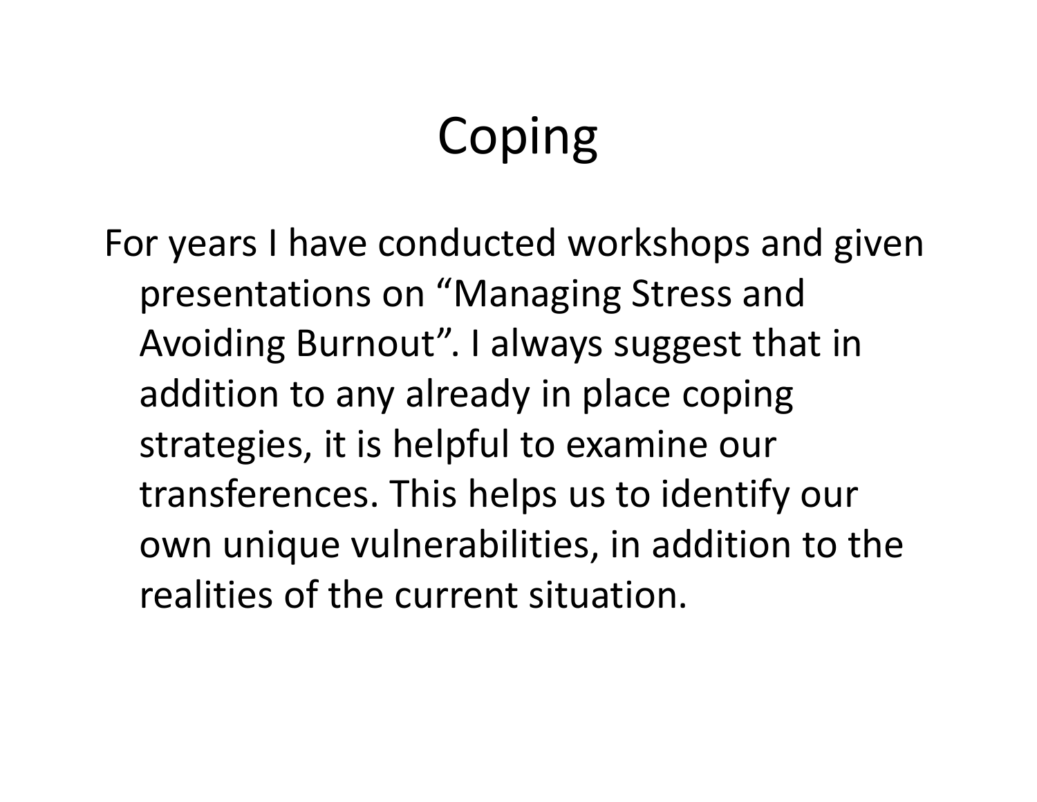# Coping

For years I have conducted workshops and given presentations on “Managing Stress and Avoiding Burnout”. I always suggest that in addition to any already in place coping strategies, it is helpful to examine our transferences. This helps us to identify our own unique vulnerabilities, in addition to the realities of the current situation.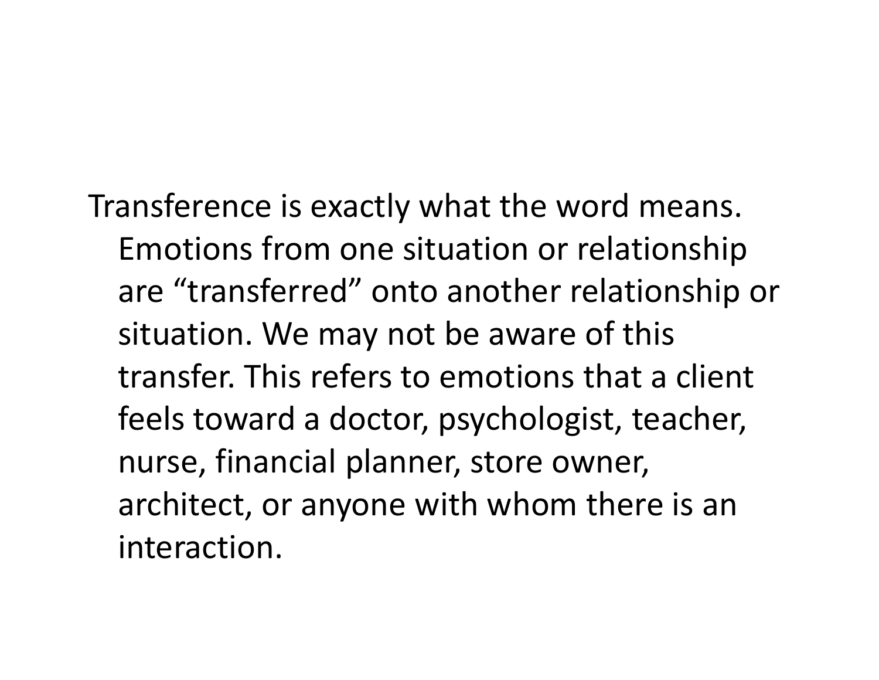Transference is exactly what the word means. Emotions from one situation or relationship are “transferred” onto another relationship or situation. We may not be aware of this transfer. This refers to emotions that a client feels toward a doctor, psychologist, teacher, nurse, financial planner, store owner, architect, or anyone with whom there is an interaction.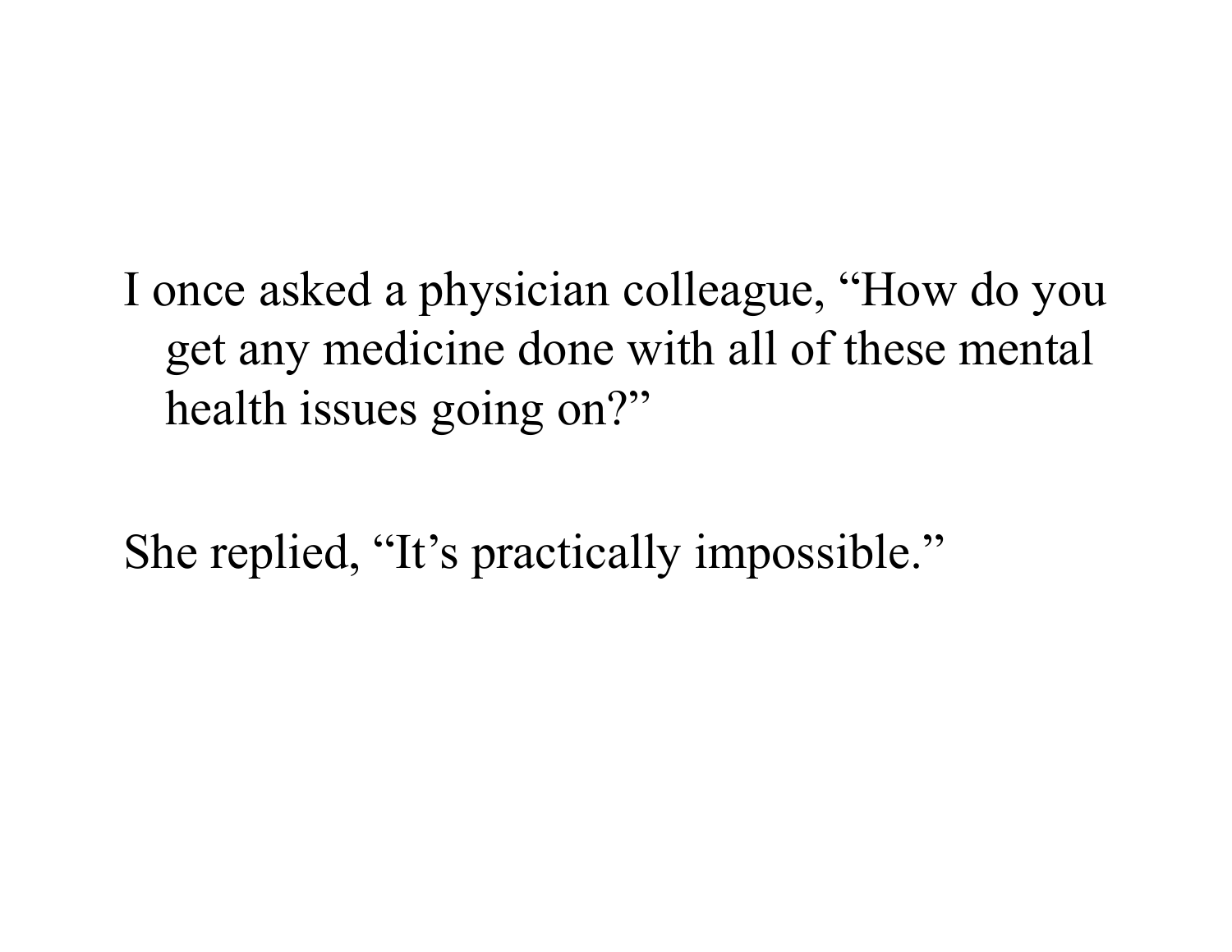I once asked a physician colleague, “How do you get any medicine done with all of these mental health issues going on?”

She replied, “It’s practically impossible.”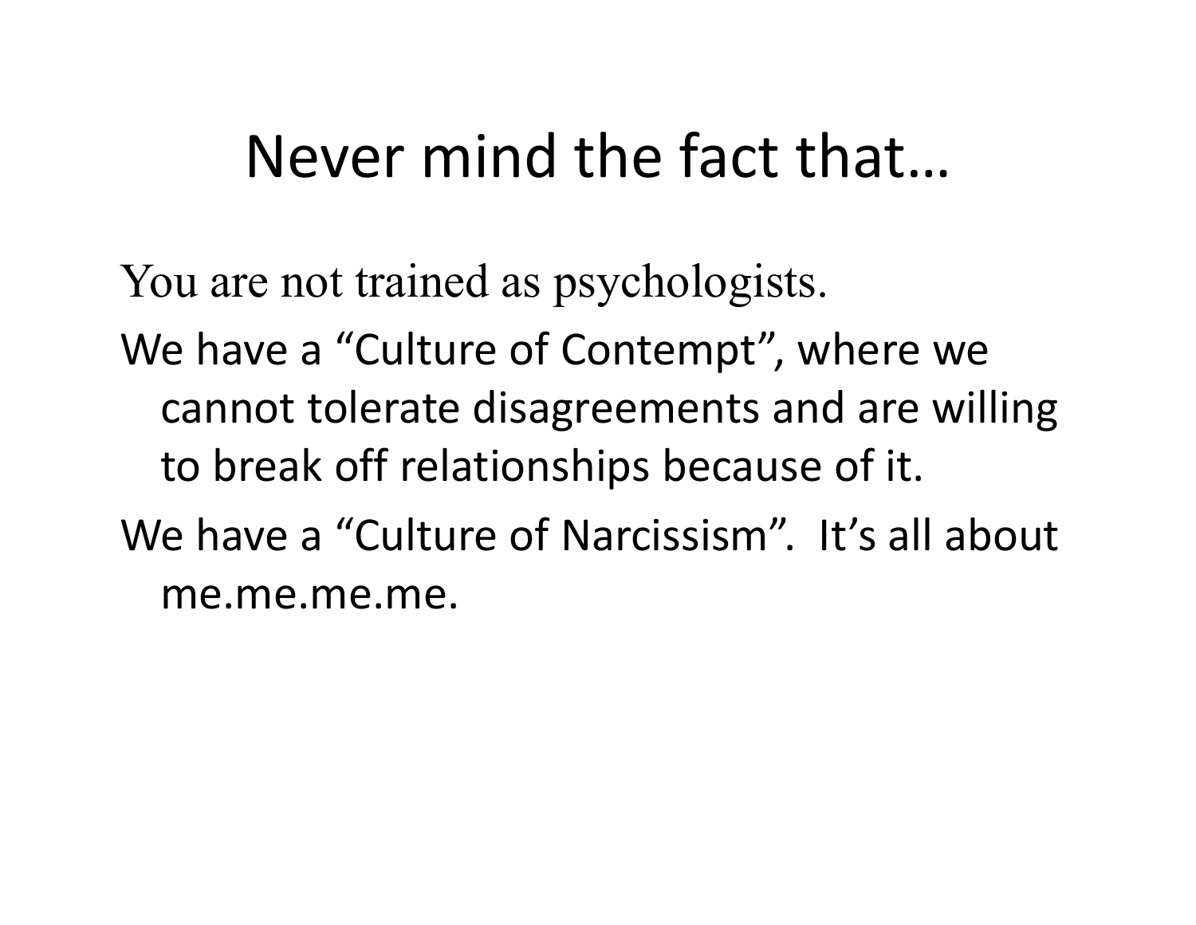# Never mind the fact that…

You are not trained as psychologists.

We have a "Culture of Contempt", where we cannot tolerate disagreements and are willing to break off relationships because of it.

We have a "Culture of Narcissism". It's all about me.me.me.me.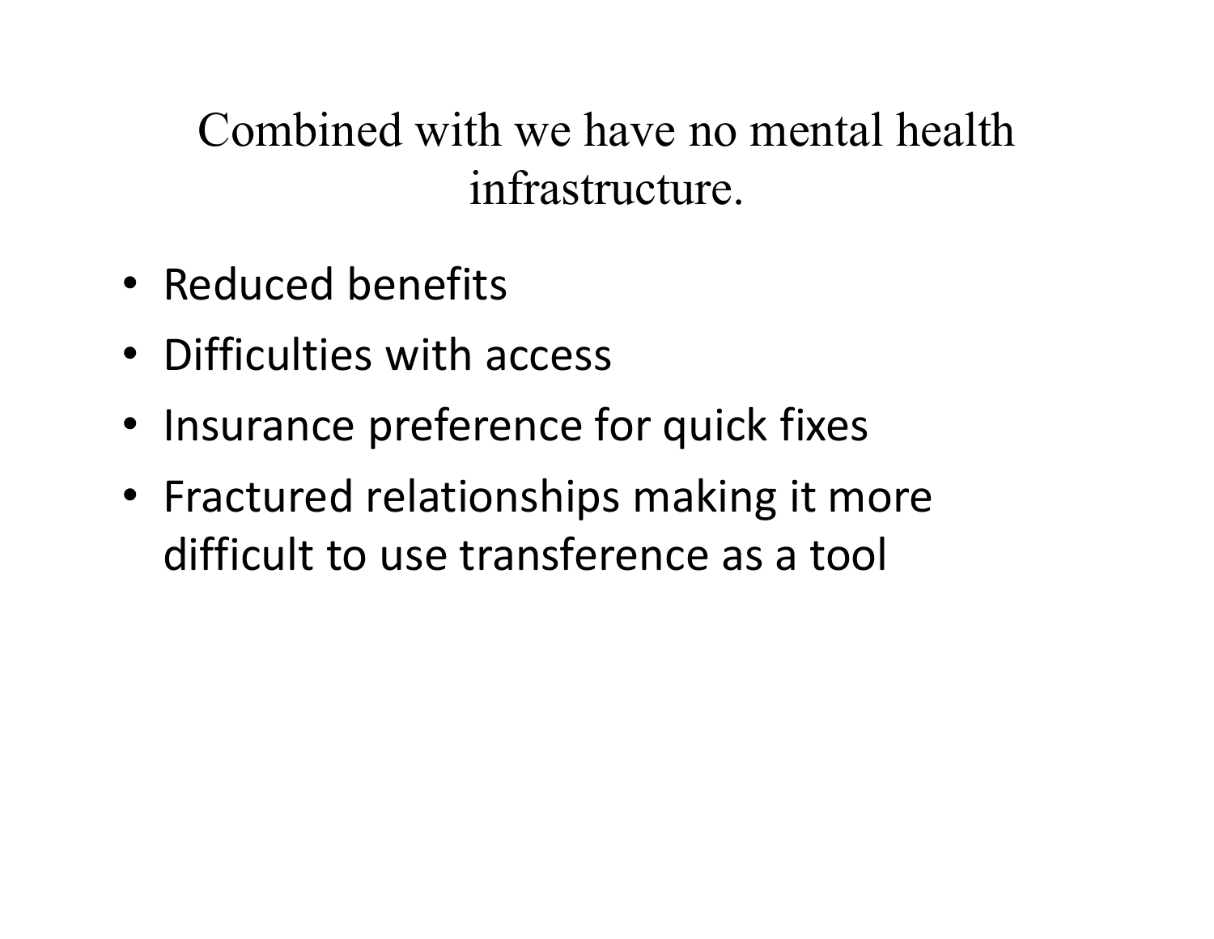# Combined with we have no mental health infrastructure.

- Reduced benefits
- Difficulties with access
- Insurance preference for quick fixes
- Fractured relationships making it more difficult to use transference as a tool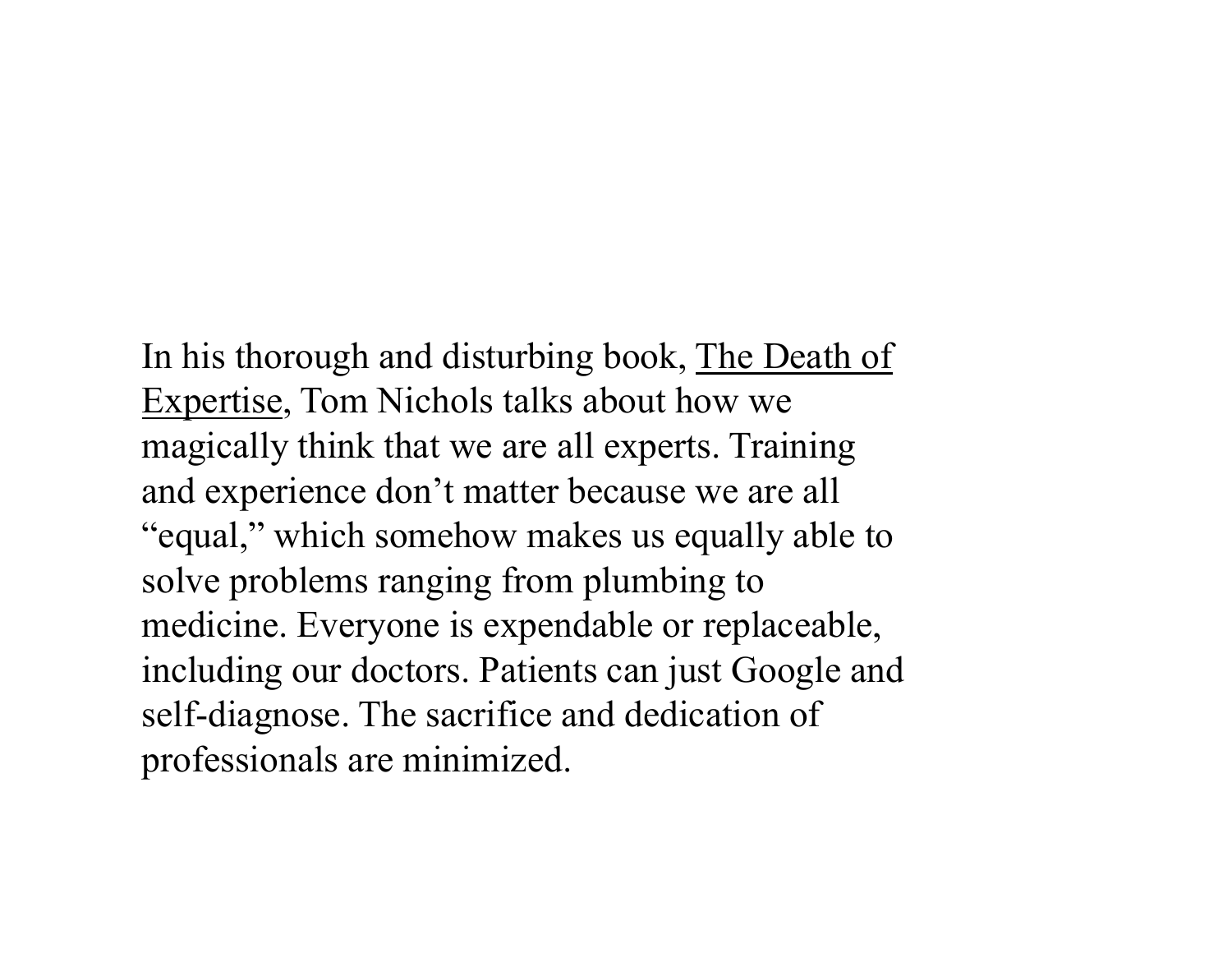In his thorough and disturbing book, <u>The Death of Expertise</u>, Tom Nichols talks about how we magically think that we are all experts. Training and experience don't matter because we are all "equal," which somehow makes us equally able to solve problems ranging from plumbing to medicine. Everyone is expendable or replaceable, including our doctors. Patients can just Google and self-diagnose. The sacrifice and dedication of professionals are minimized.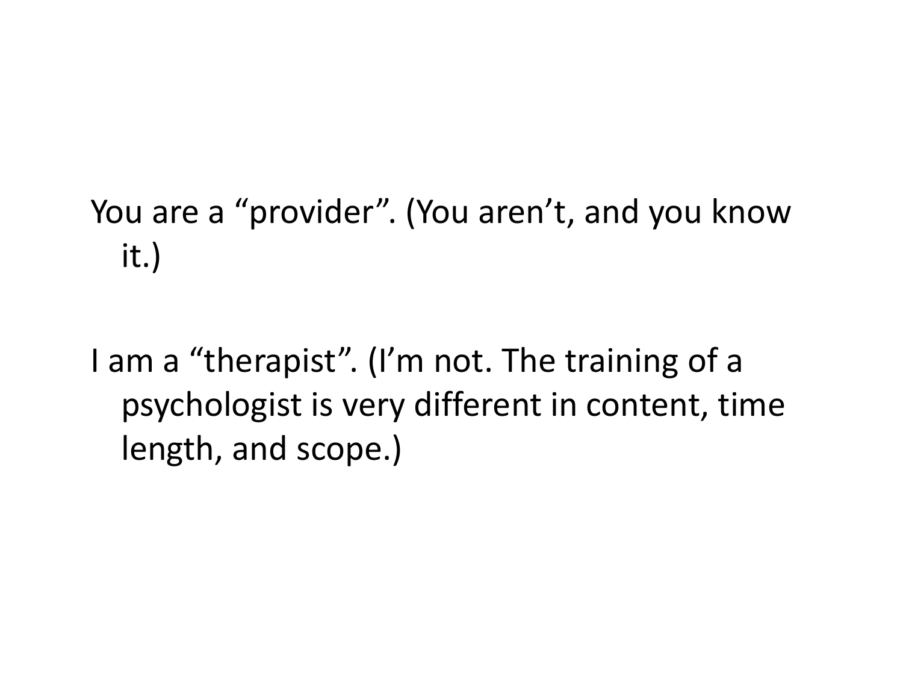You are a “provider”. (You aren’t, and you know it.)

I am a “therapist”. (I’m not. The training of a psychologist is very different in content, time length, and scope.)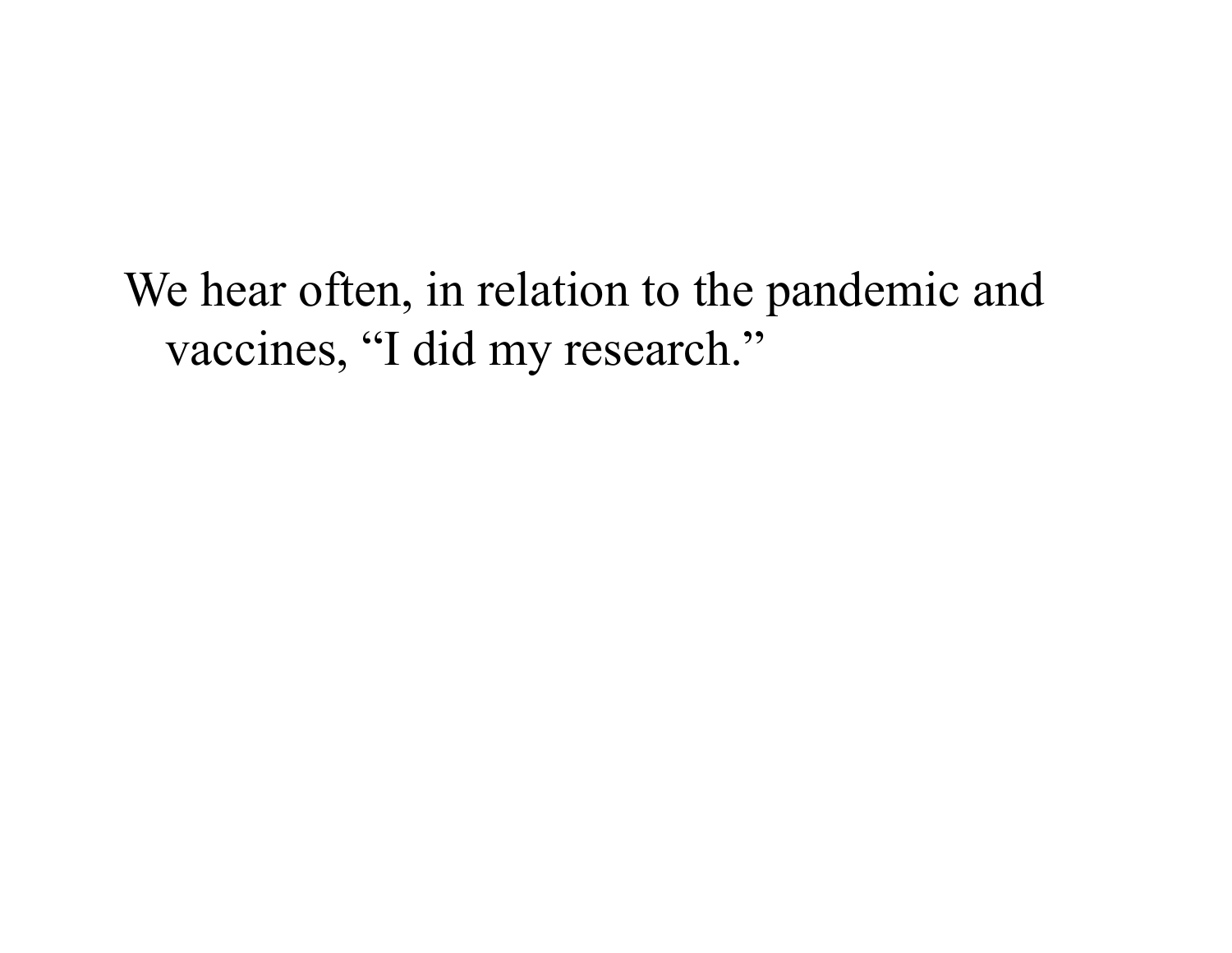We hear often, in relation to the pandemic and vaccines, “I did my research.”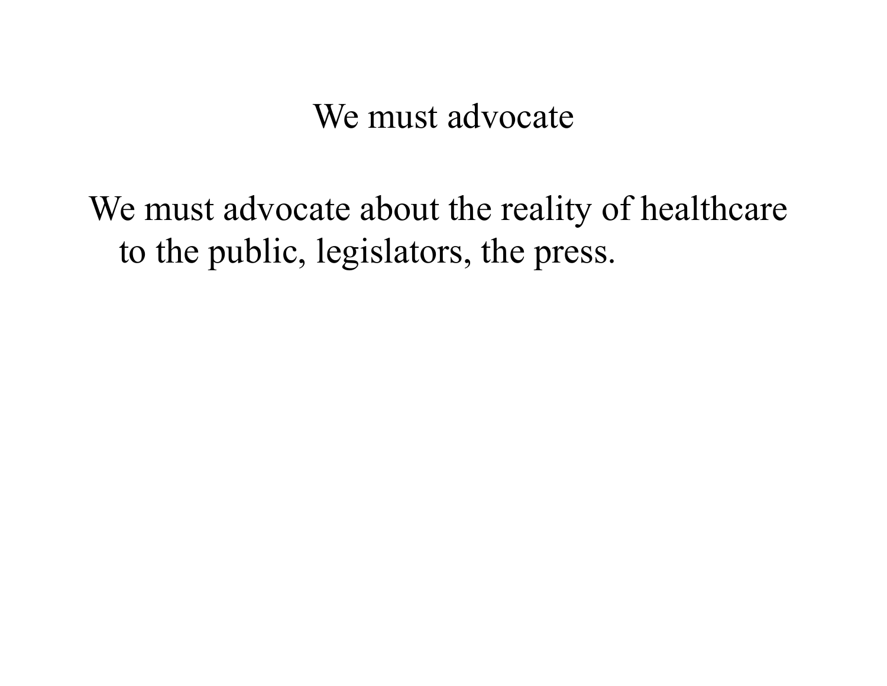# We must advocate

We must advocate about the reality of healthcare to the public, legislators, the press.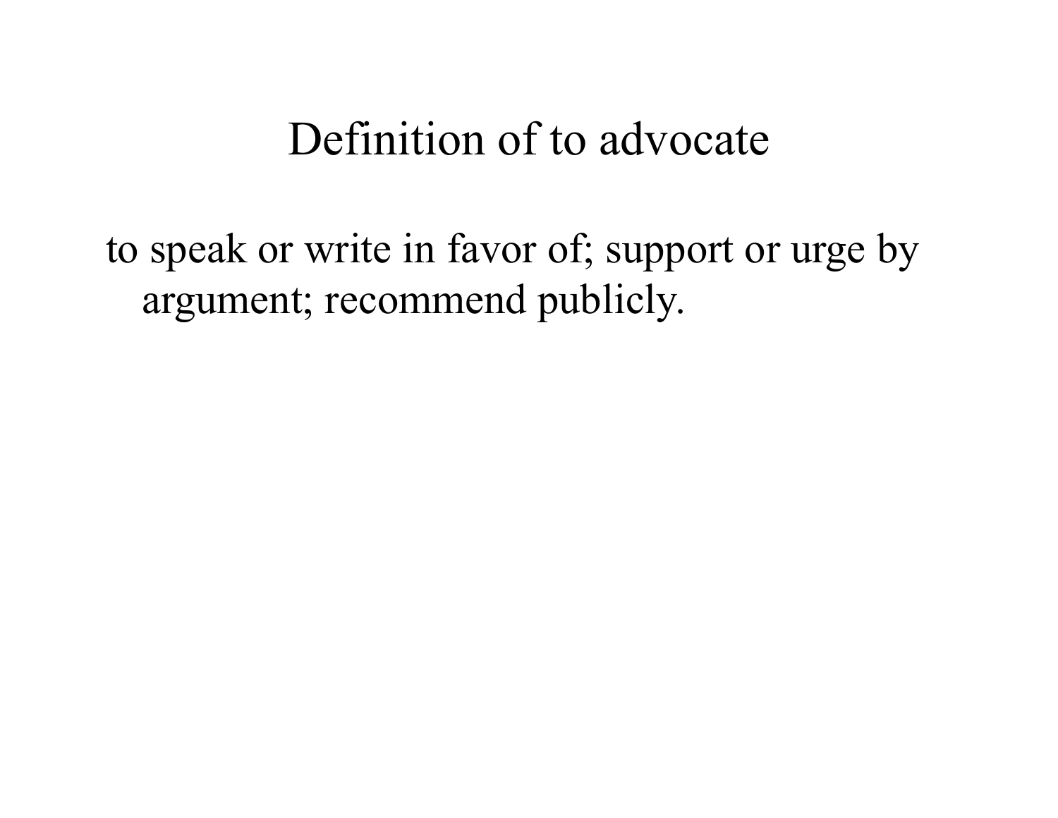# Definition of to advocate

to speak or write in favor of; support or urge by argument; recommend publicly.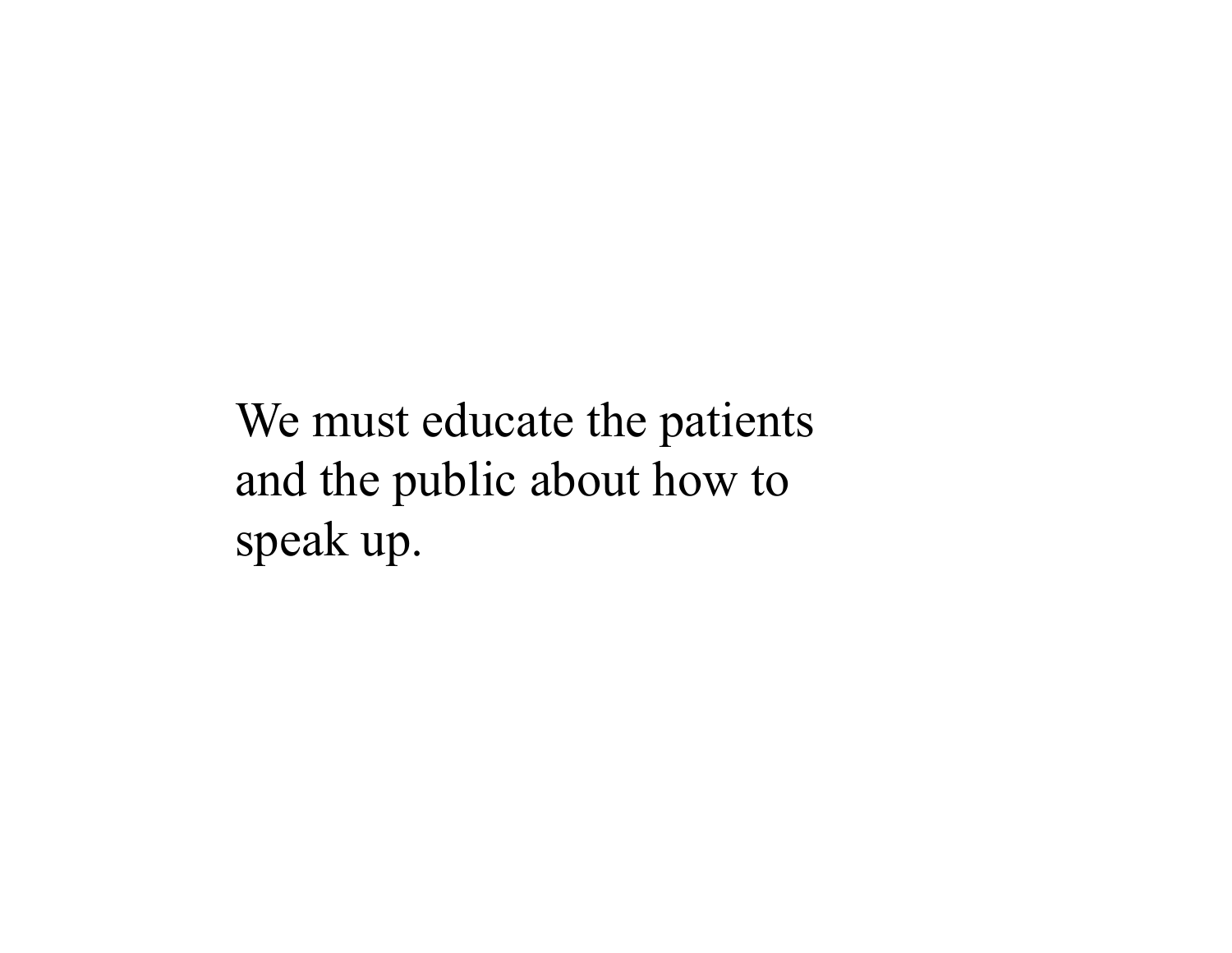We must educate the patients and the public about how to speak up.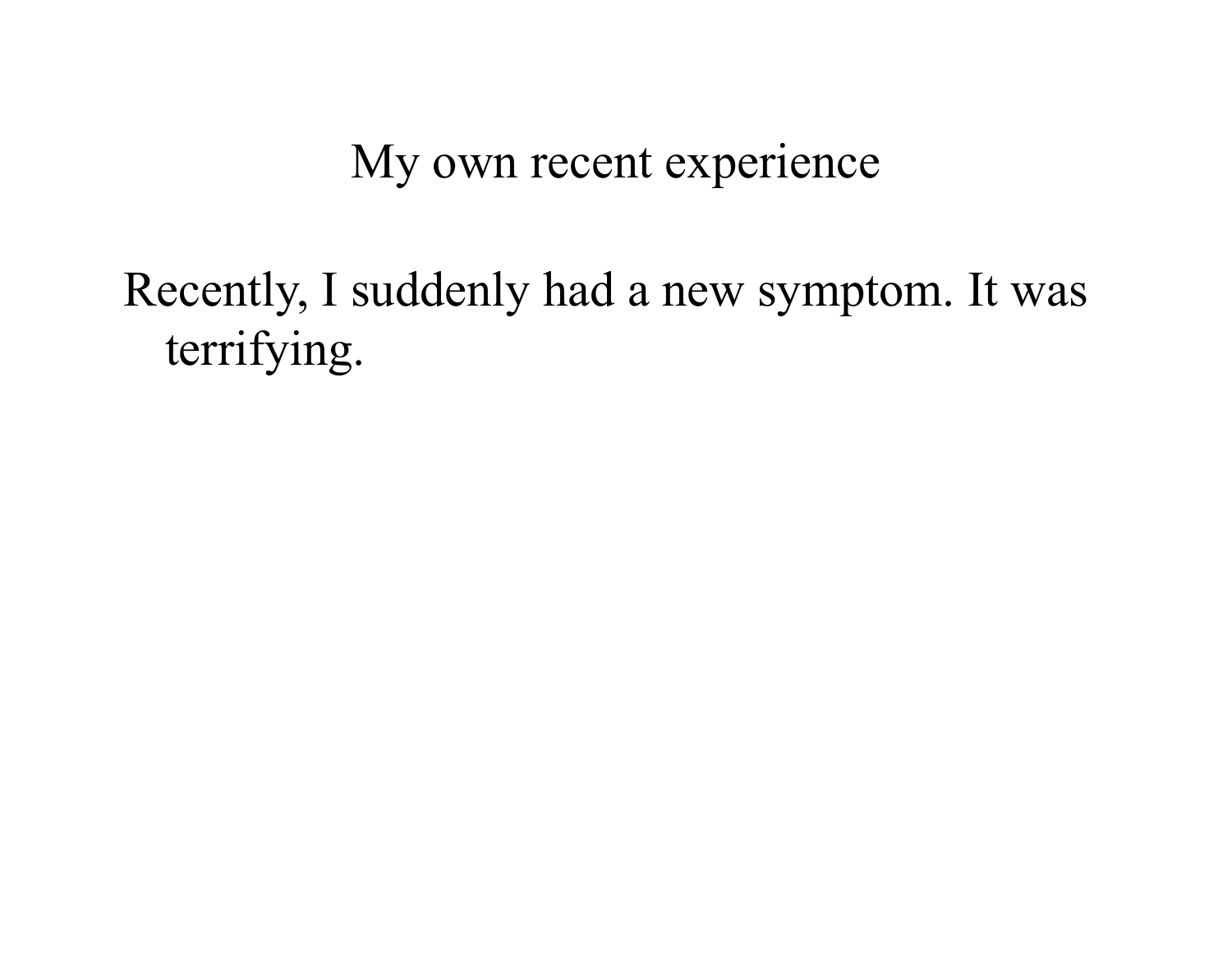## My own recent experience

Recently, I suddenly had a new symptom. It was terrifying.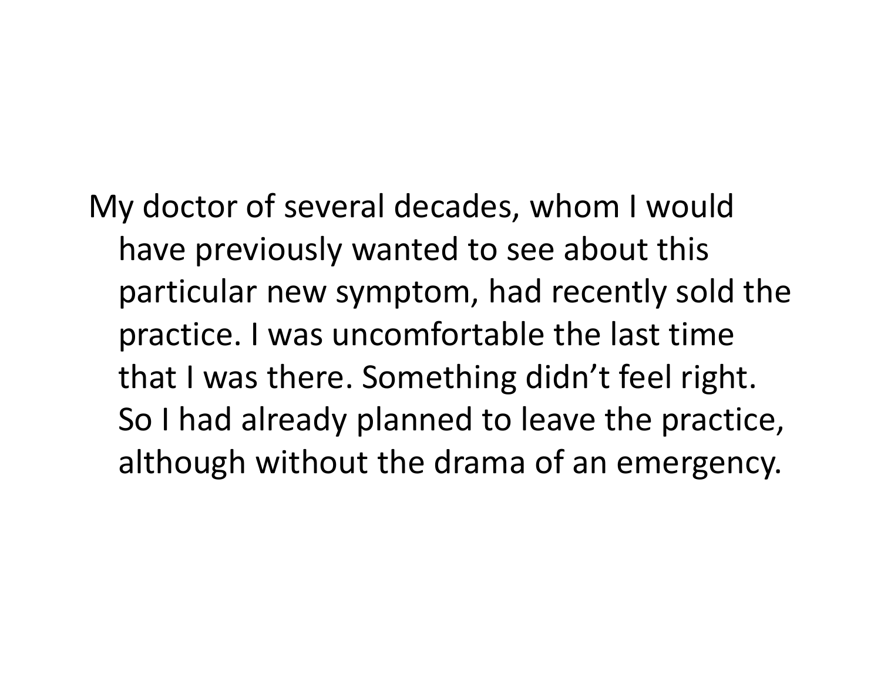My doctor of several decades, whom I would have previously wanted to see about this particular new symptom, had recently sold the practice. I was uncomfortable the last time that I was there. Something didn't feel right. So I had already planned to leave the practice, although without the drama of an emergency.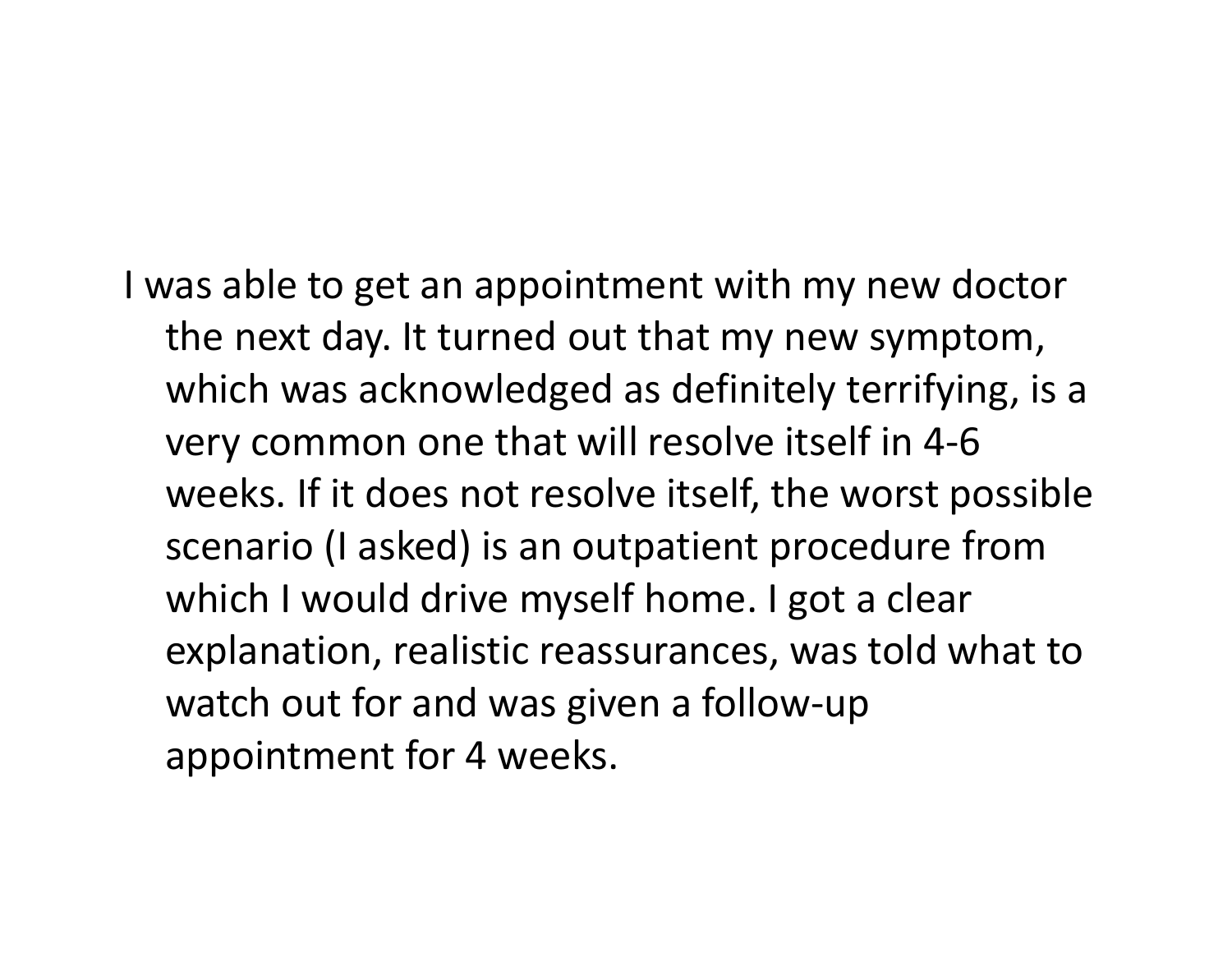I was able to get an appointment with my new doctor the next day. It turned out that my new symptom, which was acknowledged as definitely terrifying, is a very common one that will resolve itself in 4-6 weeks. If it does not resolve itself, the worst possible scenario (I asked) is an outpatient procedure from which I would drive myself home. I got a clear explanation, realistic reassurances, was told what to watch out for and was given a follow-up appointment for 4 weeks.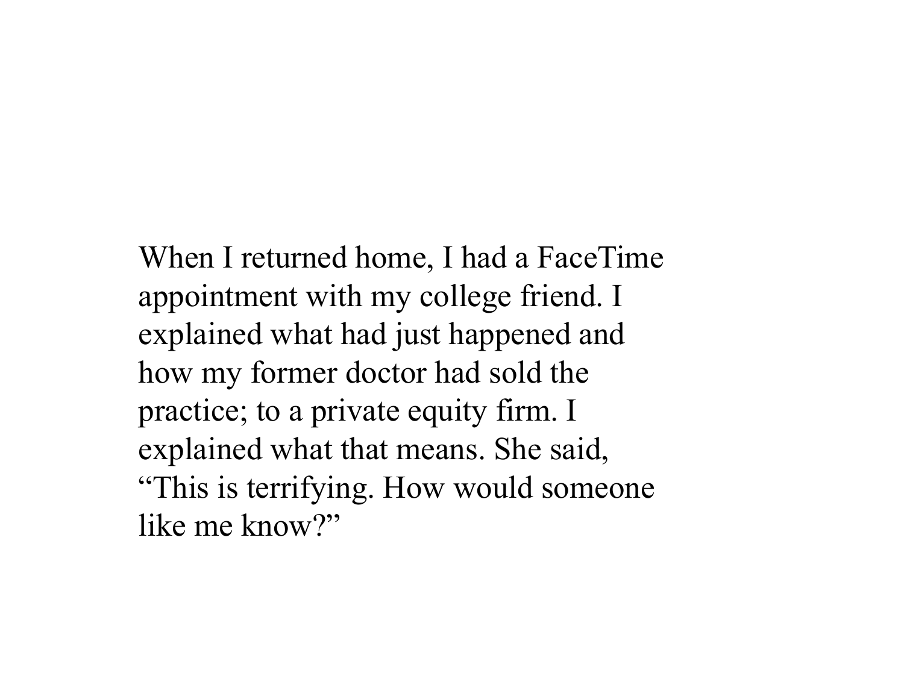When I returned home, I had a FaceTime appointment with my college friend. I explained what had just happened and how my former doctor had sold the practice; to a private equity firm. I explained what that means. She said, "This is terrifying. How would someone like me know?"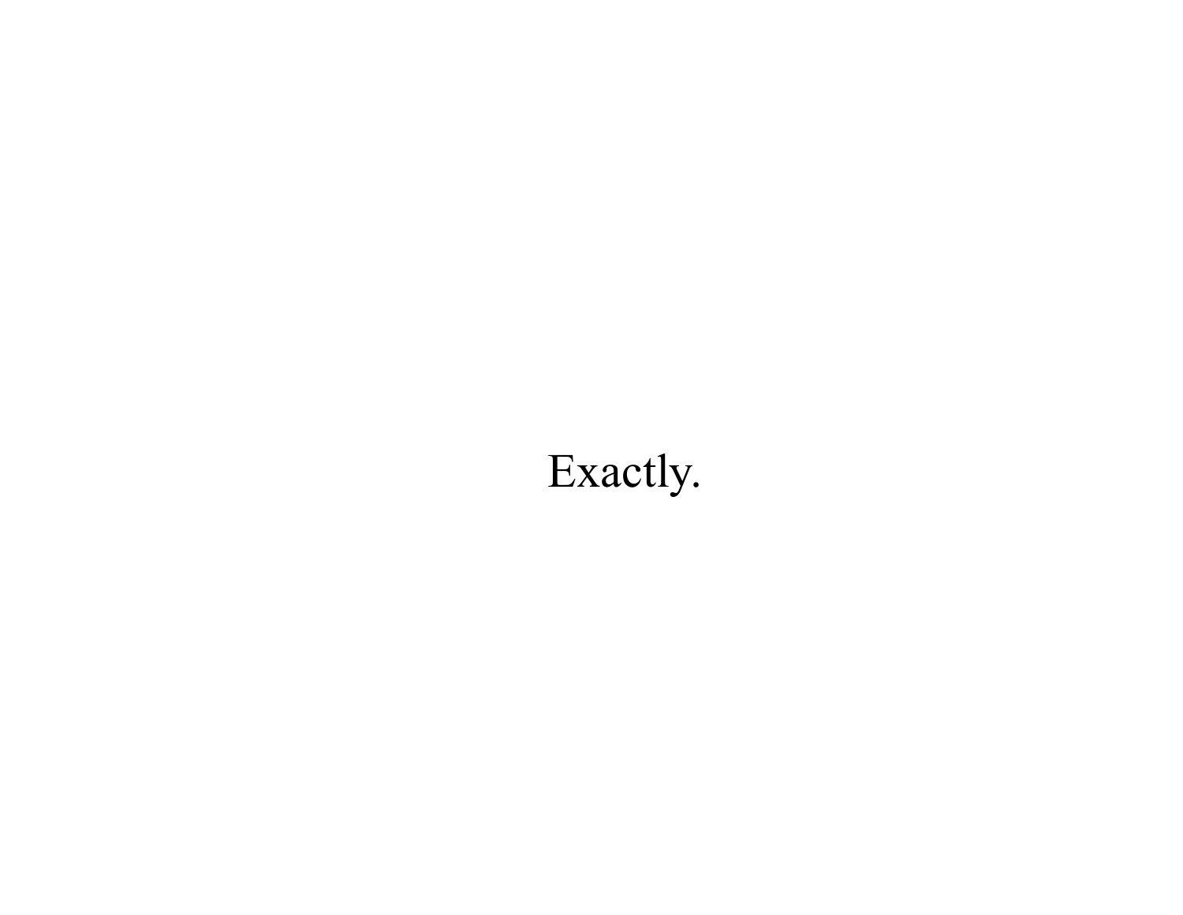Exactly.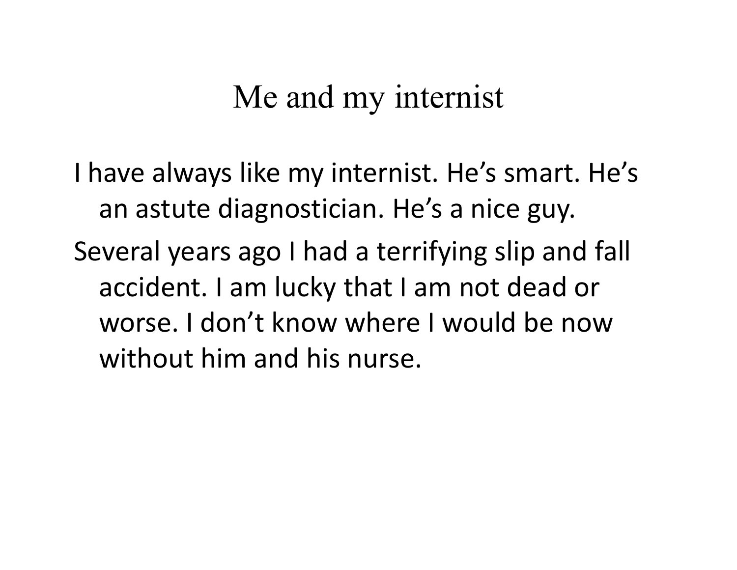# Me and my internist

I have always like my internist. He’s smart. He’s an astute diagnostician. He’s a nice guy.

Several years ago I had a terrifying slip and fall accident. I am lucky that I am not dead or worse. I don’t know where I would be now without him and his nurse.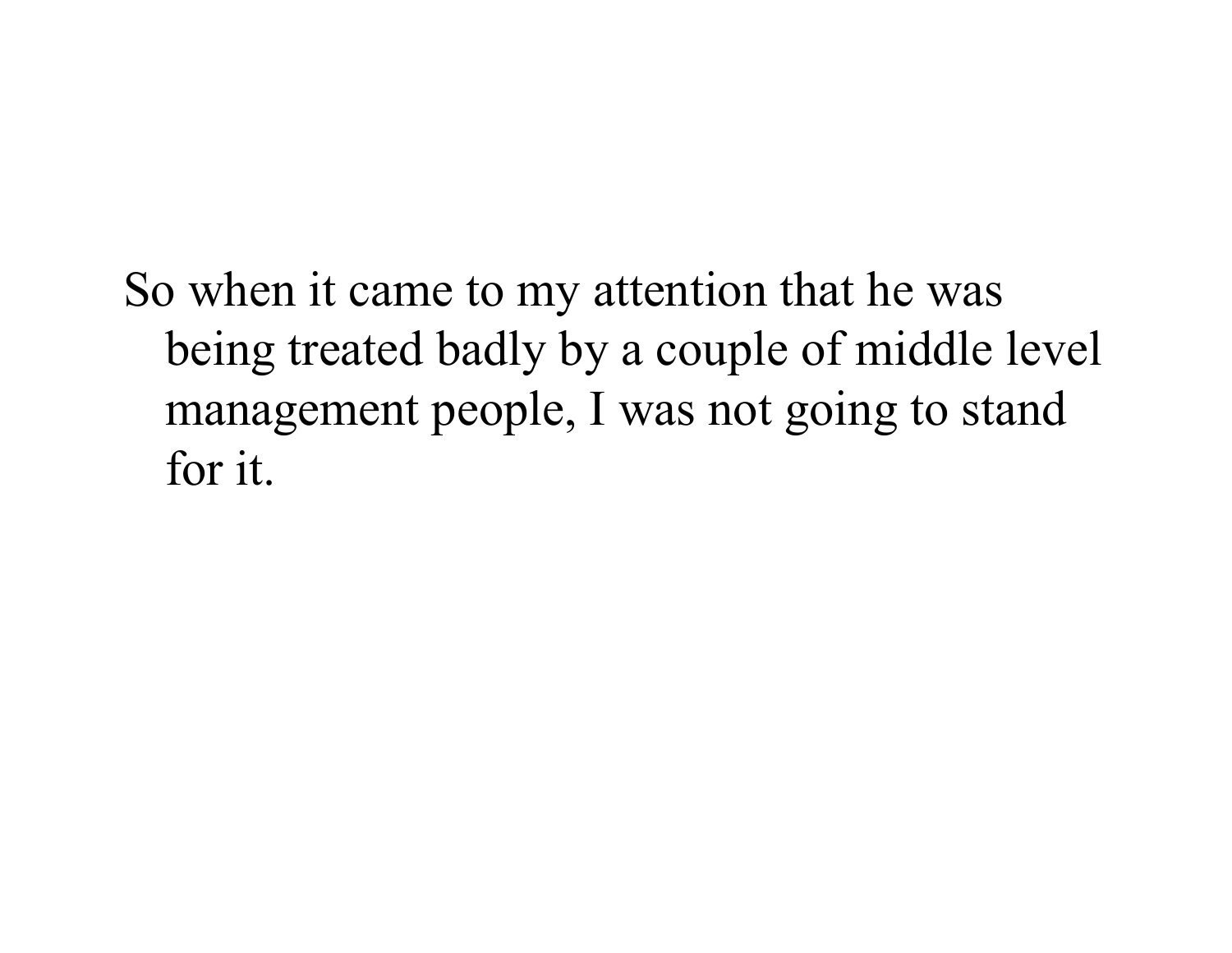So when it came to my attention that he was being treated badly by a couple of middle level management people, I was not going to stand for it.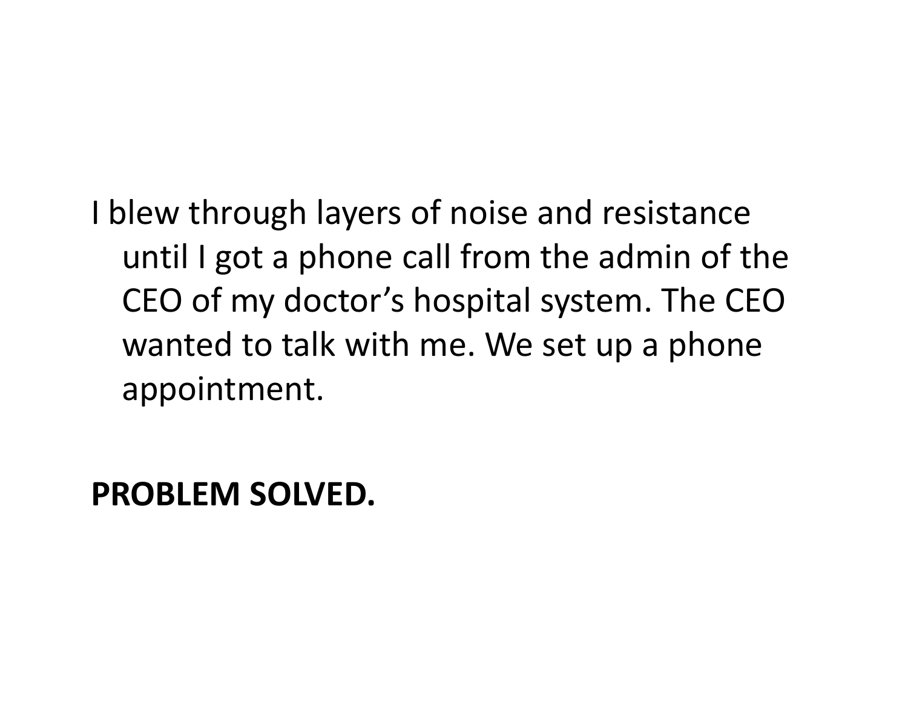I blew through layers of noise and resistance until I got a phone call from the admin of the CEO of my doctor's hospital system. The CEO wanted to talk with me. We set up a phone appointment.

**PROBLEM SOLVED.**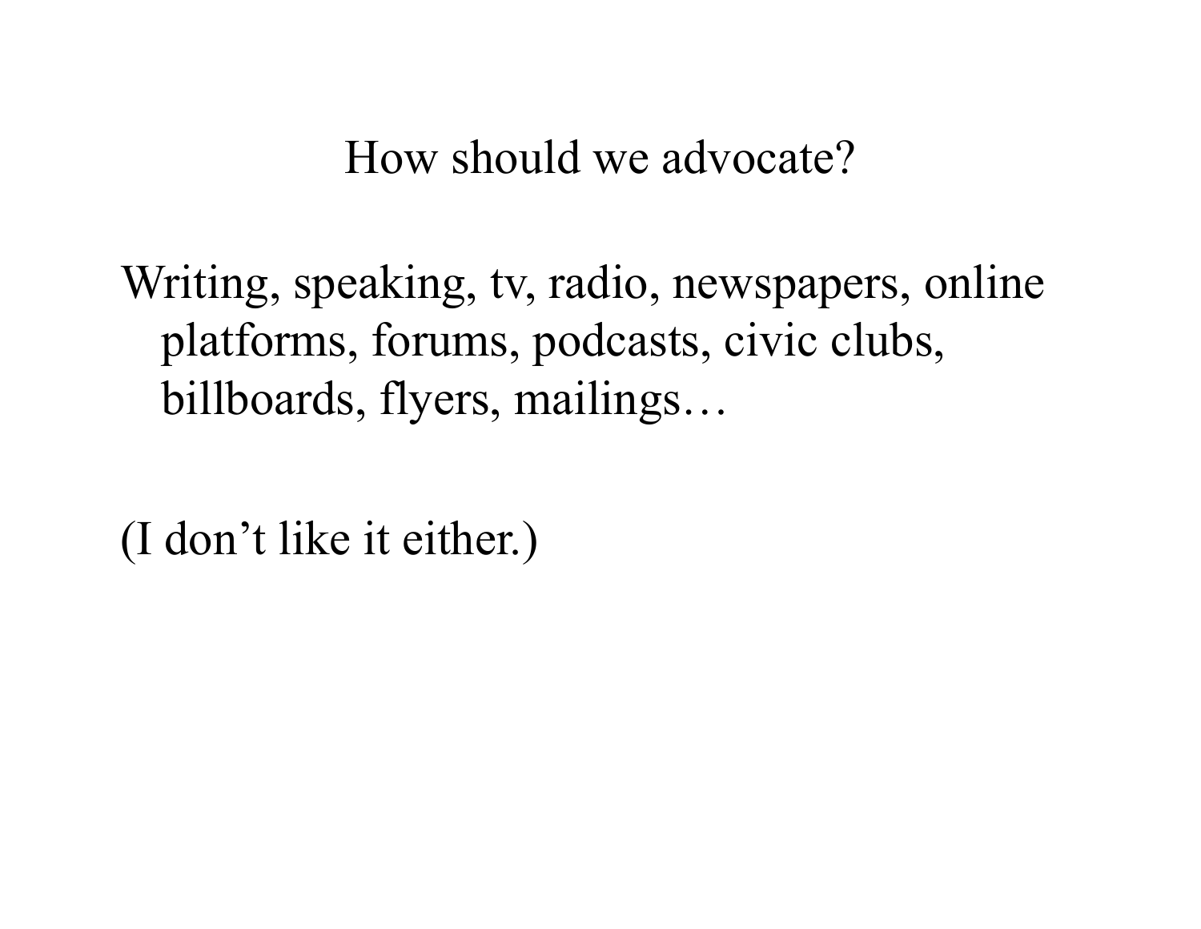## How should we advocate?

Writing, speaking, tv, radio, newspapers, online platforms, forums, podcasts, civic clubs, billboards, flyers, mailings…

(I don't like it either.)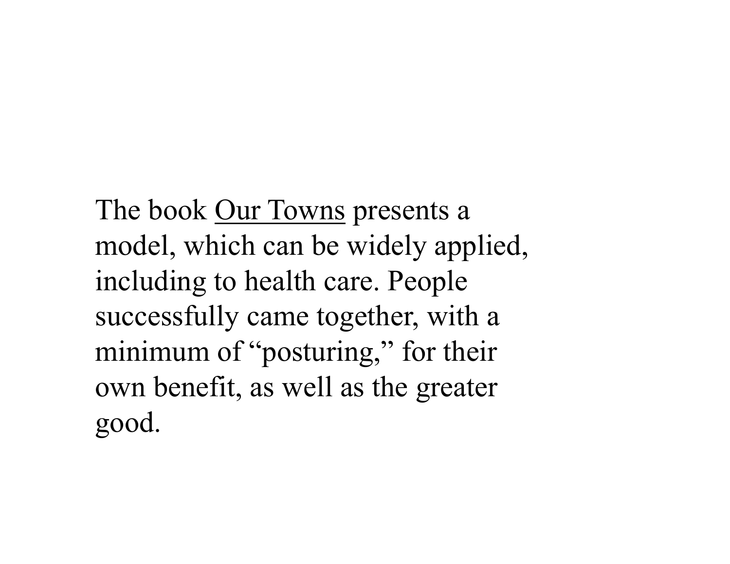The book <u>Our Towns</u> presents a model, which can be widely applied, including to health care. People successfully came together, with a minimum of "posturing," for their own benefit, as well as the greater good.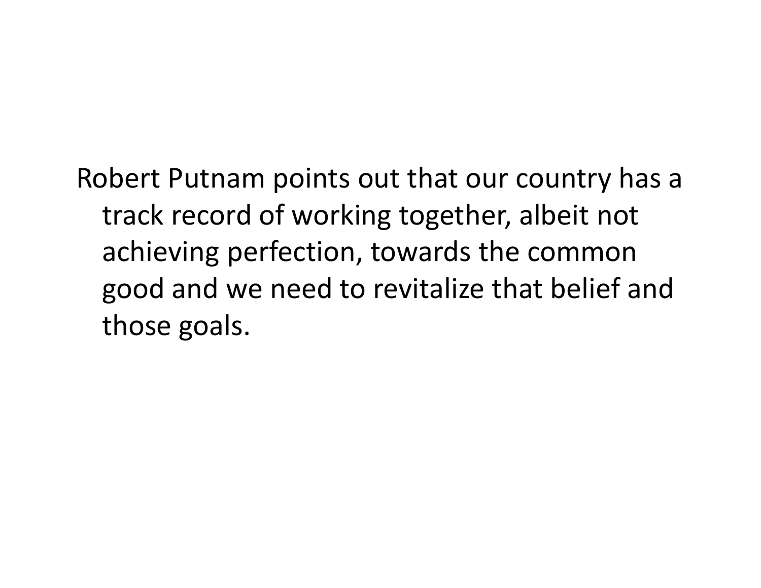Robert Putnam points out that our country has a track record of working together, albeit not achieving perfection, towards the common good and we need to revitalize that belief and those goals.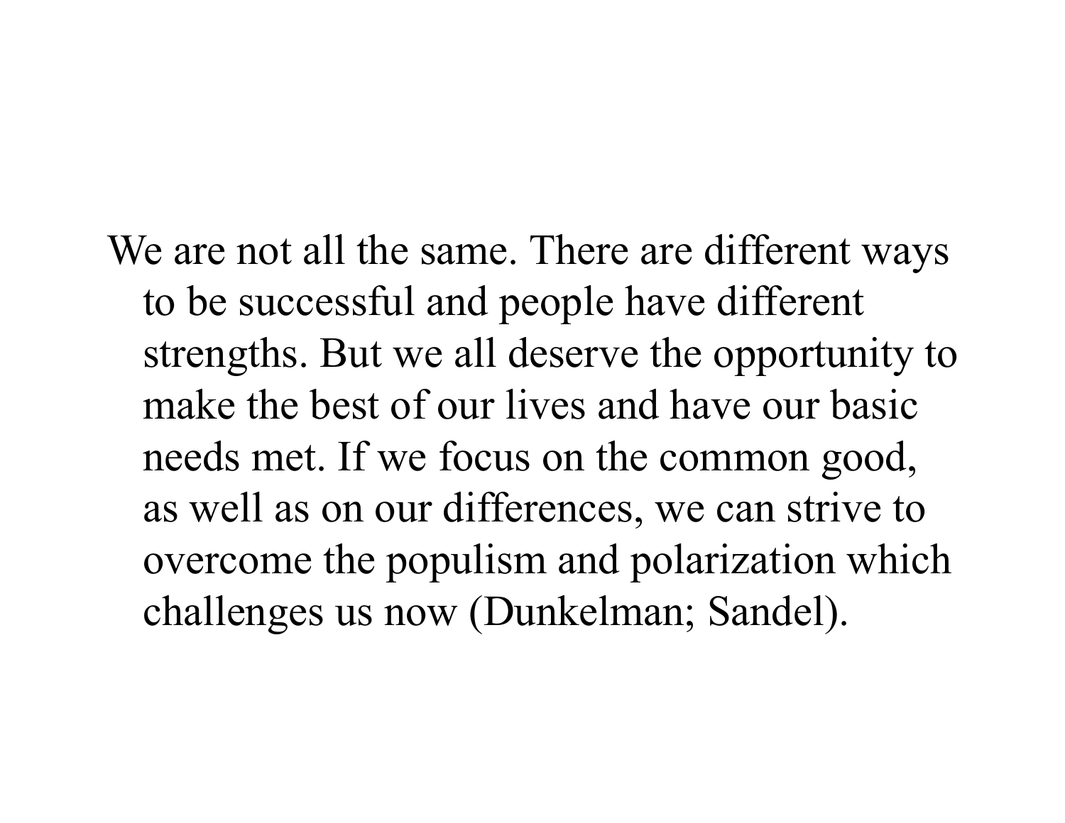We are not all the same. There are different ways to be successful and people have different strengths. But we all deserve the opportunity to make the best of our lives and have our basic needs met. If we focus on the common good, as well as on our differences, we can strive to overcome the populism and polarization which challenges us now (Dunkelman; Sandel).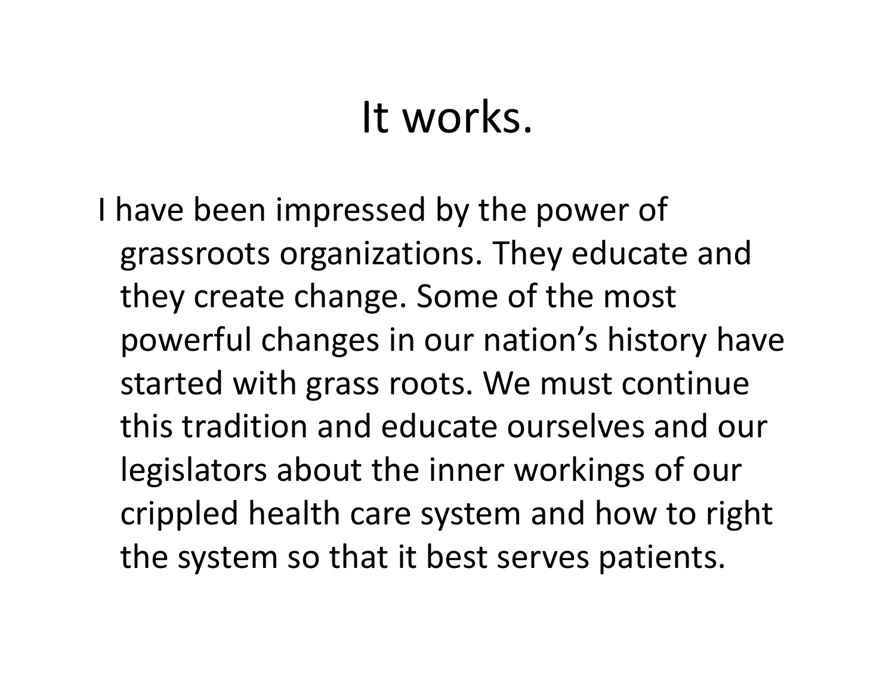# It works.

I have been impressed by the power of grassroots organizations. They educate and they create change. Some of the most powerful changes in our nation's history have started with grass roots. We must continue this tradition and educate ourselves and our legislators about the inner workings of our crippled health care system and how to right the system so that it best serves patients.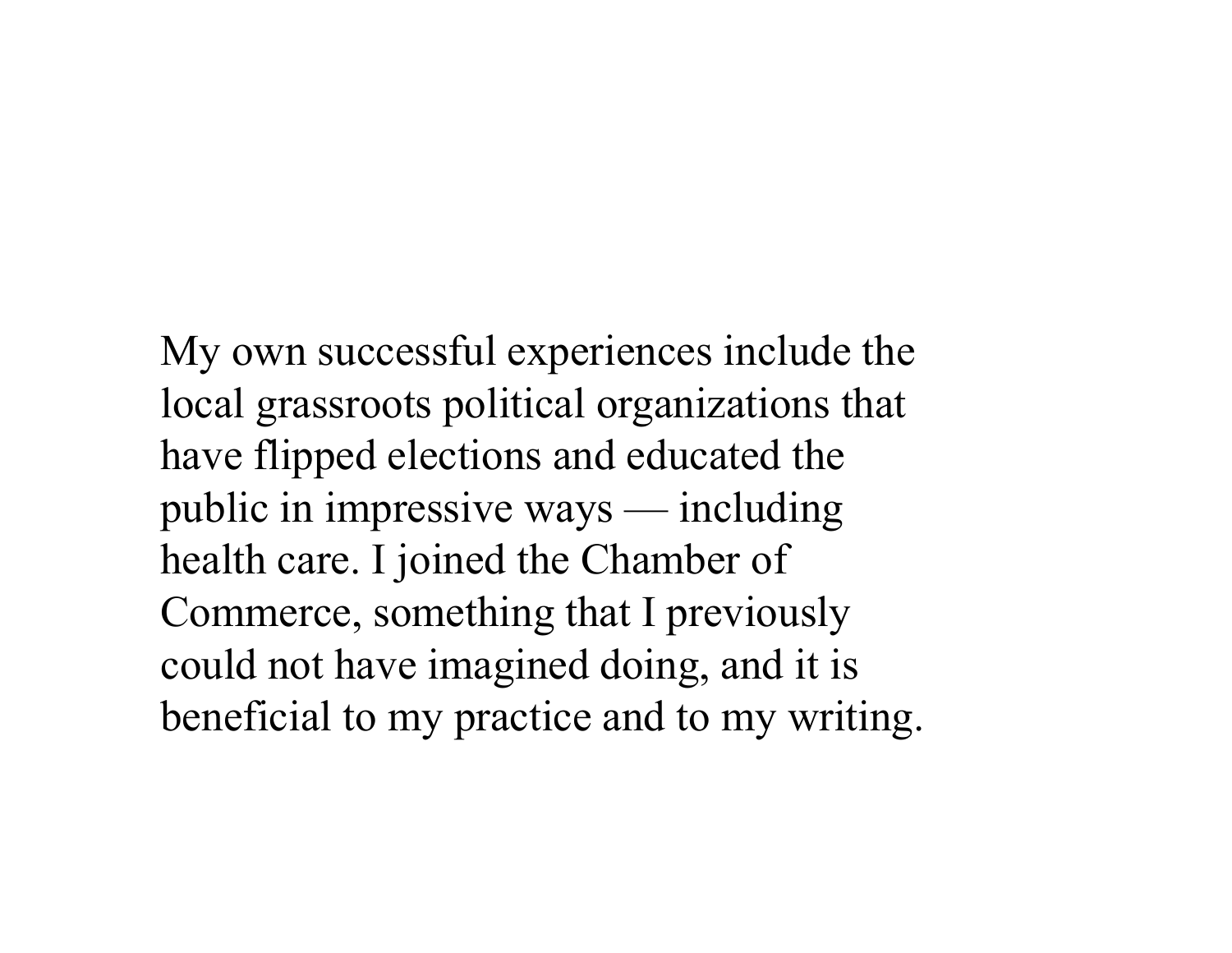My own successful experiences include the local grassroots political organizations that have flipped elections and educated the public in impressive ways — including health care. I joined the Chamber of Commerce, something that I previously could not have imagined doing, and it is beneficial to my practice and to my writing.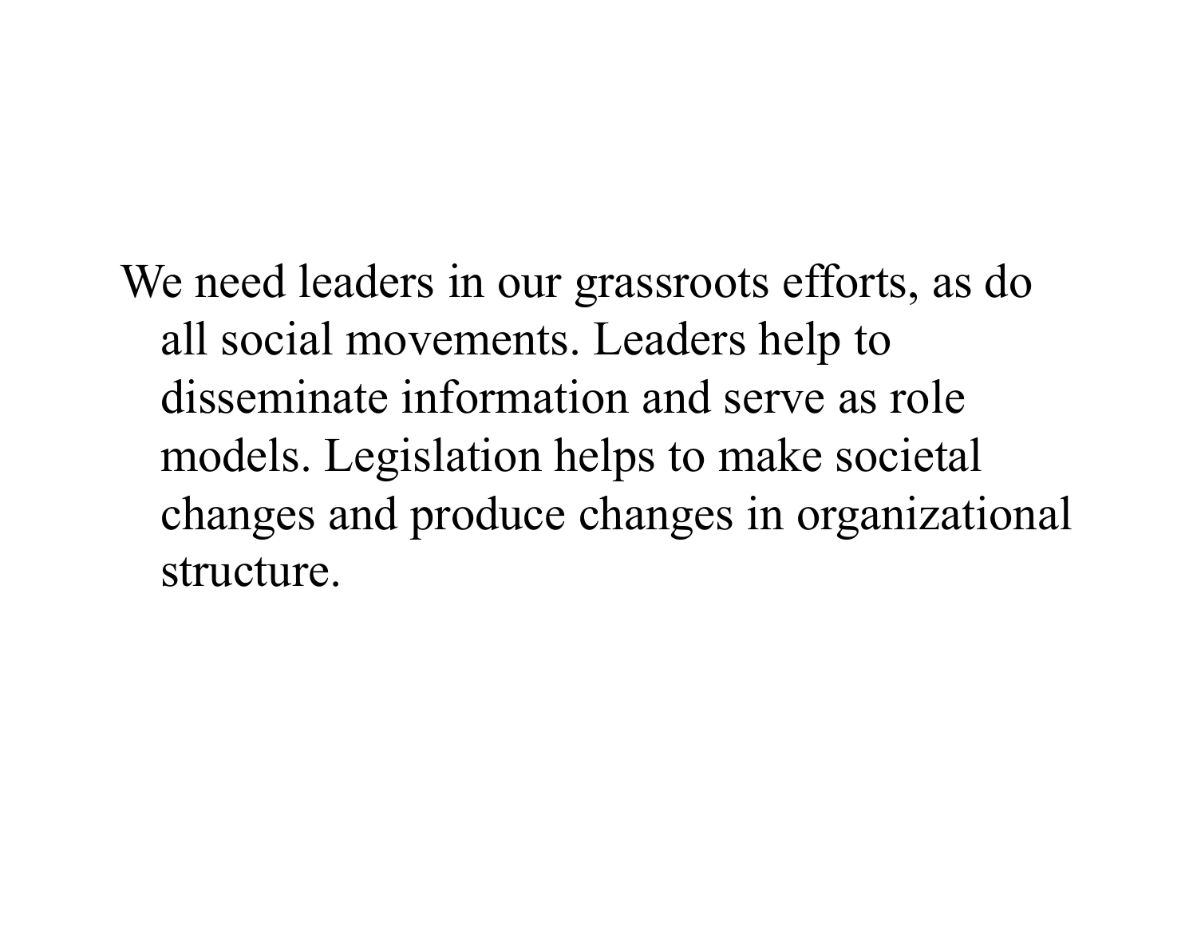We need leaders in our grassroots efforts, as do all social movements. Leaders help to disseminate information and serve as role models. Legislation helps to make societal changes and produce changes in organizational structure.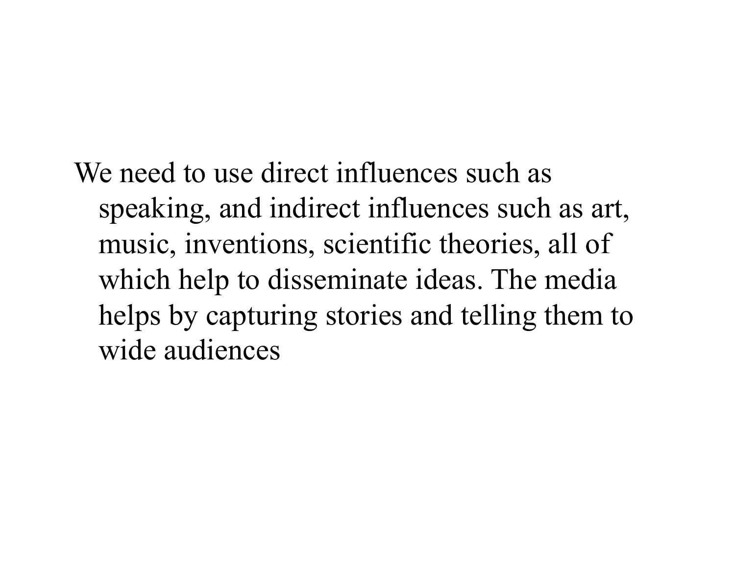We need to use direct influences such as speaking, and indirect influences such as art, music, inventions, scientific theories, all of which help to disseminate ideas. The media helps by capturing stories and telling them to wide audiences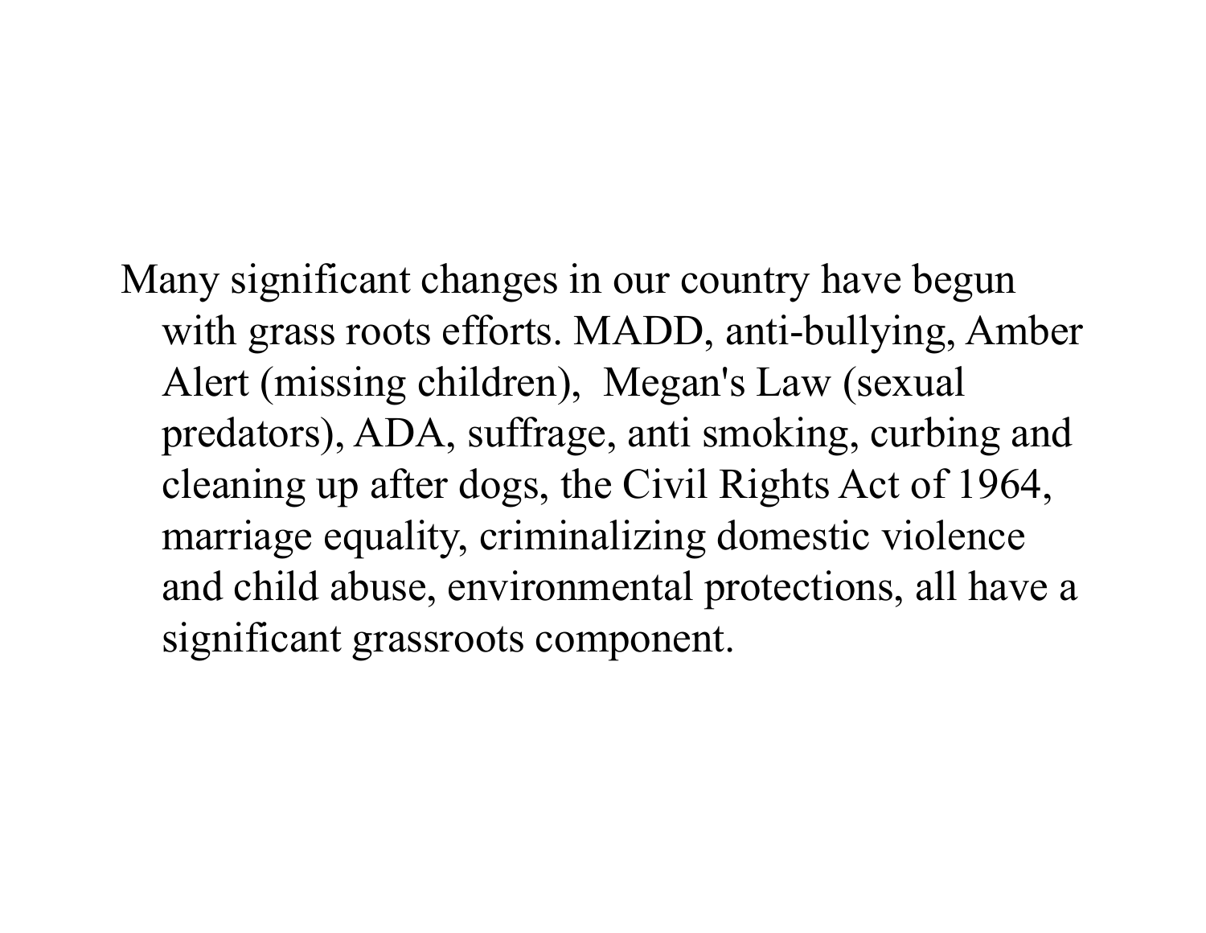Many significant changes in our country have begun with grass roots efforts. MADD, anti-bullying, Amber Alert (missing children), Megan's Law (sexual predators), ADA, suffrage, anti smoking, curbing and cleaning up after dogs, the Civil Rights Act of 1964, marriage equality, criminalizing domestic violence and child abuse, environmental protections, all have a significant grassroots component.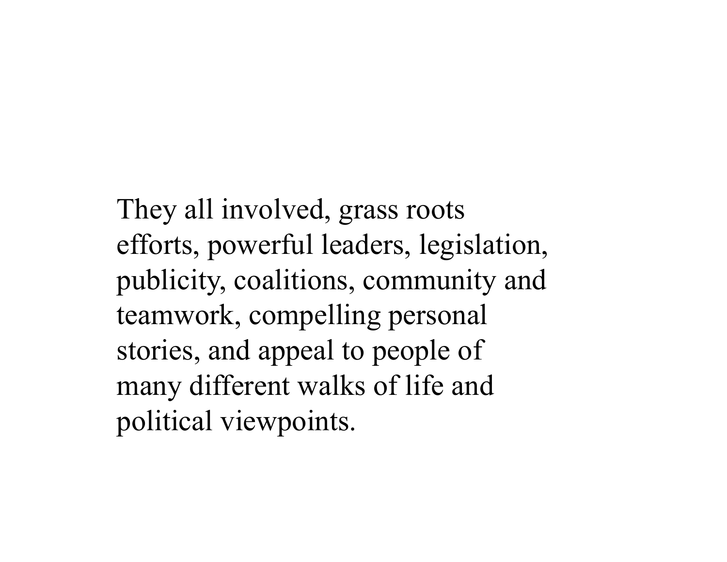They all involved, grass roots efforts, powerful leaders, legislation, publicity, coalitions, community and teamwork, compelling personal stories, and appeal to people of many different walks of life and political viewpoints.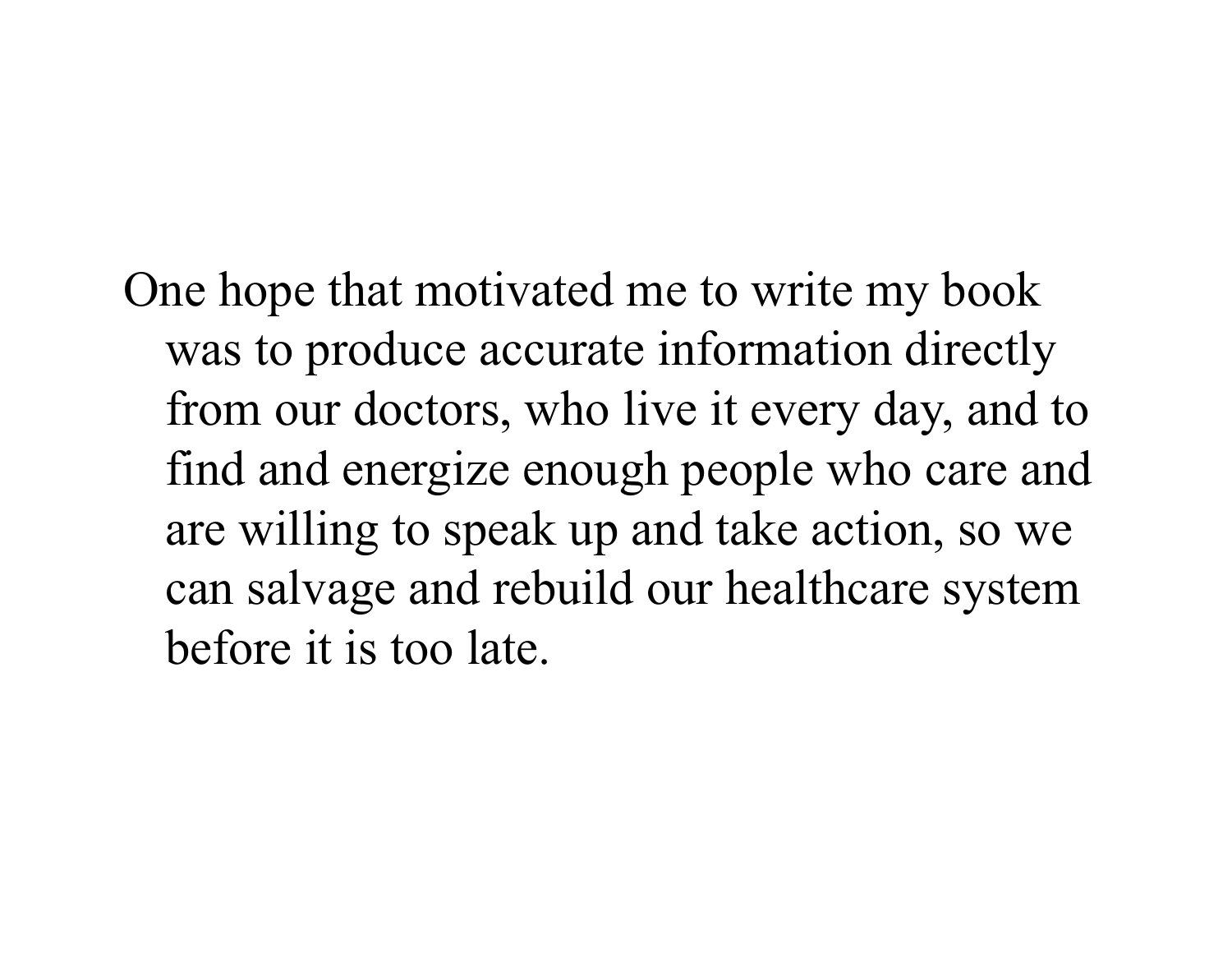One hope that motivated me to write my book was to produce accurate information directly from our doctors, who live it every day, and to find and energize enough people who care and are willing to speak up and take action, so we can salvage and rebuild our healthcare system before it is too late.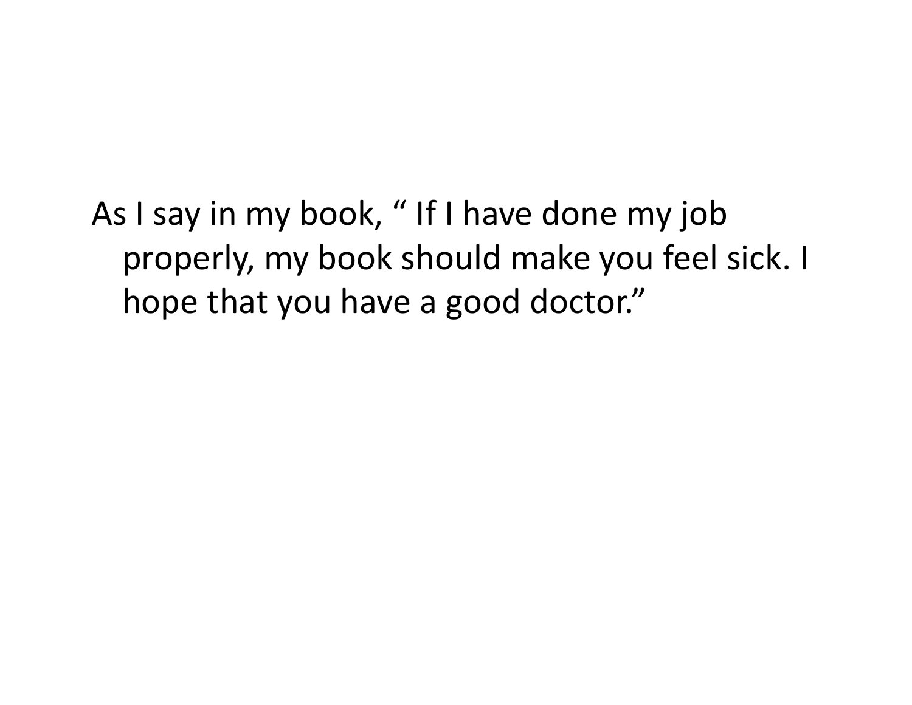As I say in my book, " If I have done my job properly, my book should make you feel sick. I hope that you have a good doctor."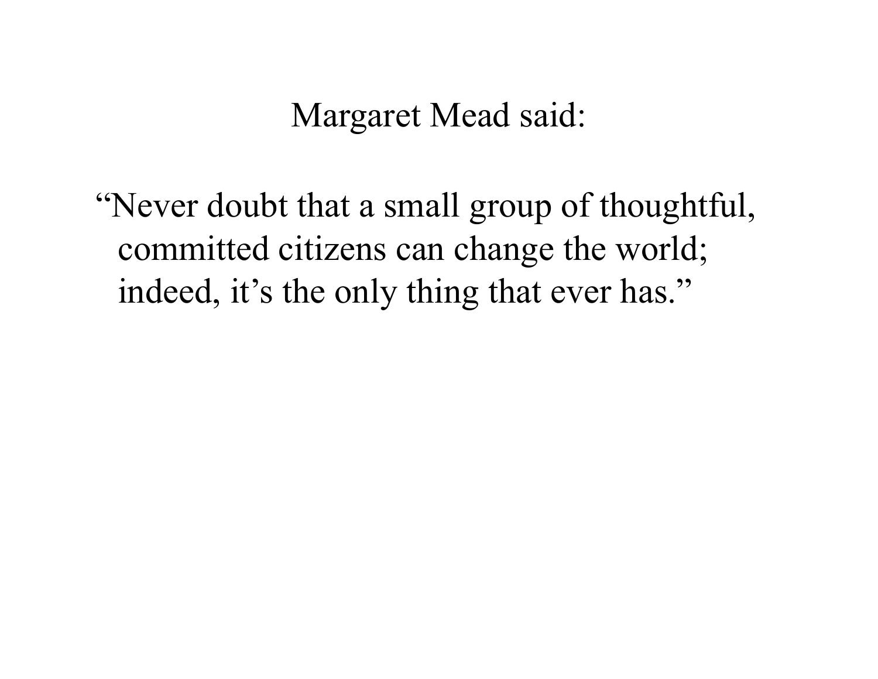Margaret Mead said:

"Never doubt that a small group of thoughtful, committed citizens can change the world; indeed, it's the only thing that ever has."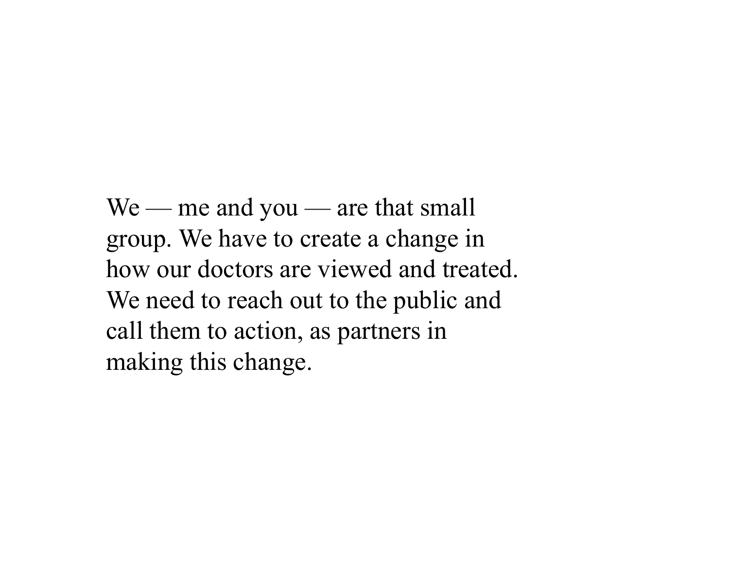We — me and you — are that small group. We have to create a change in how our doctors are viewed and treated. We need to reach out to the public and call them to action, as partners in making this change.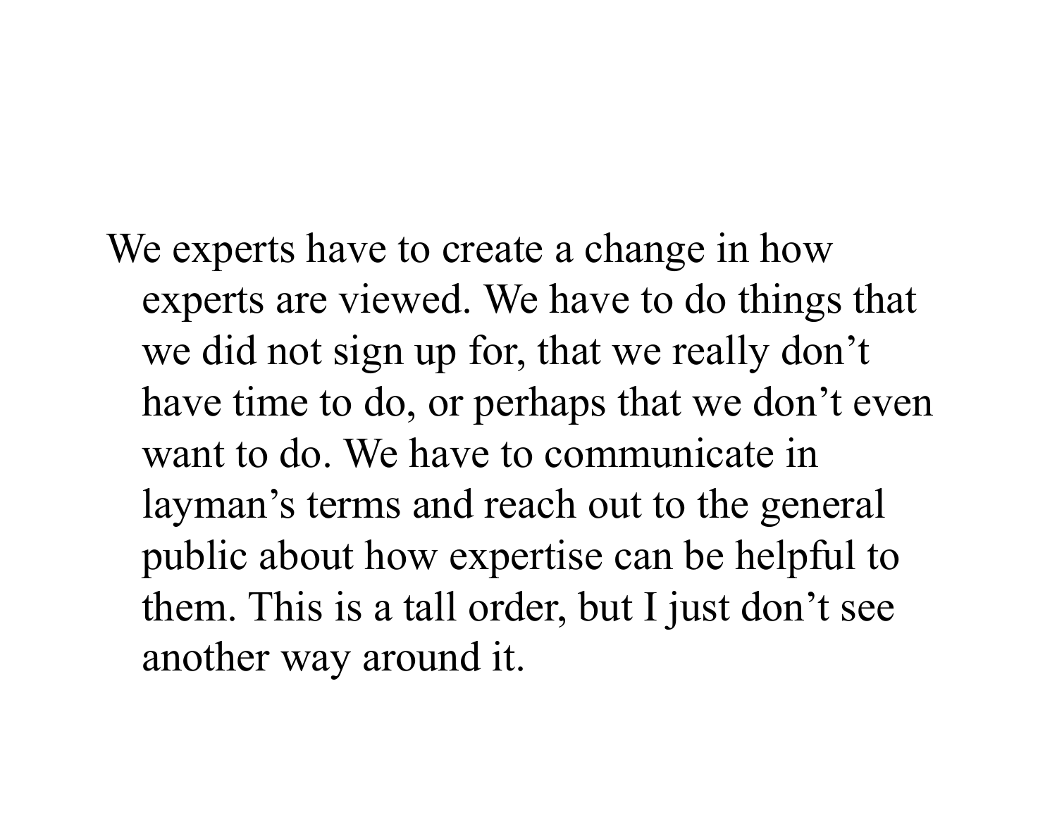We experts have to create a change in how experts are viewed. We have to do things that we did not sign up for, that we really don't have time to do, or perhaps that we don't even want to do. We have to communicate in layman's terms and reach out to the general public about how expertise can be helpful to them. This is a tall order, but I just don't see another way around it.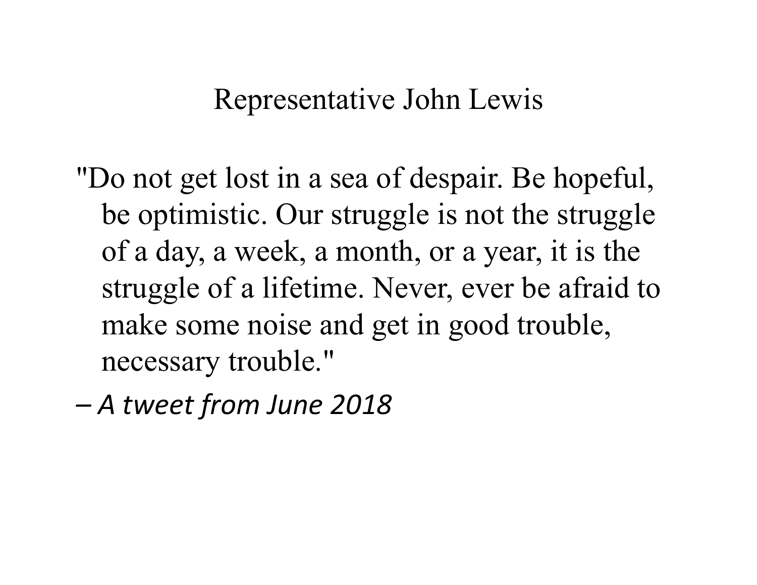# Representative John Lewis

"Do not get lost in a sea of despair. Be hopeful, be optimistic. Our struggle is not the struggle of a day, a week, a month, or a year, it is the struggle of a lifetime. Never, ever be afraid to make some noise and get in good trouble, necessary trouble."

– *A tweet from June 2018*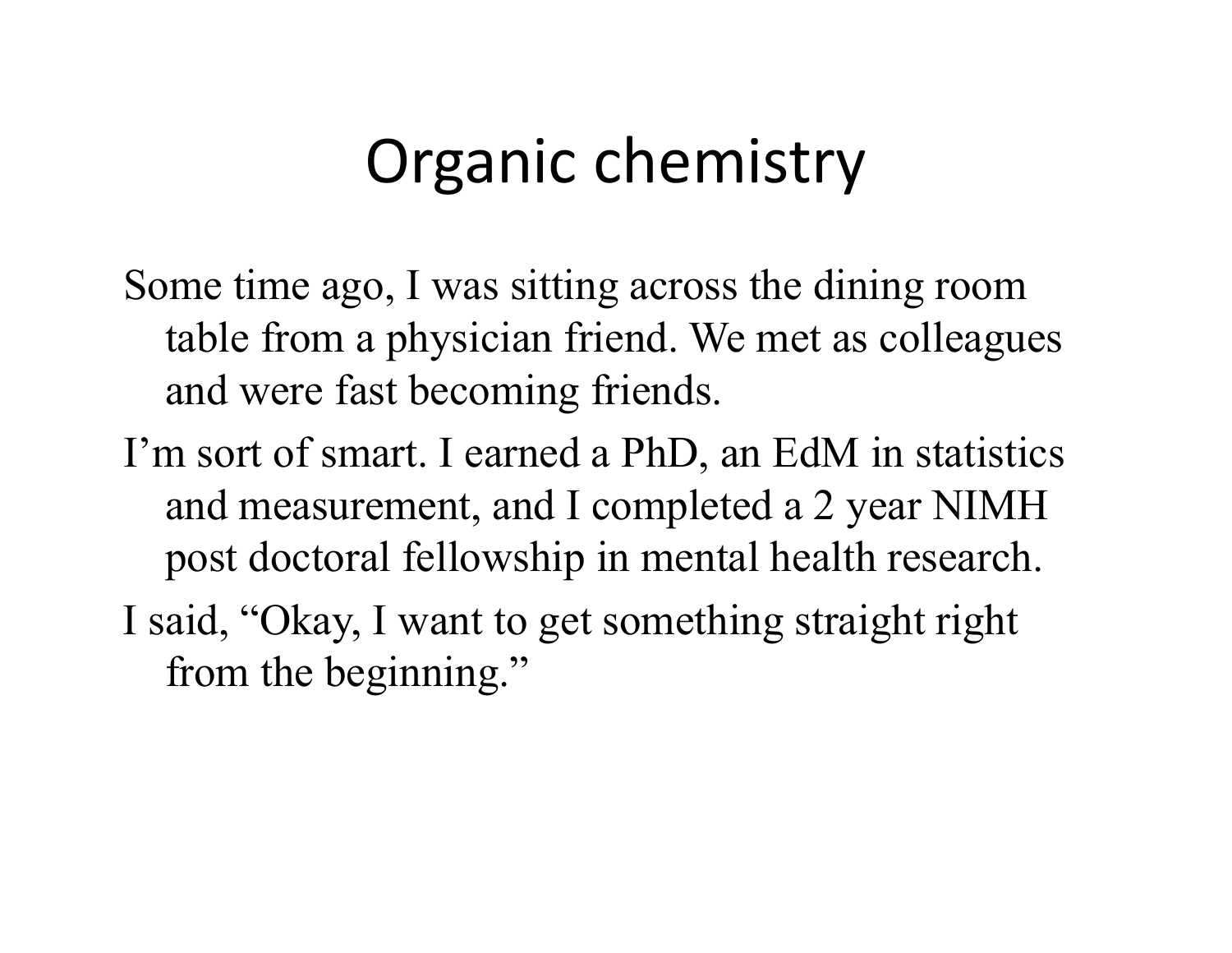# Organic chemistry

Some time ago, I was sitting across the dining room table from a physician friend. We met as colleagues and were fast becoming friends.

I'm sort of smart. I earned a PhD, an EdM in statistics and measurement, and I completed a 2 year NIMH post doctoral fellowship in mental health research.

I said, "Okay, I want to get something straight right from the beginning."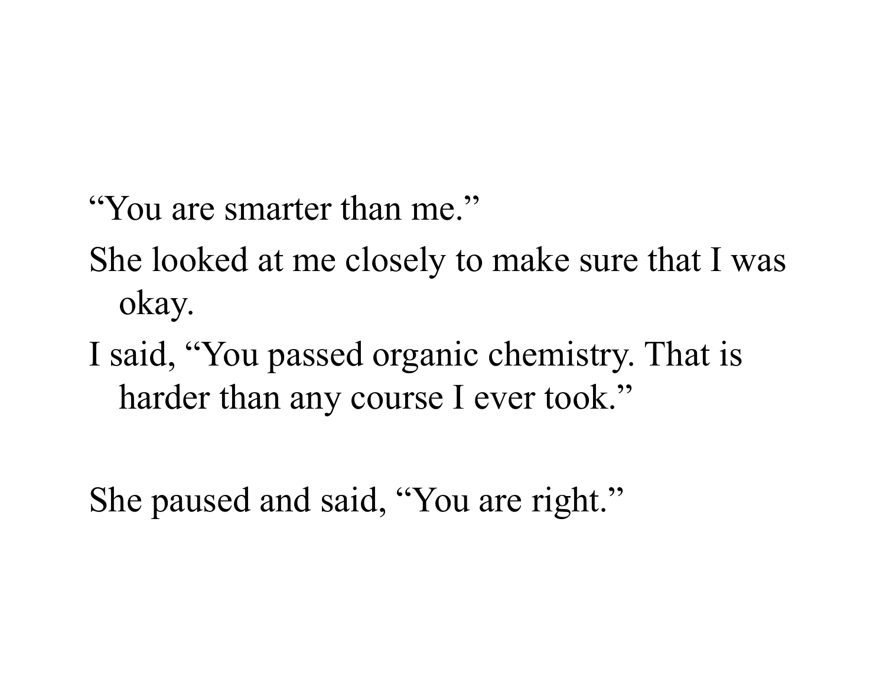"You are smarter than me."

She looked at me closely to make sure that I was okay.

I said, "You passed organic chemistry. That is harder than any course I ever took."

She paused and said, "You are right."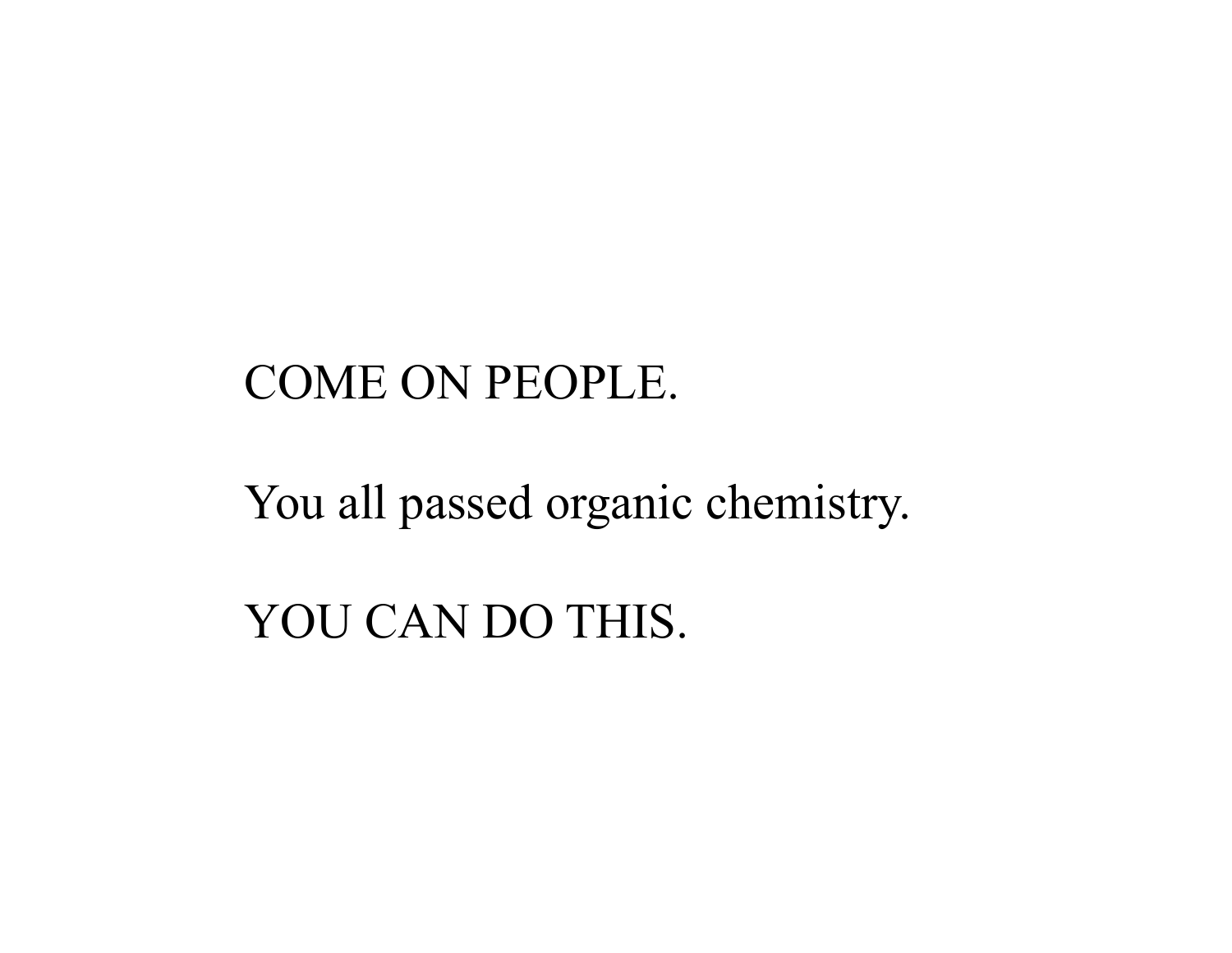COME ON PEOPLE.

You all passed organic chemistry.

YOU CAN DO THIS.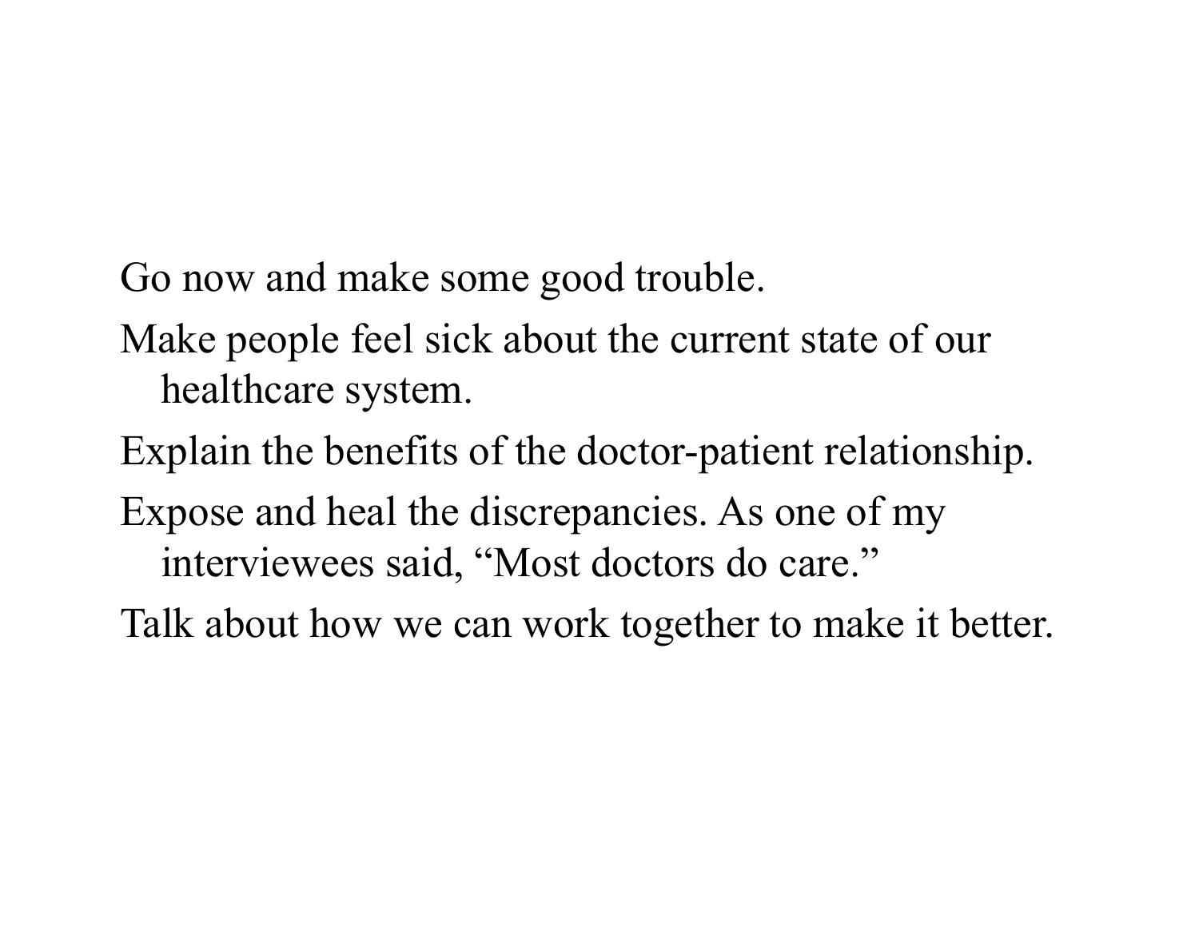Go now and make some good trouble.

Make people feel sick about the current state of our healthcare system.

Explain the benefits of the doctor-patient relationship.

Expose and heal the discrepancies. As one of my interviewees said, "Most doctors do care."

Talk about how we can work together to make it better.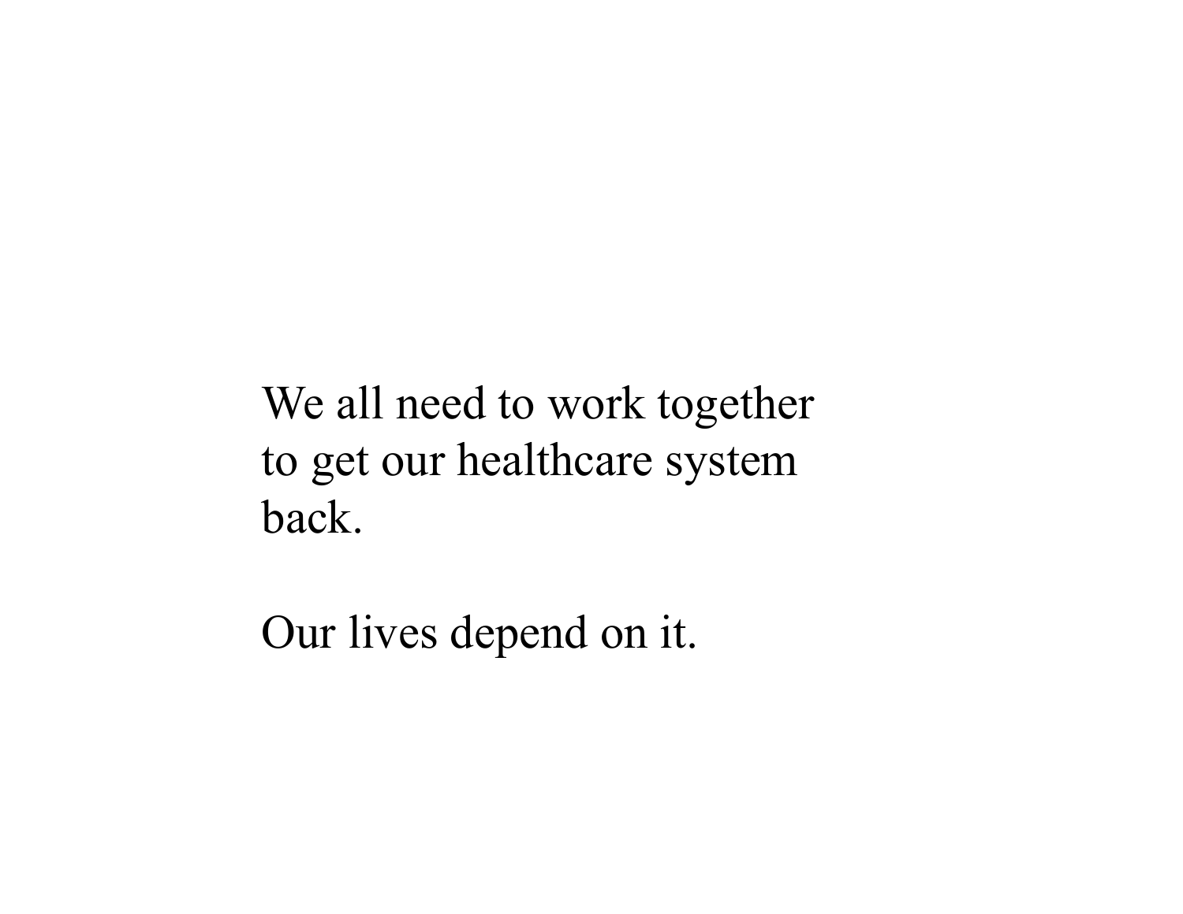We all need to work together to get our healthcare system back.

Our lives depend on it.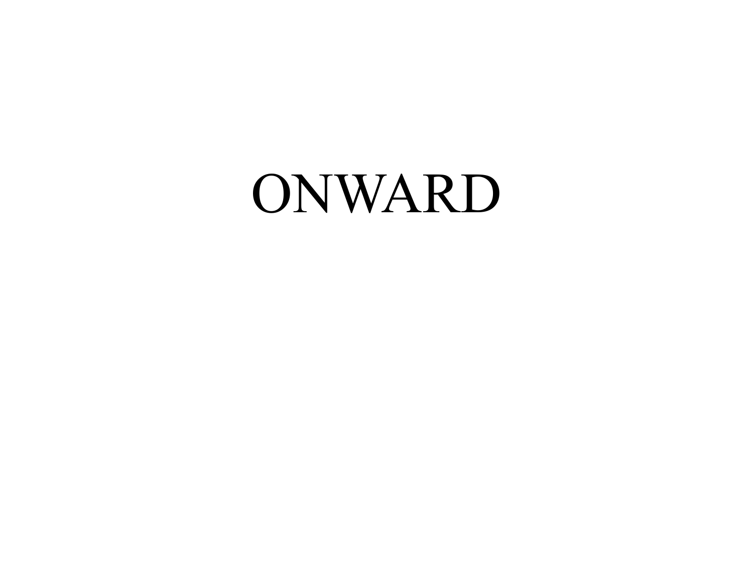# ONWARD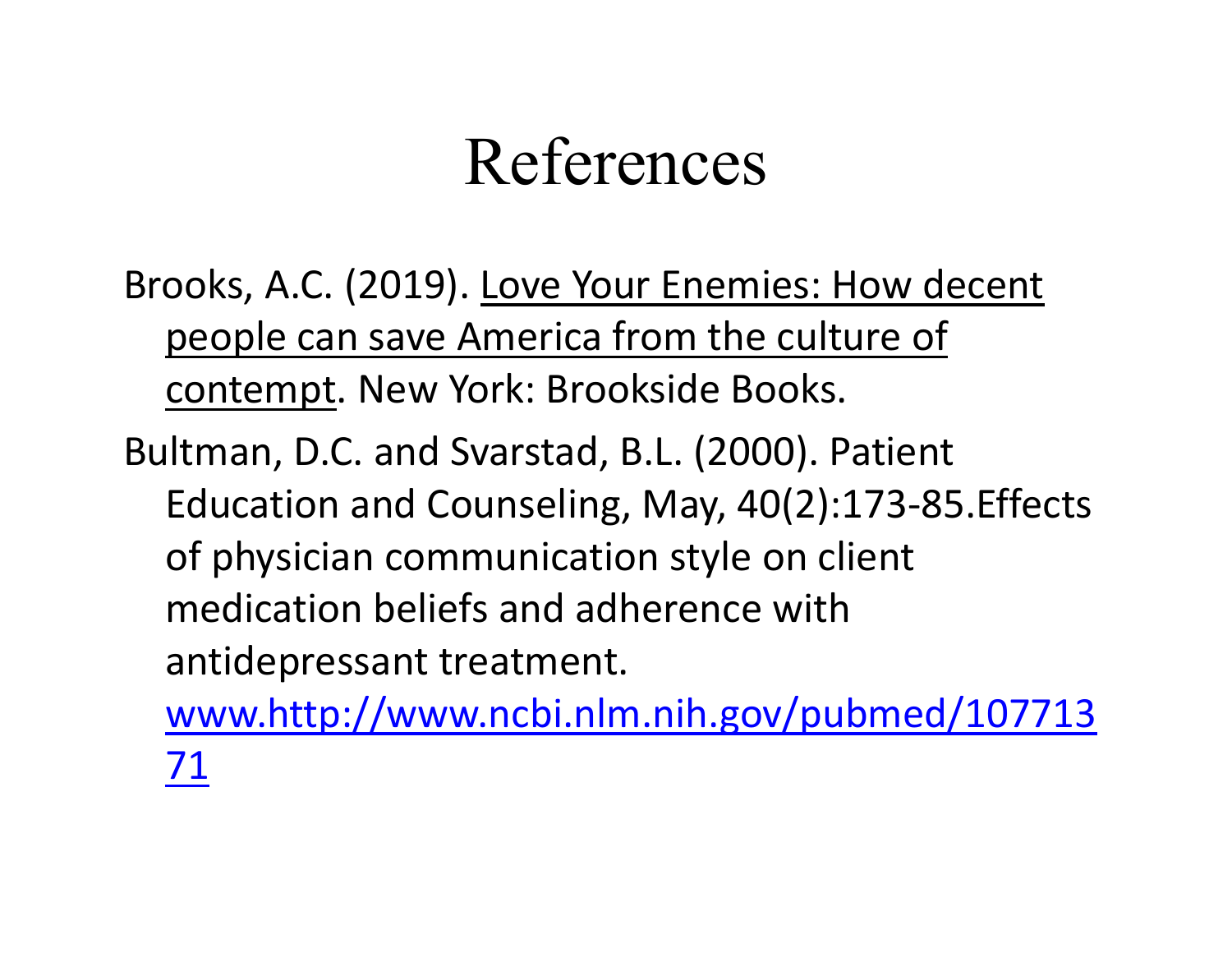# References

Brooks, A.C. (2019). Love Your Enemies: How decent people can save America from the culture of contempt. New York: Brookside Books.

Bultman, D.C. and Svarstad, B.L. (2000). Patient Education and Counseling, May, 40(2):173-85.Effects of physician communication style on client medication beliefs and adherence with antidepressant treatment. [www.http://www.ncbi.nlm.nih.gov/pubmed/10771371](www.http://www.ncbi.nlm.nih.gov/pubmed/10771371)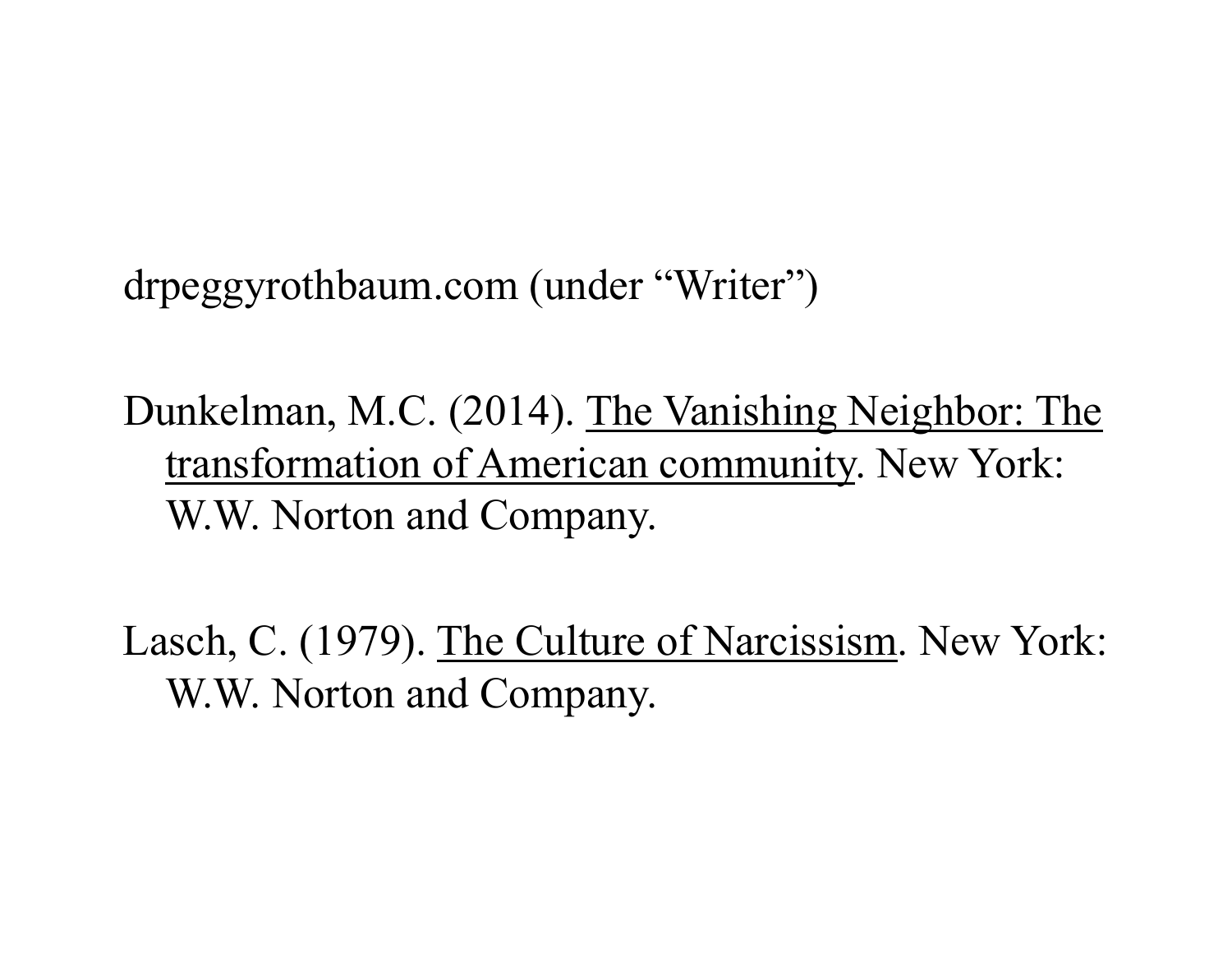drpeggyrothbaum.com (under "Writer")

Dunkelman, M.C. (2014). <u>The Vanishing Neighbor: The transformation of American community</u>. New York: W.W. Norton and Company.

Lasch, C. (1979). <u>The Culture of Narcissism</u>. New York: W.W. Norton and Company.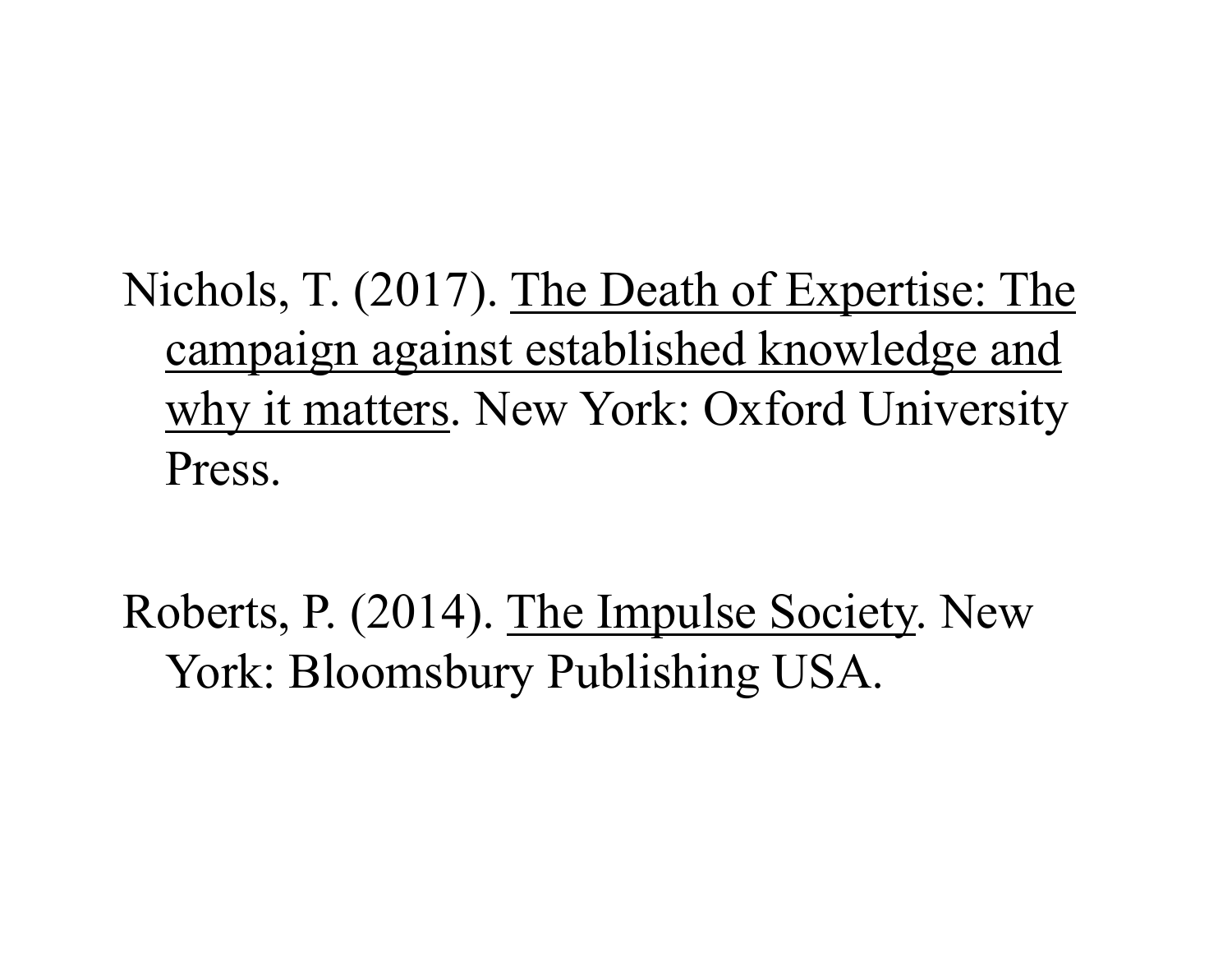Nichols, T. (2017). <u>The Death of Expertise: The campaign against established knowledge and why it matters</u>. New York: Oxford University Press.

Roberts, P. (2014). <u>The Impulse Society</u>. New York: Bloomsbury Publishing USA.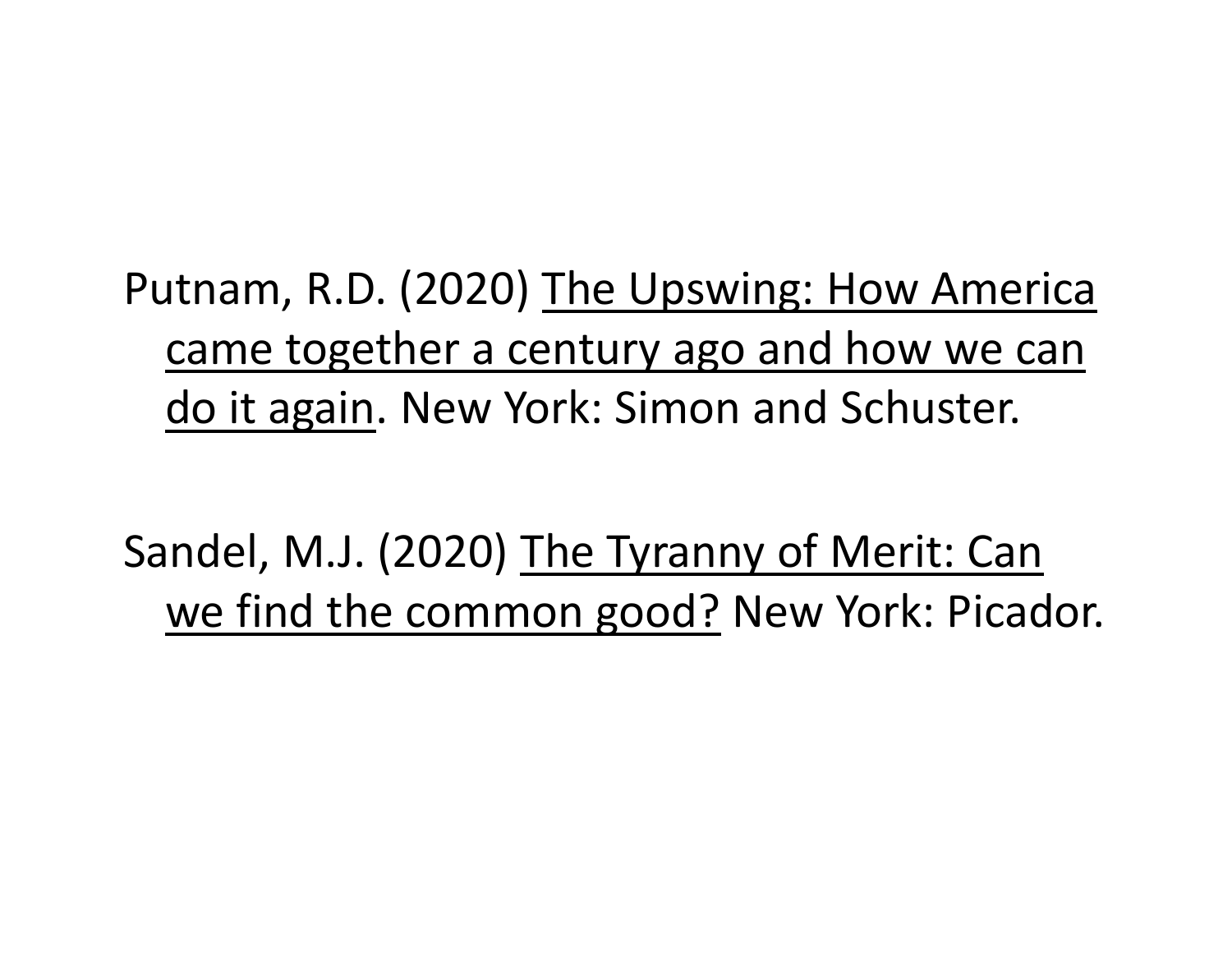Putnam, R.D. (2020) <u>The Upswing: How America came together a century ago and how we can do it again</u>. New York: Simon and Schuster.

Sandel, M.J. (2020) <u>The Tyranny of Merit: Can we find the common good?</u> New York: Picador.